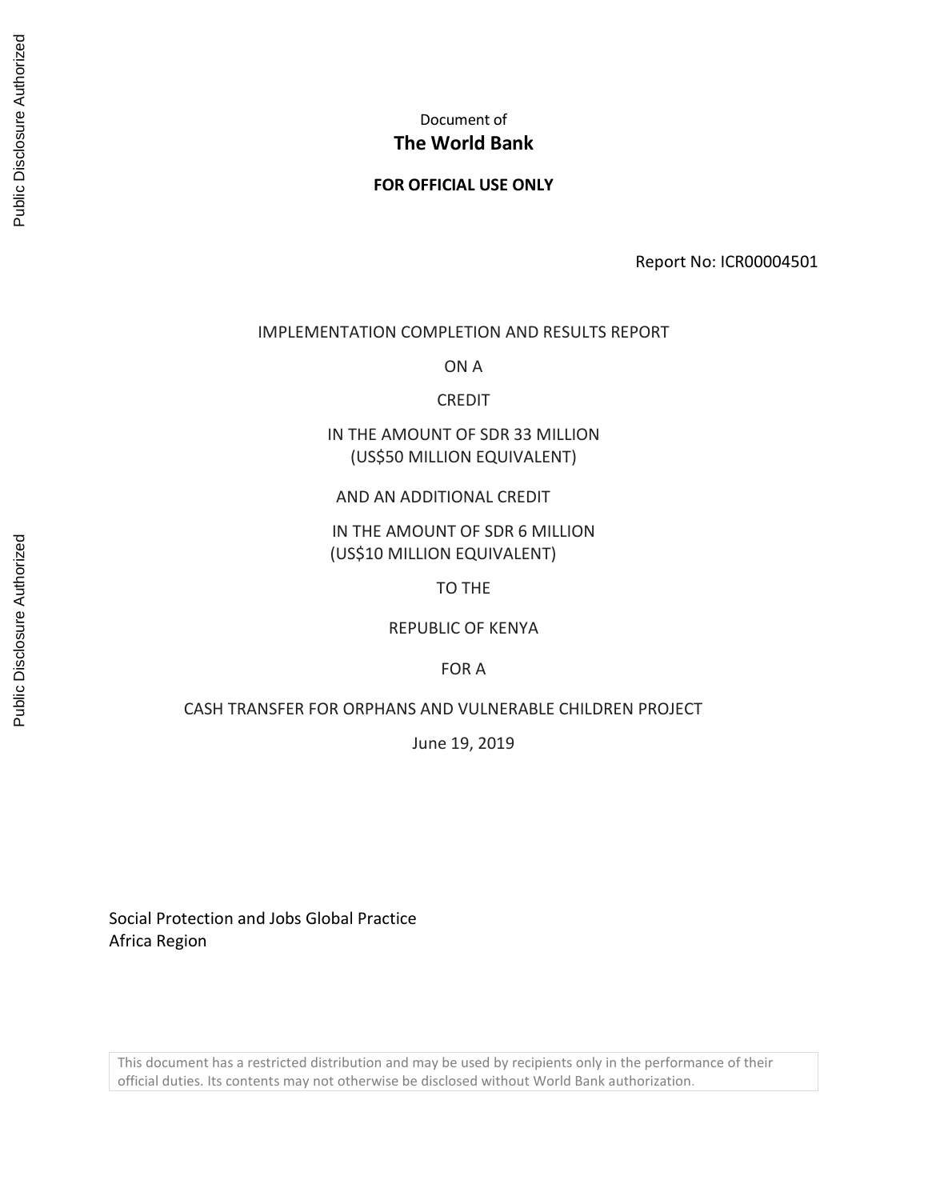Document of

**The World Bank**

**FOR OFFICIAL USE ONLY**

Report No: ICR00004501

IMPLEMENTATION COMPLETION AND RESULTS REPORT

ON A

CREDIT

IN THE AMOUNT OF SDR 33 MILLION
(US$50 MILLION EQUIVALENT)

AND AN ADDITIONAL CREDIT

IN THE AMOUNT OF SDR 6 MILLION
(US$10 MILLION EQUIVALENT)

TO THE

REPUBLIC OF KENYA

FOR A

CASH TRANSFER FOR ORPHANS AND VULNERABLE CHILDREN PROJECT

June 19, 2019

Social Protection and Jobs Global Practice
Africa Region

This document has a restricted distribution and may be used by recipients only in the performance of their official duties. Its contents may not otherwise be disclosed without World Bank authorization.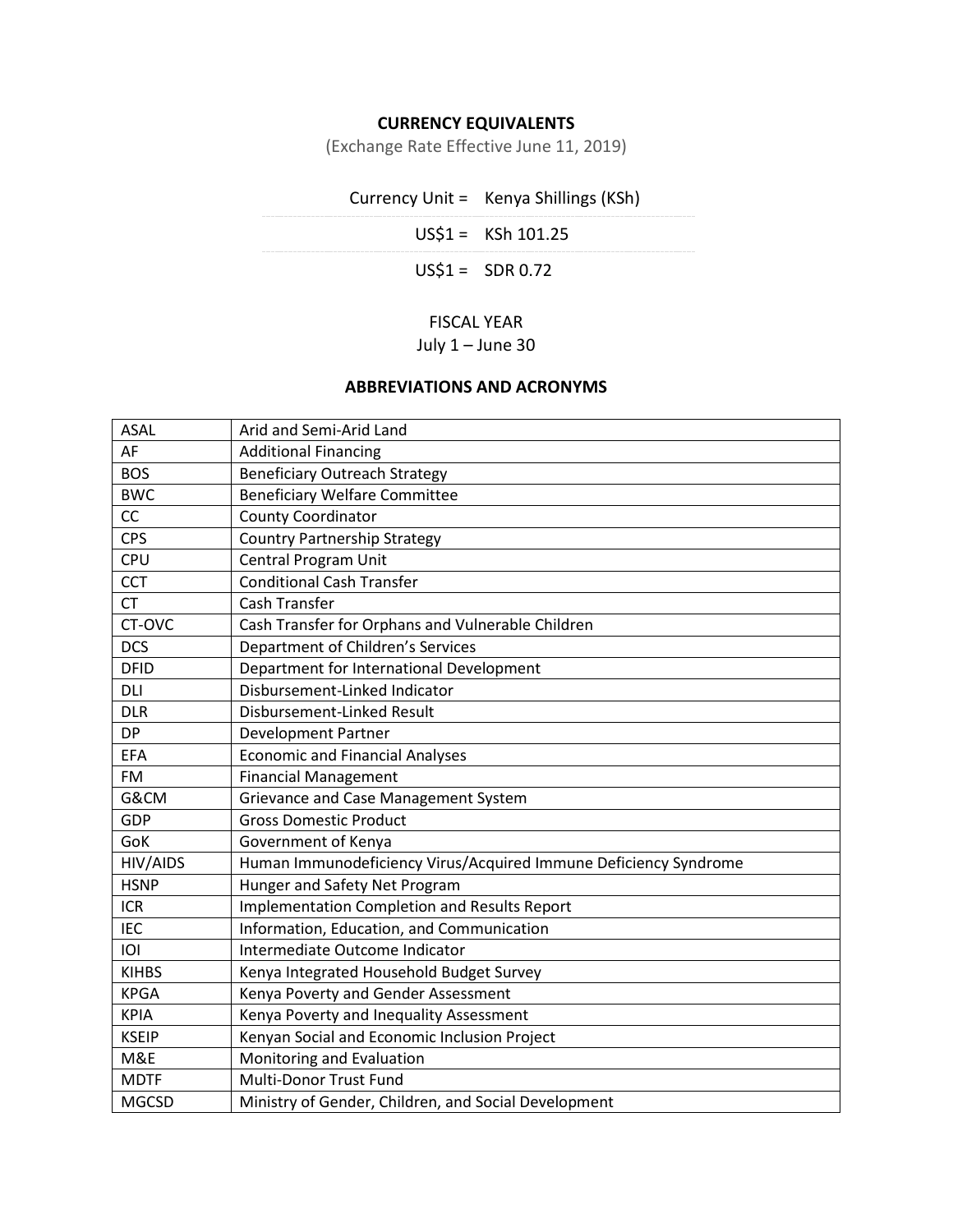**CURRENCY EQUIVALENTS**

(Exchange Rate Effective June 11, 2019)

| | |
|---|---|
| Currency Unit = | Kenya Shillings (KSh) |
| US$1 = | KSh 101.25 |
| US$1 = | SDR 0.72 |

FISCAL YEAR

July 1 – June 30

**ABBREVIATIONS AND ACRONYMS**

| | |
|---|---|
| ASAL | Arid and Semi-Arid Land |
| AF | Additional Financing |
| BOS | Beneficiary Outreach Strategy |
| BWC | Beneficiary Welfare Committee |
| CC | County Coordinator |
| CPS | Country Partnership Strategy |
| CPU | Central Program Unit |
| CCT | Conditional Cash Transfer |
| CT | Cash Transfer |
| CT-OVC | Cash Transfer for Orphans and Vulnerable Children |
| DCS | Department of Children's Services |
| DFID | Department for International Development |
| DLI | Disbursement-Linked Indicator |
| DLR | Disbursement-Linked Result |
| DP | Development Partner |
| EFA | Economic and Financial Analyses |
| FM | Financial Management |
| G&CM | Grievance and Case Management System |
| GDP | Gross Domestic Product |
| GoK | Government of Kenya |
| HIV/AIDS | Human Immunodeficiency Virus/Acquired Immune Deficiency Syndrome |
| HSNP | Hunger and Safety Net Program |
| ICR | Implementation Completion and Results Report |
| IEC | Information, Education, and Communication |
| IOI | Intermediate Outcome Indicator |
| KIHBS | Kenya Integrated Household Budget Survey |
| KPGA | Kenya Poverty and Gender Assessment |
| KPIA | Kenya Poverty and Inequality Assessment |
| KSEIP | Kenyan Social and Economic Inclusion Project |
| M&E | Monitoring and Evaluation |
| MDTF | Multi-Donor Trust Fund |
| MGCSD | Ministry of Gender, Children, and Social Development |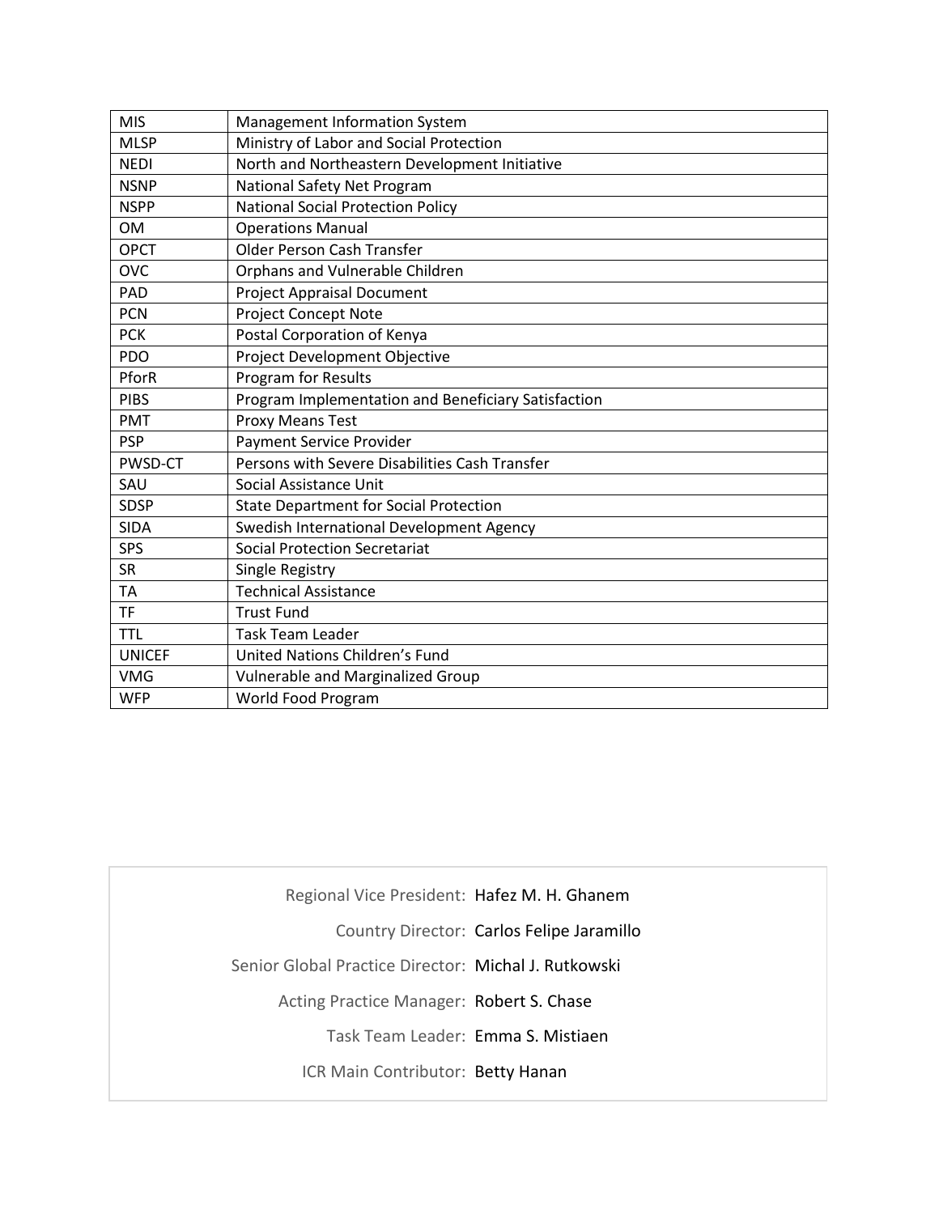| | |
|---|---|
| MIS | Management Information System |
| MLSP | Ministry of Labor and Social Protection |
| NEDI | North and Northeastern Development Initiative |
| NSNP | National Safety Net Program |
| NSPP | National Social Protection Policy |
| OM | Operations Manual |
| OPCT | Older Person Cash Transfer |
| OVC | Orphans and Vulnerable Children |
| PAD | Project Appraisal Document |
| PCN | Project Concept Note |
| PCK | Postal Corporation of Kenya |
| PDO | Project Development Objective |
| PforR | Program for Results |
| PIBS | Program Implementation and Beneficiary Satisfaction |
| PMT | Proxy Means Test |
| PSP | Payment Service Provider |
| PWSD-CT | Persons with Severe Disabilities Cash Transfer |
| SAU | Social Assistance Unit |
| SDSP | State Department for Social Protection |
| SIDA | Swedish International Development Agency |
| SPS | Social Protection Secretariat |
| SR | Single Registry |
| TA | Technical Assistance |
| TF | Trust Fund |
| TTL | Task Team Leader |
| UNICEF | United Nations Children's Fund |
| VMG | Vulnerable and Marginalized Group |
| WFP | World Food Program |

| | |
|---|---|
| Regional Vice President: | Hafez M. H. Ghanem |
| Country Director: | Carlos Felipe Jaramillo |
| Senior Global Practice Director: | Michal J. Rutkowski |
| Acting Practice Manager: | Robert S. Chase |
| Task Team Leader: | Emma S. Mistiaen |
| ICR Main Contributor: | Betty Hanan |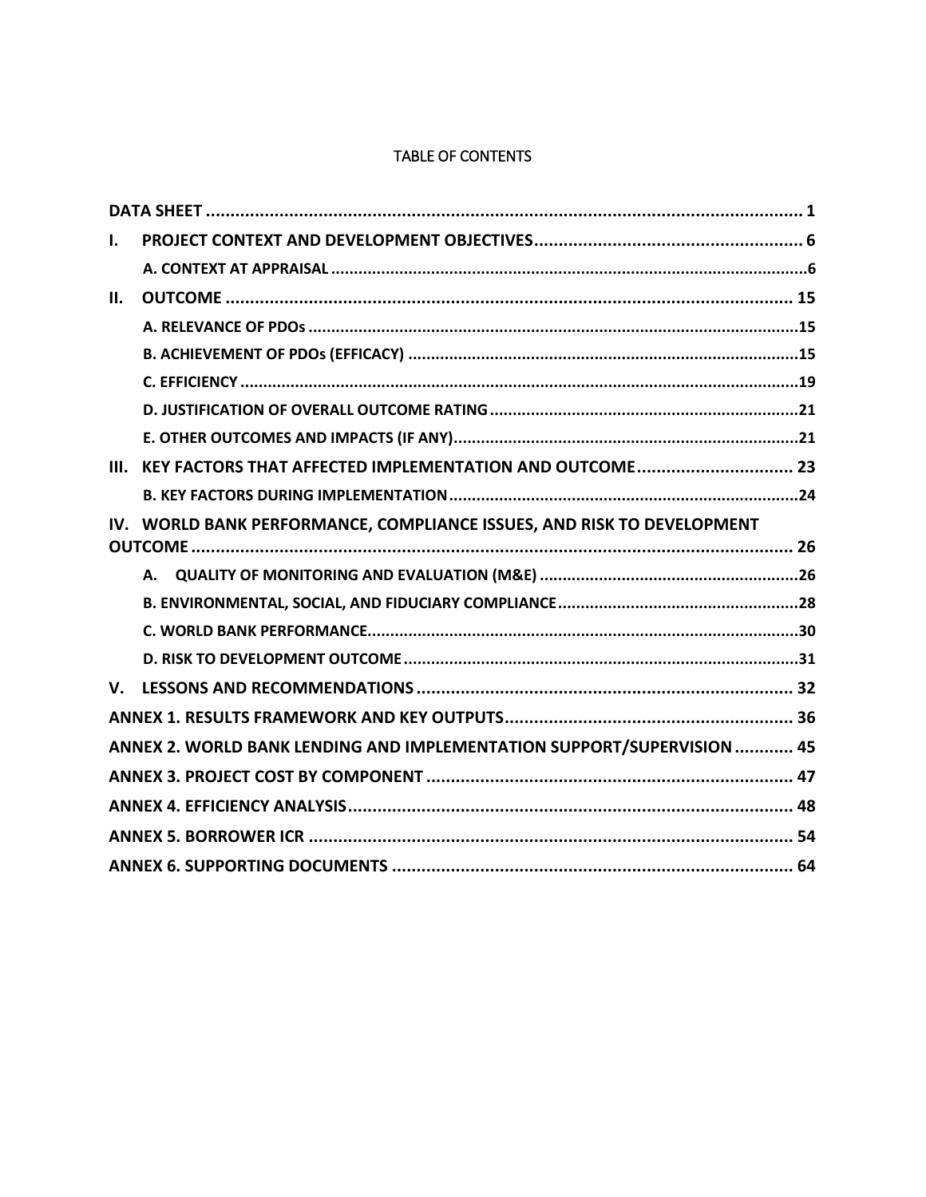TABLE OF CONTENTS

| | |
|---|---|
| **DATA SHEET** | **1** |
| **I. PROJECT CONTEXT AND DEVELOPMENT OBJECTIVES** | **6** |
| **A. CONTEXT AT APPRAISAL** | **6** |
| **II. OUTCOME** | **15** |
| **A. RELEVANCE OF PDOs** | **15** |
| **B. ACHIEVEMENT OF PDOs (EFFICACY)** | **15** |
| **C. EFFICIENCY** | **19** |
| **D. JUSTIFICATION OF OVERALL OUTCOME RATING** | **21** |
| **E. OTHER OUTCOMES AND IMPACTS (IF ANY)** | **21** |
| **III. KEY FACTORS THAT AFFECTED IMPLEMENTATION AND OUTCOME** | **23** |
| **B. KEY FACTORS DURING IMPLEMENTATION** | **24** |
| **IV. WORLD BANK PERFORMANCE, COMPLIANCE ISSUES, AND RISK TO DEVELOPMENT OUTCOME** | **26** |
| **A. QUALITY OF MONITORING AND EVALUATION (M&E)** | **26** |
| **B. ENVIRONMENTAL, SOCIAL, AND FIDUCIARY COMPLIANCE** | **28** |
| **C. WORLD BANK PERFORMANCE** | **30** |
| **D. RISK TO DEVELOPMENT OUTCOME** | **31** |
| **V. LESSONS AND RECOMMENDATIONS** | **32** |
| **ANNEX 1. RESULTS FRAMEWORK AND KEY OUTPUTS** | **36** |
| **ANNEX 2. WORLD BANK LENDING AND IMPLEMENTATION SUPPORT/SUPERVISION** | **45** |
| **ANNEX 3. PROJECT COST BY COMPONENT** | **47** |
| **ANNEX 4. EFFICIENCY ANALYSIS** | **48** |
| **ANNEX 5. BORROWER ICR** | **54** |
| **ANNEX 6. SUPPORTING DOCUMENTS** | **64** |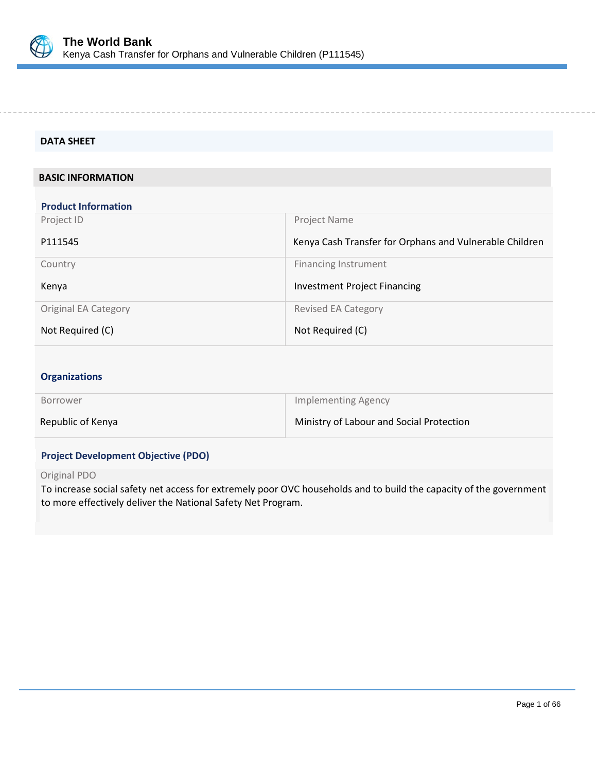## DATA SHEET

### BASIC INFORMATION

#### Product Information

| Project ID | Project Name |
|---|---|
| P111545 | Kenya Cash Transfer for Orphans and Vulnerable Children |
| **Country** | **Financing Instrument** |
| Kenya | Investment Project Financing |
| **Original EA Category** | **Revised EA Category** |
| Not Required (C) | Not Required (C) |

#### Organizations

| Borrower | Implementing Agency |
|---|---|
| Republic of Kenya | Ministry of Labour and Social Protection |

#### Project Development Objective (PDO)

Original PDO

To increase social safety net access for extremely poor OVC households and to build the capacity of the government to more effectively deliver the National Safety Net Program.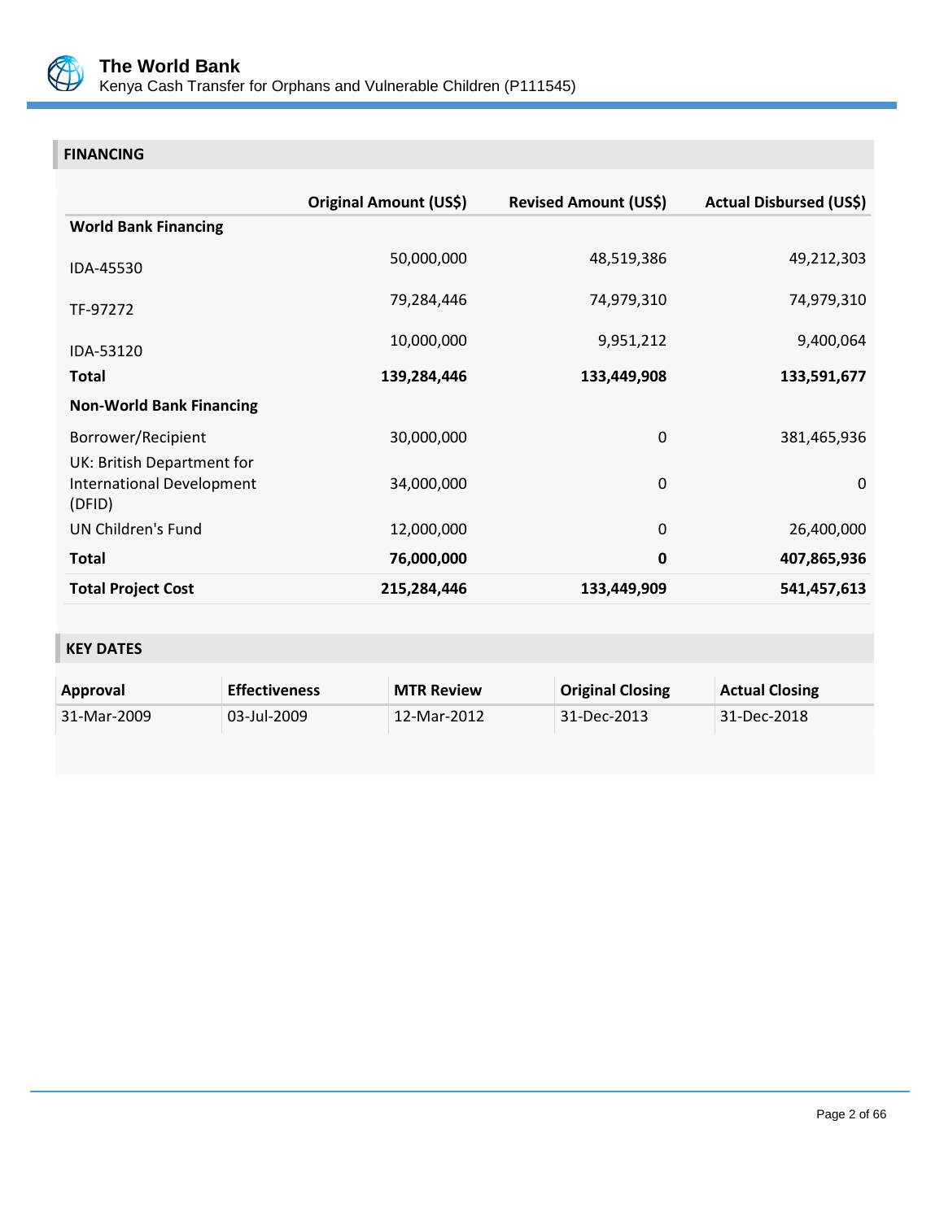## FINANCING

| | Original Amount (US$) | Revised Amount (US$) | Actual Disbursed (US$) |
|---|---|---|---|
| **World Bank Financing** | | | |
| IDA-45530 | 50,000,000 | 48,519,386 | 49,212,303 |
| TF-97272 | 79,284,446 | 74,979,310 | 74,979,310 |
| IDA-53120 | 10,000,000 | 9,951,212 | 9,400,064 |
| **Total** | **139,284,446** | **133,449,908** | **133,591,677** |
| **Non-World Bank Financing** | | | |
| Borrower/Recipient | 30,000,000 | 0 | 381,465,936 |
| UK: British Department for International Development (DFID) | 34,000,000 | 0 | 0 |
| UN Children's Fund | 12,000,000 | 0 | 26,400,000 |
| **Total** | **76,000,000** | **0** | **407,865,936** |
| **Total Project Cost** | **215,284,446** | **133,449,909** | **541,457,613** |

## KEY DATES

| Approval | Effectiveness | MTR Review | Original Closing | Actual Closing |
|---|---|---|---|---|
| 31-Mar-2009 | 03-Jul-2009 | 12-Mar-2012 | 31-Dec-2013 | 31-Dec-2018 |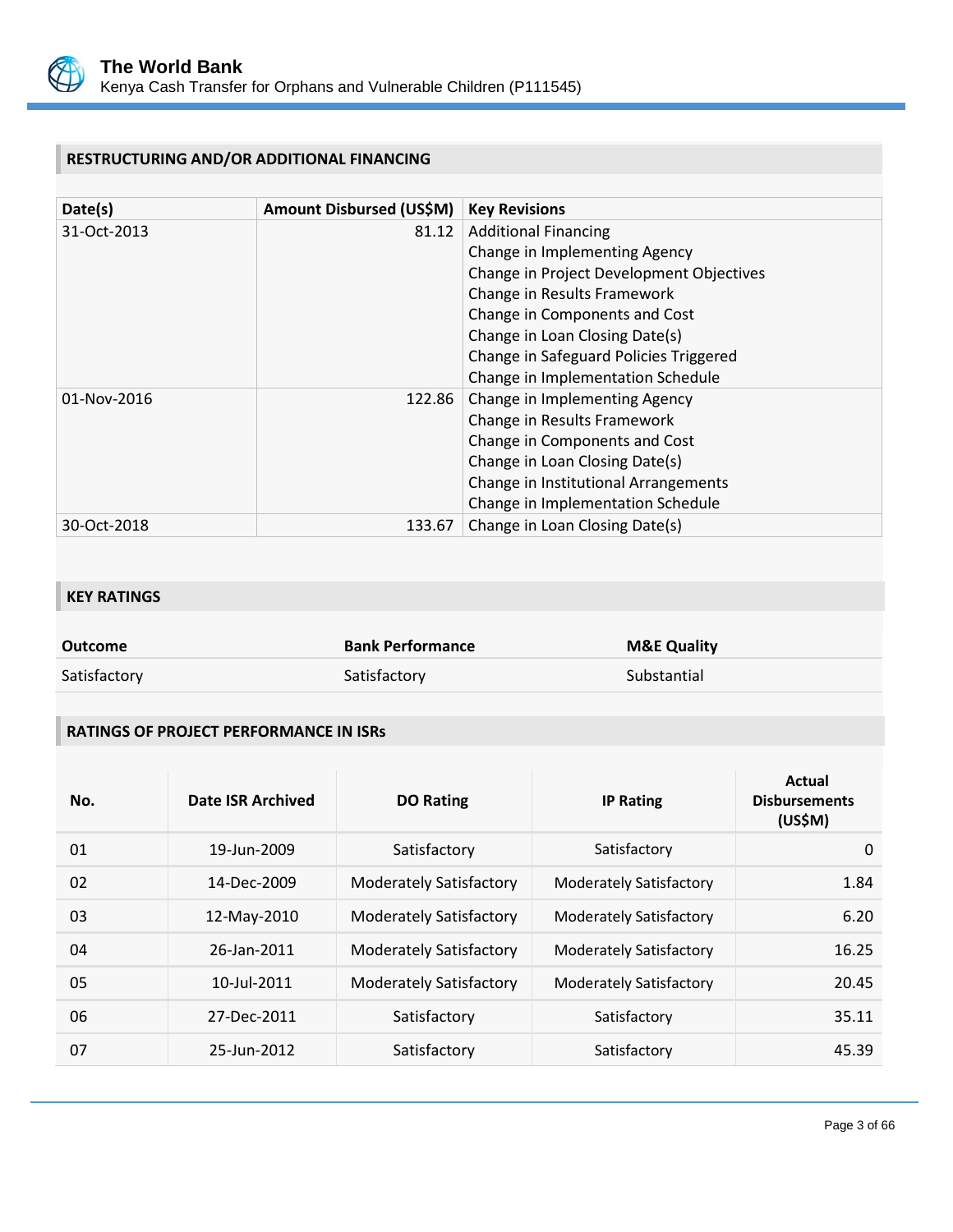## RESTRUCTURING AND/OR ADDITIONAL FINANCING

| Date(s) | Amount Disbursed (US$M) | Key Revisions |
|---|---|---|
| 31-Oct-2013 | 81.12 | Additional Financing<br>Change in Implementing Agency<br>Change in Project Development Objectives<br>Change in Results Framework<br>Change in Components and Cost<br>Change in Loan Closing Date(s)<br>Change in Safeguard Policies Triggered<br>Change in Implementation Schedule |
| 01-Nov-2016 | 122.86 | Change in Implementing Agency<br>Change in Results Framework<br>Change in Components and Cost<br>Change in Loan Closing Date(s)<br>Change in Institutional Arrangements<br>Change in Implementation Schedule |
| 30-Oct-2018 | 133.67 | Change in Loan Closing Date(s) |

## KEY RATINGS

| Outcome | Bank Performance | M&E Quality |
|---|---|---|
| Satisfactory | Satisfactory | Substantial |

## RATINGS OF PROJECT PERFORMANCE IN ISRs

| No. | Date ISR Archived | DO Rating | IP Rating | Actual Disbursements (US$M) |
|---|---|---|---|---|
| 01 | 19-Jun-2009 | Satisfactory | Satisfactory | 0 |
| 02 | 14-Dec-2009 | Moderately Satisfactory | Moderately Satisfactory | 1.84 |
| 03 | 12-May-2010 | Moderately Satisfactory | Moderately Satisfactory | 6.20 |
| 04 | 26-Jan-2011 | Moderately Satisfactory | Moderately Satisfactory | 16.25 |
| 05 | 10-Jul-2011 | Moderately Satisfactory | Moderately Satisfactory | 20.45 |
| 06 | 27-Dec-2011 | Satisfactory | Satisfactory | 35.11 |
| 07 | 25-Jun-2012 | Satisfactory | Satisfactory | 45.39 |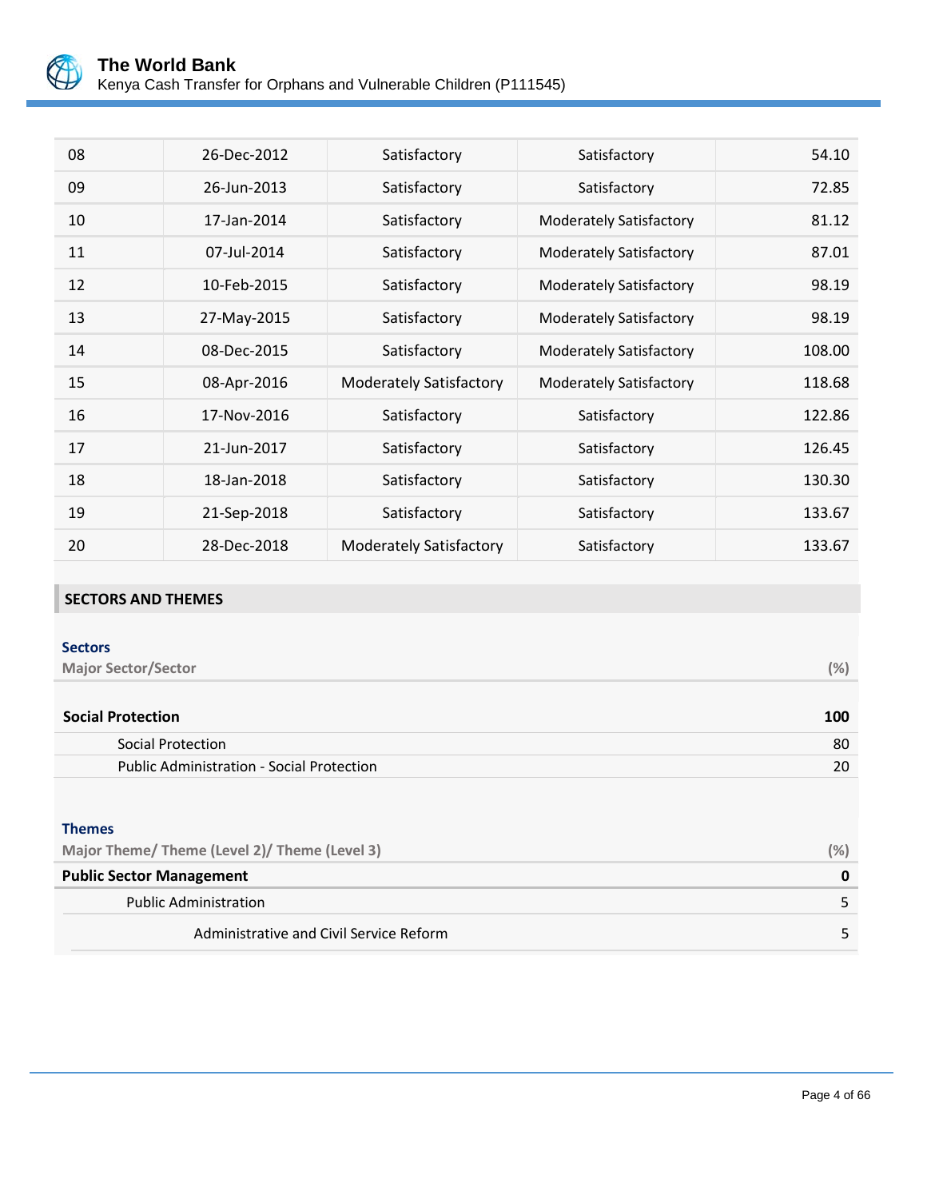| 08 | 26-Dec-2012 | Satisfactory | Satisfactory | 54.10 |
|---|---|---|---|---|
| 09 | 26-Jun-2013 | Satisfactory | Satisfactory | 72.85 |
| 10 | 17-Jan-2014 | Satisfactory | Moderately Satisfactory | 81.12 |
| 11 | 07-Jul-2014 | Satisfactory | Moderately Satisfactory | 87.01 |
| 12 | 10-Feb-2015 | Satisfactory | Moderately Satisfactory | 98.19 |
| 13 | 27-May-2015 | Satisfactory | Moderately Satisfactory | 98.19 |
| 14 | 08-Dec-2015 | Satisfactory | Moderately Satisfactory | 108.00 |
| 15 | 08-Apr-2016 | Moderately Satisfactory | Moderately Satisfactory | 118.68 |
| 16 | 17-Nov-2016 | Satisfactory | Satisfactory | 122.86 |
| 17 | 21-Jun-2017 | Satisfactory | Satisfactory | 126.45 |
| 18 | 18-Jan-2018 | Satisfactory | Satisfactory | 130.30 |
| 19 | 21-Sep-2018 | Satisfactory | Satisfactory | 133.67 |
| 20 | 28-Dec-2018 | Moderately Satisfactory | Satisfactory | 133.67 |

## SECTORS AND THEMES

### Sectors

| Major Sector/Sector | (%) |
|---|---|
| **Social Protection** | **100** |
| Social Protection | 80 |
| Public Administration - Social Protection | 20 |

### Themes

| Major Theme/ Theme (Level 2)/ Theme (Level 3) | (%) |
|---|---|
| **Public Sector Management** | **0** |
| Public Administration | 5 |
| Administrative and Civil Service Reform | 5 |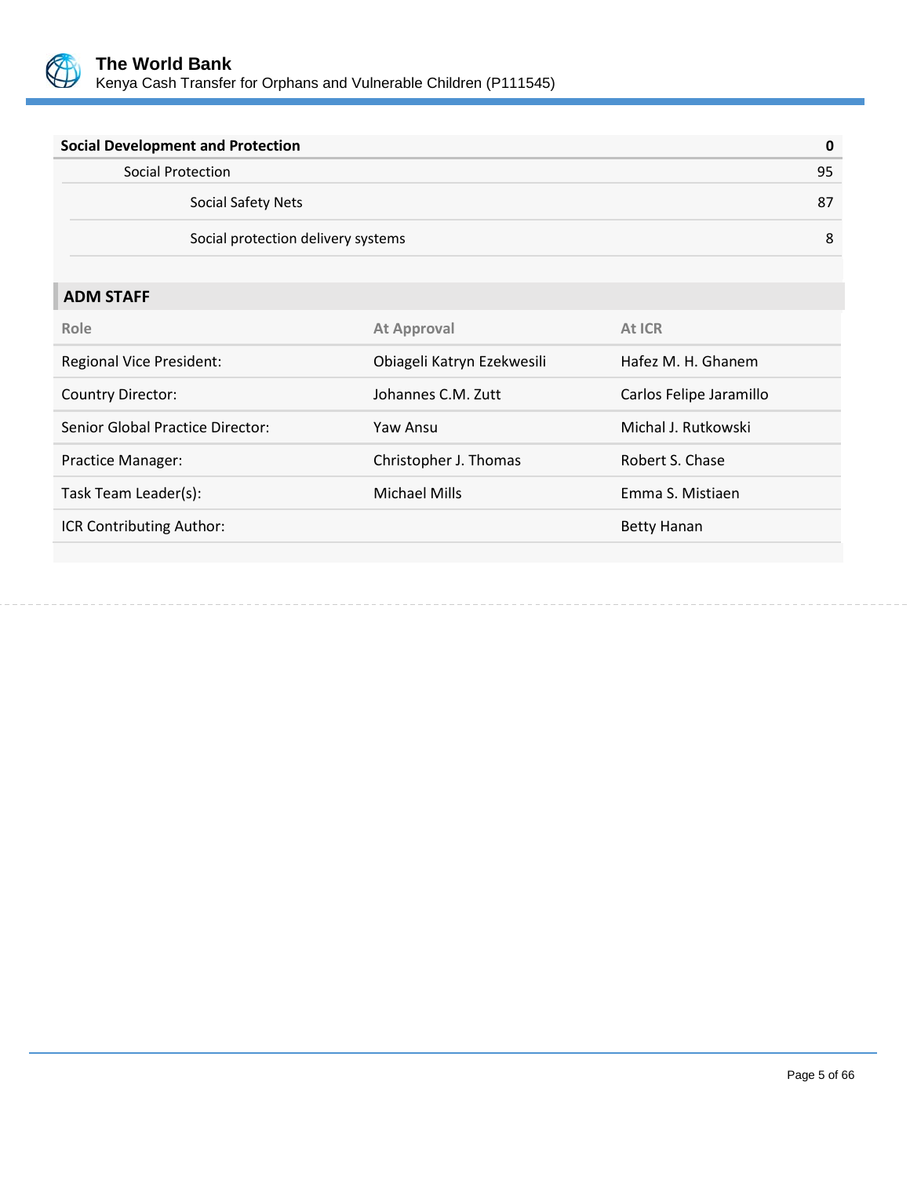| Social Development and Protection | 0 |
|---|---|
| Social Protection | 95 |
| Social Safety Nets | 87 |
| Social protection delivery systems | 8 |

## ADM STAFF

| Role | At Approval | At ICR |
|---|---|---|
| Regional Vice President: | Obiageli Katryn Ezekwesili | Hafez M. H. Ghanem |
| Country Director: | Johannes C.M. Zutt | Carlos Felipe Jaramillo |
| Senior Global Practice Director: | Yaw Ansu | Michal J. Rutkowski |
| Practice Manager: | Christopher J. Thomas | Robert S. Chase |
| Task Team Leader(s): | Michael Mills | Emma S. Mistiaen |
| ICR Contributing Author: | | Betty Hanan |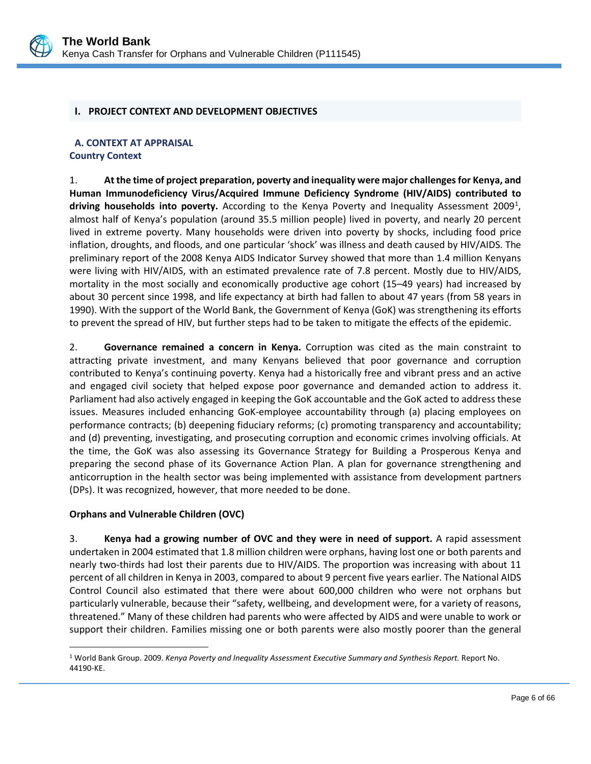## I. PROJECT CONTEXT AND DEVELOPMENT OBJECTIVES

### A. CONTEXT AT APPRAISAL

#### Country Context

1. **At the time of project preparation, poverty and inequality were major challenges for Kenya, and Human Immunodeficiency Virus/Acquired Immune Deficiency Syndrome (HIV/AIDS) contributed to driving households into poverty.** According to the Kenya Poverty and Inequality Assessment 2009[1], almost half of Kenya's population (around 35.5 million people) lived in poverty, and nearly 20 percent lived in extreme poverty. Many households were driven into poverty by shocks, including food price inflation, droughts, and floods, and one particular 'shock' was illness and death caused by HIV/AIDS. The preliminary report of the 2008 Kenya AIDS Indicator Survey showed that more than 1.4 million Kenyans were living with HIV/AIDS, with an estimated prevalence rate of 7.8 percent. Mostly due to HIV/AIDS, mortality in the most socially and economically productive age cohort (15–49 years) had increased by about 30 percent since 1998, and life expectancy at birth had fallen to about 47 years (from 58 years in 1990). With the support of the World Bank, the Government of Kenya (GoK) was strengthening its efforts to prevent the spread of HIV, but further steps had to be taken to mitigate the effects of the epidemic.

2. **Governance remained a concern in Kenya.** Corruption was cited as the main constraint to attracting private investment, and many Kenyans believed that poor governance and corruption contributed to Kenya's continuing poverty. Kenya had a historically free and vibrant press and an active and engaged civil society that helped expose poor governance and demanded action to address it. Parliament had also actively engaged in keeping the GoK accountable and the GoK acted to address these issues. Measures included enhancing GoK-employee accountability through (a) placing employees on performance contracts; (b) deepening fiduciary reforms; (c) promoting transparency and accountability; and (d) preventing, investigating, and prosecuting corruption and economic crimes involving officials. At the time, the GoK was also assessing its Governance Strategy for Building a Prosperous Kenya and preparing the second phase of its Governance Action Plan. A plan for governance strengthening and anticorruption in the health sector was being implemented with assistance from development partners (DPs). It was recognized, however, that more needed to be done.

#### Orphans and Vulnerable Children (OVC)

3. **Kenya had a growing number of OVC and they were in need of support.** A rapid assessment undertaken in 2004 estimated that 1.8 million children were orphans, having lost one or both parents and nearly two-thirds had lost their parents due to HIV/AIDS. The proportion was increasing with about 11 percent of all children in Kenya in 2003, compared to about 9 percent five years earlier. The National AIDS Control Council also estimated that there were about 600,000 children who were not orphans but particularly vulnerable, because their "safety, wellbeing, and development were, for a variety of reasons, threatened." Many of these children had parents who were affected by AIDS and were unable to work or support their children. Families missing one or both parents were also mostly poorer than the general

[1] World Bank Group. 2009. *Kenya Poverty and Inequality Assessment Executive Summary and Synthesis Report.* Report No. 44190-KE.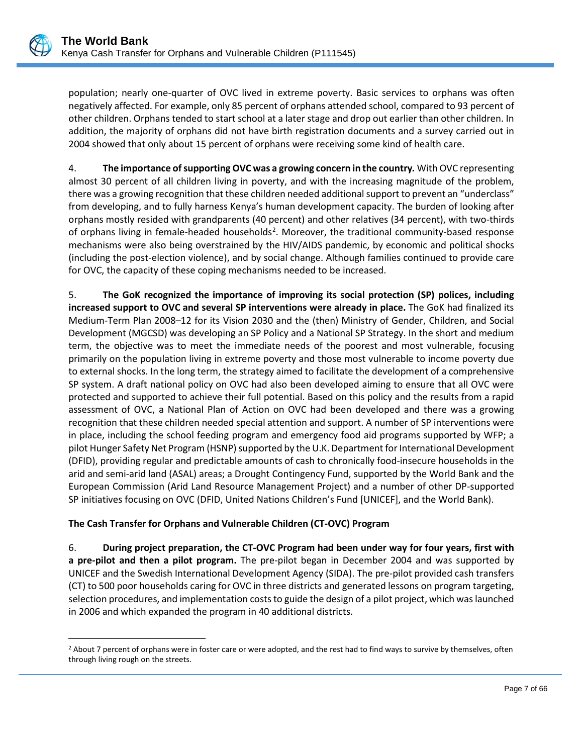population; nearly one-quarter of OVC lived in extreme poverty. Basic services to orphans was often negatively affected. For example, only 85 percent of orphans attended school, compared to 93 percent of other children. Orphans tended to start school at a later stage and drop out earlier than other children. In addition, the majority of orphans did not have birth registration documents and a survey carried out in 2004 showed that only about 15 percent of orphans were receiving some kind of health care.

4. **The importance of supporting OVC was a growing concern in the country.** With OVC representing almost 30 percent of all children living in poverty, and with the increasing magnitude of the problem, there was a growing recognition that these children needed additional support to prevent an "underclass" from developing, and to fully harness Kenya's human development capacity. The burden of looking after orphans mostly resided with grandparents (40 percent) and other relatives (34 percent), with two-thirds of orphans living in female-headed households[2]. Moreover, the traditional community-based response mechanisms were also being overstrained by the HIV/AIDS pandemic, by economic and political shocks (including the post-election violence), and by social change. Although families continued to provide care for OVC, the capacity of these coping mechanisms needed to be increased.

5. **The GoK recognized the importance of improving its social protection (SP) polices, including increased support to OVC and several SP interventions were already in place.** The GoK had finalized its Medium-Term Plan 2008–12 for its Vision 2030 and the (then) Ministry of Gender, Children, and Social Development (MGCSD) was developing an SP Policy and a National SP Strategy. In the short and medium term, the objective was to meet the immediate needs of the poorest and most vulnerable, focusing primarily on the population living in extreme poverty and those most vulnerable to income poverty due to external shocks. In the long term, the strategy aimed to facilitate the development of a comprehensive SP system. A draft national policy on OVC had also been developed aiming to ensure that all OVC were protected and supported to achieve their full potential. Based on this policy and the results from a rapid assessment of OVC, a National Plan of Action on OVC had been developed and there was a growing recognition that these children needed special attention and support. A number of SP interventions were in place, including the school feeding program and emergency food aid programs supported by WFP; a pilot Hunger Safety Net Program (HSNP) supported by the U.K. Department for International Development (DFID), providing regular and predictable amounts of cash to chronically food-insecure households in the arid and semi-arid land (ASAL) areas; a Drought Contingency Fund, supported by the World Bank and the European Commission (Arid Land Resource Management Project) and a number of other DP-supported SP initiatives focusing on OVC (DFID, United Nations Children's Fund [UNICEF], and the World Bank).

**The Cash Transfer for Orphans and Vulnerable Children (CT-OVC) Program**

6. **During project preparation, the CT-OVC Program had been under way for four years, first with a pre-pilot and then a pilot program.** The pre-pilot began in December 2004 and was supported by UNICEF and the Swedish International Development Agency (SIDA). The pre-pilot provided cash transfers (CT) to 500 poor households caring for OVC in three districts and generated lessons on program targeting, selection procedures, and implementation costs to guide the design of a pilot project, which was launched in 2006 and which expanded the program in 40 additional districts.

[2] About 7 percent of orphans were in foster care or were adopted, and the rest had to find ways to survive by themselves, often through living rough on the streets.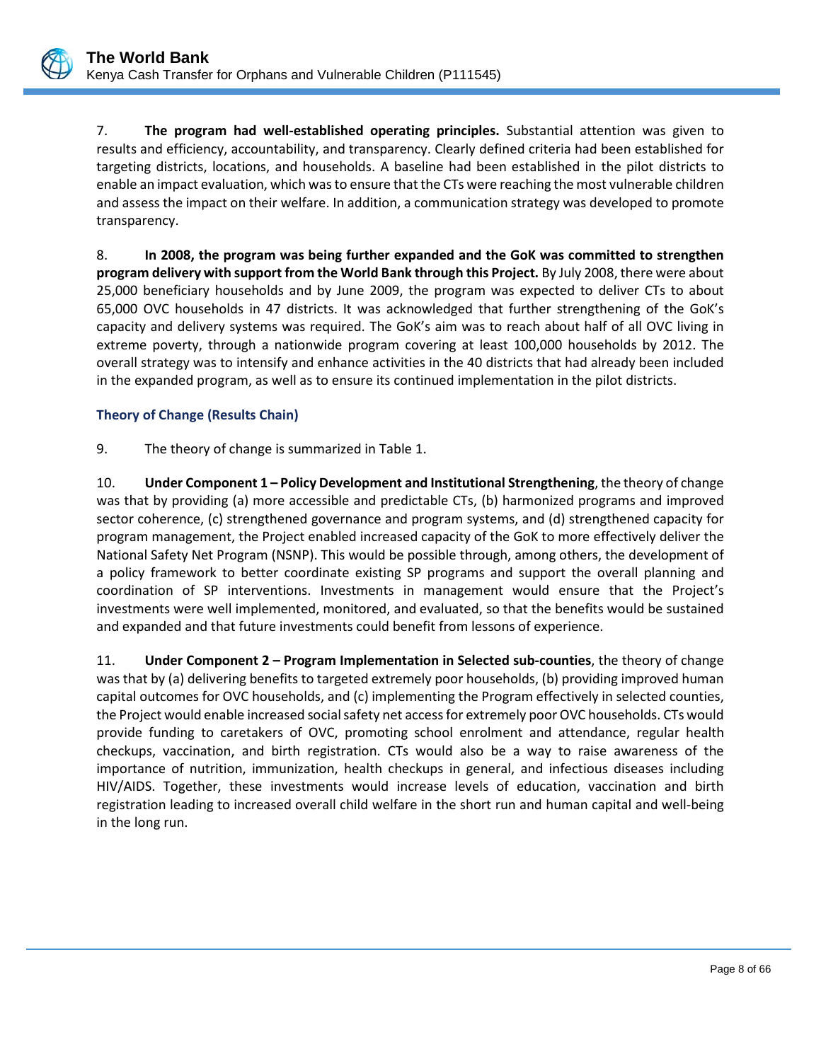7. **The program had well-established operating principles.** Substantial attention was given to results and efficiency, accountability, and transparency. Clearly defined criteria had been established for targeting districts, locations, and households. A baseline had been established in the pilot districts to enable an impact evaluation, which was to ensure that the CTs were reaching the most vulnerable children and assess the impact on their welfare. In addition, a communication strategy was developed to promote transparency.

8. **In 2008, the program was being further expanded and the GoK was committed to strengthen program delivery with support from the World Bank through this Project.** By July 2008, there were about 25,000 beneficiary households and by June 2009, the program was expected to deliver CTs to about 65,000 OVC households in 47 districts. It was acknowledged that further strengthening of the GoK's capacity and delivery systems was required. The GoK's aim was to reach about half of all OVC living in extreme poverty, through a nationwide program covering at least 100,000 households by 2012. The overall strategy was to intensify and enhance activities in the 40 districts that had already been included in the expanded program, as well as to ensure its continued implementation in the pilot districts.

### Theory of Change (Results Chain)

9. The theory of change is summarized in Table 1.

10. **Under Component 1 – Policy Development and Institutional Strengthening**, the theory of change was that by providing (a) more accessible and predictable CTs, (b) harmonized programs and improved sector coherence, (c) strengthened governance and program systems, and (d) strengthened capacity for program management, the Project enabled increased capacity of the GoK to more effectively deliver the National Safety Net Program (NSNP). This would be possible through, among others, the development of a policy framework to better coordinate existing SP programs and support the overall planning and coordination of SP interventions. Investments in management would ensure that the Project's investments were well implemented, monitored, and evaluated, so that the benefits would be sustained and expanded and that future investments could benefit from lessons of experience.

11. **Under Component 2 – Program Implementation in Selected sub-counties**, the theory of change was that by (a) delivering benefits to targeted extremely poor households, (b) providing improved human capital outcomes for OVC households, and (c) implementing the Program effectively in selected counties, the Project would enable increased social safety net access for extremely poor OVC households. CTs would provide funding to caretakers of OVC, promoting school enrolment and attendance, regular health checkups, vaccination, and birth registration. CTs would also be a way to raise awareness of the importance of nutrition, immunization, health checkups in general, and infectious diseases including HIV/AIDS. Together, these investments would increase levels of education, vaccination and birth registration leading to increased overall child welfare in the short run and human capital and well-being in the long run.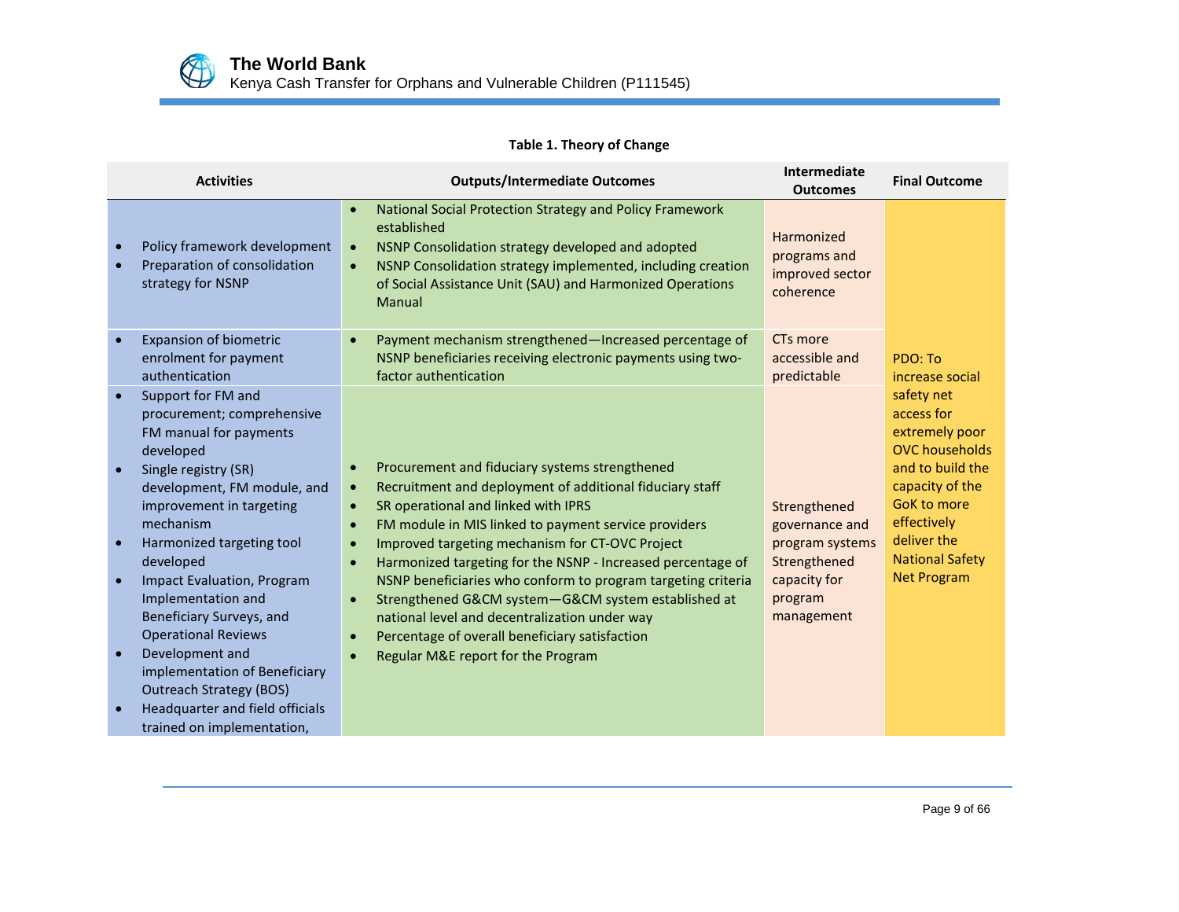**Table 1. Theory of Change**

| Activities | Outputs/Intermediate Outcomes | Intermediate Outcomes | Final Outcome |
|---|---|---|---|
| • Policy framework development<br>• Preparation of consolidation strategy for NSNP | • National Social Protection Strategy and Policy Framework established<br>• NSNP Consolidation strategy developed and adopted<br>• NSNP Consolidation strategy implemented, including creation of Social Assistance Unit (SAU) and Harmonized Operations Manual | Harmonized programs and improved sector coherence | PDO: To increase social safety net access for extremely poor OVC households and to build the capacity of the GoK to more effectively deliver the National Safety Net Program |
| • Expansion of biometric enrolment for payment authentication | • Payment mechanism strengthened—Increased percentage of NSNP beneficiaries receiving electronic payments using two-factor authentication | CTs more accessible and predictable | |
| • Support for FM and procurement; comprehensive FM manual for payments developed<br>• Single registry (SR) development, FM module, and improvement in targeting mechanism<br>• Harmonized targeting tool developed<br>• Impact Evaluation, Program Implementation and Beneficiary Surveys, and Operational Reviews<br>• Development and implementation of Beneficiary Outreach Strategy (BOS)<br>• Headquarter and field officials trained on implementation, | • Procurement and fiduciary systems strengthened<br>• Recruitment and deployment of additional fiduciary staff<br>• SR operational and linked with IPRS<br>• FM module in MIS linked to payment service providers<br>• Improved targeting mechanism for CT-OVC Project<br>• Harmonized targeting for the NSNP - Increased percentage of NSNP beneficiaries who conform to program targeting criteria<br>• Strengthened G&CM system—G&CM system established at national level and decentralization under way<br>• Percentage of overall beneficiary satisfaction<br>• Regular M&E report for the Program | Strengthened governance and program systems Strengthened capacity for program management | |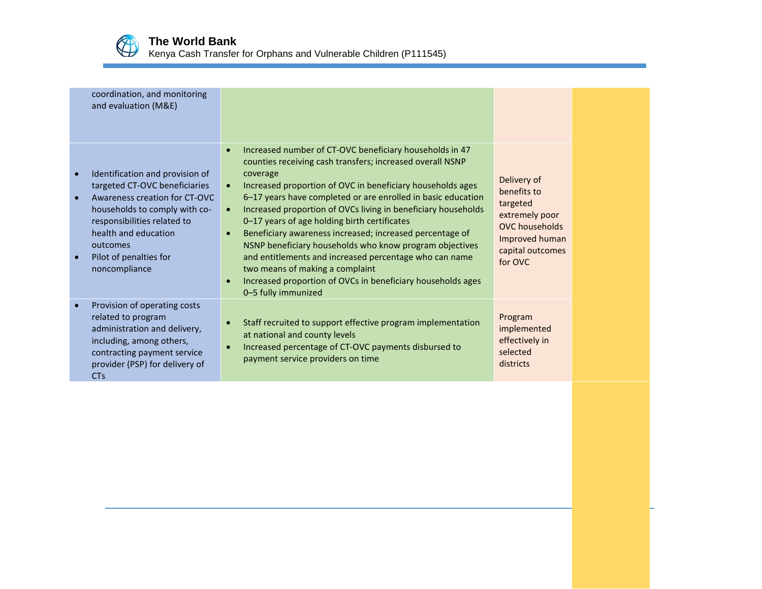| | | | |
|---|---|---|---|
| coordination, and monitoring and evaluation (M&E) | | | |
| • Identification and provision of targeted CT-OVC beneficiaries<br>• Awareness creation for CT-OVC households to comply with co-responsibilities related to health and education outcomes<br>• Pilot of penalties for noncompliance | • Increased number of CT-OVC beneficiary households in 47 counties receiving cash transfers; increased overall NSNP coverage<br>• Increased proportion of OVC in beneficiary households ages 6–17 years have completed or are enrolled in basic education<br>• Increased proportion of OVCs living in beneficiary households 0–17 years of age holding birth certificates<br>• Beneficiary awareness increased; increased percentage of NSNP beneficiary households who know program objectives and entitlements and increased percentage who can name two means of making a complaint<br>• Increased proportion of OVCs in beneficiary households ages 0–5 fully immunized | Delivery of benefits to targeted extremely poor OVC households Improved human capital outcomes for OVC | |
| • Provision of operating costs related to program administration and delivery, including, among others, contracting payment service provider (PSP) for delivery of CTs | • Staff recruited to support effective program implementation at national and county levels<br>• Increased percentage of CT-OVC payments disbursed to payment service providers on time | Program implemented effectively in selected districts | |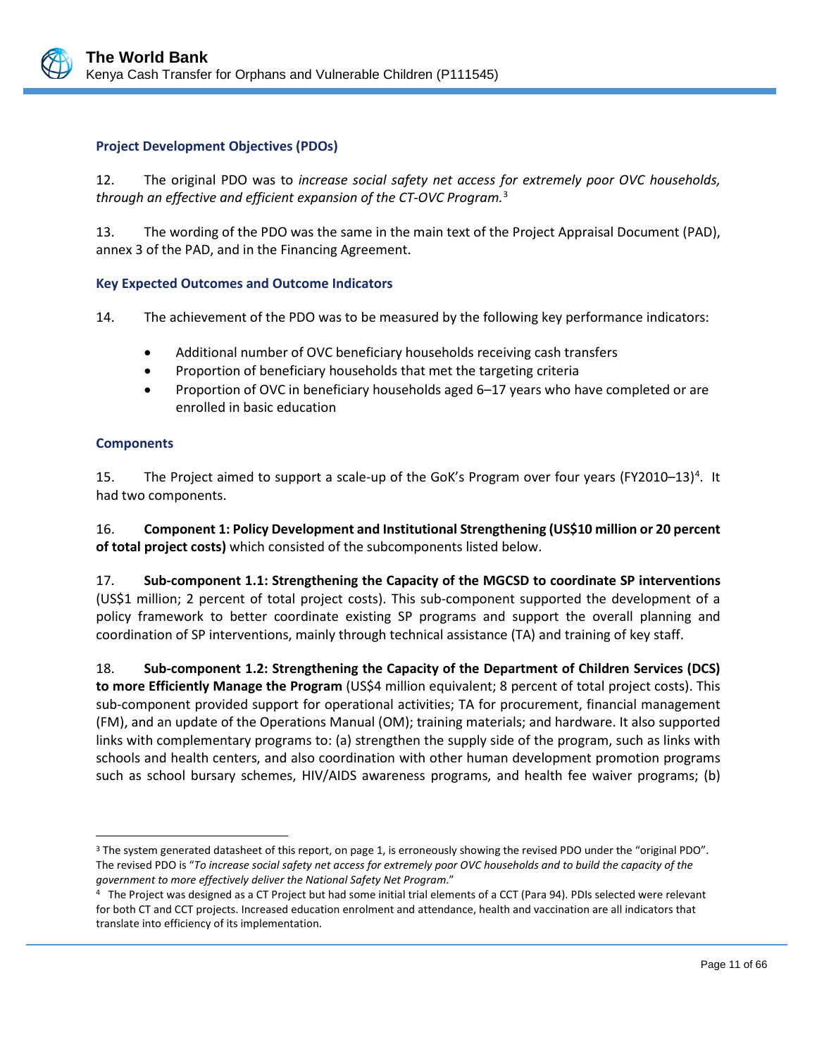### Project Development Objectives (PDOs)

12. The original PDO was to *increase social safety net access for extremely poor OVC households, through an effective and efficient expansion of the CT-OVC Program.*[3]

13. The wording of the PDO was the same in the main text of the Project Appraisal Document (PAD), annex 3 of the PAD, and in the Financing Agreement.

### Key Expected Outcomes and Outcome Indicators

14. The achievement of the PDO was to be measured by the following key performance indicators:

- Additional number of OVC beneficiary households receiving cash transfers
- Proportion of beneficiary households that met the targeting criteria
- Proportion of OVC in beneficiary households aged 6–17 years who have completed or are enrolled in basic education

### Components

15. The Project aimed to support a scale-up of the GoK's Program over four years (FY2010–13)[4]. It had two components.

16. **Component 1: Policy Development and Institutional Strengthening (US$10 million or 20 percent of total project costs)** which consisted of the subcomponents listed below.

17. **Sub-component 1.1: Strengthening the Capacity of the MGCSD to coordinate SP interventions** (US$1 million; 2 percent of total project costs). This sub-component supported the development of a policy framework to better coordinate existing SP programs and support the overall planning and coordination of SP interventions, mainly through technical assistance (TA) and training of key staff.

18. **Sub-component 1.2: Strengthening the Capacity of the Department of Children Services (DCS) to more Efficiently Manage the Program** (US$4 million equivalent; 8 percent of total project costs). This sub-component provided support for operational activities; TA for procurement, financial management (FM), and an update of the Operations Manual (OM); training materials; and hardware. It also supported links with complementary programs to: (a) strengthen the supply side of the program, such as links with schools and health centers, and also coordination with other human development promotion programs such as school bursary schemes, HIV/AIDS awareness programs, and health fee waiver programs; (b)

---

[3] The system generated datasheet of this report, on page 1, is erroneously showing the revised PDO under the "original PDO". The revised PDO is "*To increase social safety net access for extremely poor OVC households and to build the capacity of the government to more effectively deliver the National Safety Net Program*."

[4] The Project was designed as a CT Project but had some initial trial elements of a CCT (Para 94). PDIs selected were relevant for both CT and CCT projects. Increased education enrolment and attendance, health and vaccination are all indicators that translate into efficiency of its implementation.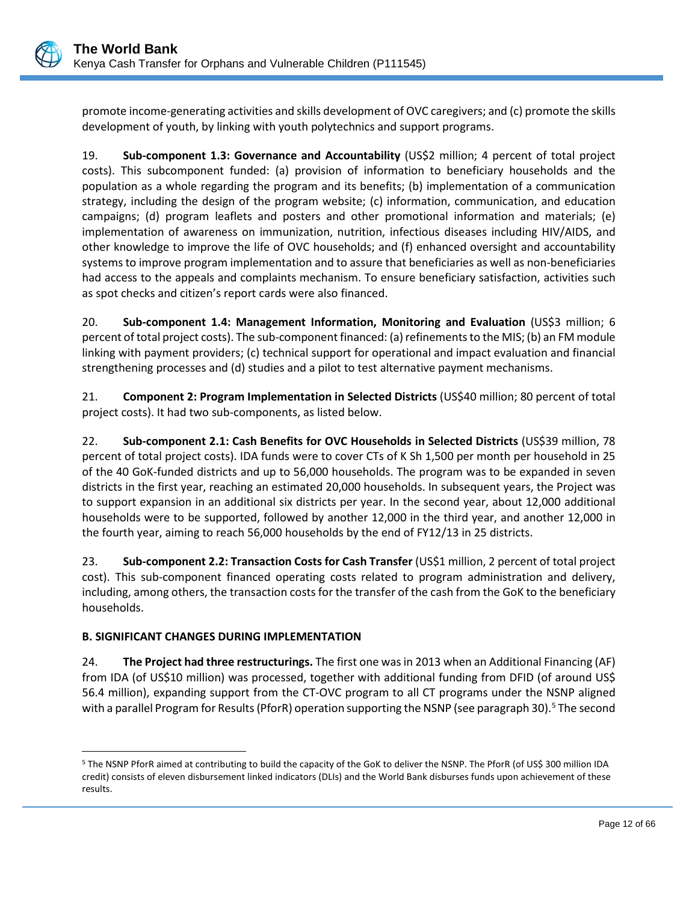promote income-generating activities and skills development of OVC caregivers; and (c) promote the skills development of youth, by linking with youth polytechnics and support programs.

19. **Sub-component 1.3: Governance and Accountability** (US$2 million; 4 percent of total project costs). This subcomponent funded: (a) provision of information to beneficiary households and the population as a whole regarding the program and its benefits; (b) implementation of a communication strategy, including the design of the program website; (c) information, communication, and education campaigns; (d) program leaflets and posters and other promotional information and materials; (e) implementation of awareness on immunization, nutrition, infectious diseases including HIV/AIDS, and other knowledge to improve the life of OVC households; and (f) enhanced oversight and accountability systems to improve program implementation and to assure that beneficiaries as well as non-beneficiaries had access to the appeals and complaints mechanism. To ensure beneficiary satisfaction, activities such as spot checks and citizen's report cards were also financed.

20. **Sub-component 1.4: Management Information, Monitoring and Evaluation** (US$3 million; 6 percent of total project costs). The sub-component financed: (a) refinements to the MIS; (b) an FM module linking with payment providers; (c) technical support for operational and impact evaluation and financial strengthening processes and (d) studies and a pilot to test alternative payment mechanisms.

21. **Component 2: Program Implementation in Selected Districts** (US$40 million; 80 percent of total project costs). It had two sub-components, as listed below.

22. **Sub-component 2.1: Cash Benefits for OVC Households in Selected Districts** (US$39 million, 78 percent of total project costs). IDA funds were to cover CTs of K Sh 1,500 per month per household in 25 of the 40 GoK-funded districts and up to 56,000 households. The program was to be expanded in seven districts in the first year, reaching an estimated 20,000 households. In subsequent years, the Project was to support expansion in an additional six districts per year. In the second year, about 12,000 additional households were to be supported, followed by another 12,000 in the third year, and another 12,000 in the fourth year, aiming to reach 56,000 households by the end of FY12/13 in 25 districts.

23. **Sub-component 2.2: Transaction Costs for Cash Transfer** (US$1 million, 2 percent of total project cost). This sub-component financed operating costs related to program administration and delivery, including, among others, the transaction costs for the transfer of the cash from the GoK to the beneficiary households.

**B. SIGNIFICANT CHANGES DURING IMPLEMENTATION**

24. **The Project had three restructurings.** The first one was in 2013 when an Additional Financing (AF) from IDA (of US$10 million) was processed, together with additional funding from DFID (of around US$ 56.4 million), expanding support from the CT-OVC program to all CT programs under the NSNP aligned with a parallel Program for Results (PforR) operation supporting the NSNP (see paragraph 30).[5] The second

[5] The NSNP PforR aimed at contributing to build the capacity of the GoK to deliver the NSNP. The PforR (of US$ 300 million IDA credit) consists of eleven disbursement linked indicators (DLIs) and the World Bank disburses funds upon achievement of these results.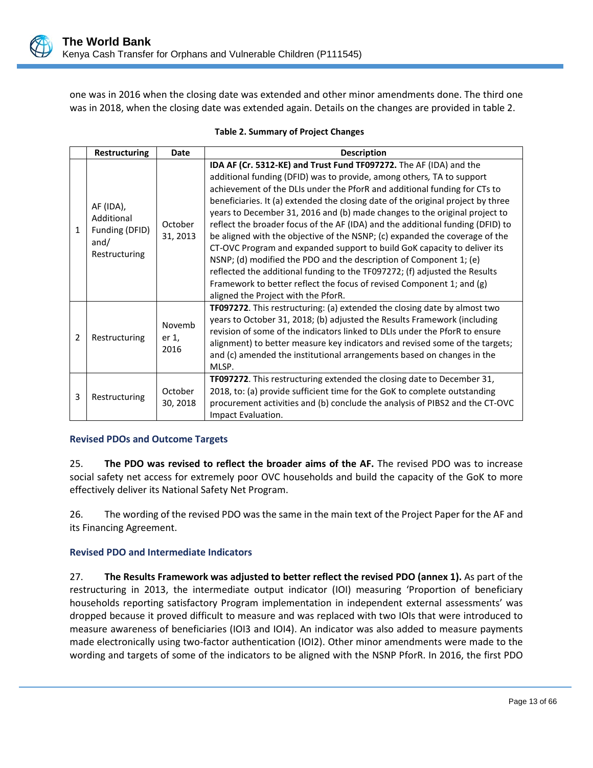one was in 2016 when the closing date was extended and other minor amendments done. The third one was in 2018, when the closing date was extended again. Details on the changes are provided in table 2.

**Table 2. Summary of Project Changes**

| | Restructuring | Date | Description |
|---|---|---|---|
| 1 | AF (IDA), Additional Funding (DFID) and/ Restructuring | October 31, 2013 | **IDA AF (Cr. 5312-KE) and Trust Fund TF097272.** The AF (IDA) and the additional funding (DFID) was to provide, among others, TA to support achievement of the DLIs under the PforR and additional funding for CTs to beneficiaries. It (a) extended the closing date of the original project by three years to December 31, 2016 and (b) made changes to the original project to reflect the broader focus of the AF (IDA) and the additional funding (DFID) to be aligned with the objective of the NSNP; (c) expanded the coverage of the CT-OVC Program and expanded support to build GoK capacity to deliver its NSNP; (d) modified the PDO and the description of Component 1; (e) reflected the additional funding to the TF097272; (f) adjusted the Results Framework to better reflect the focus of revised Component 1; and (g) aligned the Project with the PforR. |
| 2 | Restructuring | November 1, 2016 | **TF097272**. This restructuring: (a) extended the closing date by almost two years to October 31, 2018; (b) adjusted the Results Framework (including revision of some of the indicators linked to DLIs under the PforR to ensure alignment) to better measure key indicators and revised some of the targets; and (c) amended the institutional arrangements based on changes in the MLSP. |
| 3 | Restructuring | October 30, 2018 | **TF097272**. This restructuring extended the closing date to December 31, 2018, to: (a) provide sufficient time for the GoK to complete outstanding procurement activities and (b) conclude the analysis of PIBS2 and the CT-OVC Impact Evaluation. |

### Revised PDOs and Outcome Targets

25. **The PDO was revised to reflect the broader aims of the AF.** The revised PDO was to increase social safety net access for extremely poor OVC households and build the capacity of the GoK to more effectively deliver its National Safety Net Program.

26. The wording of the revised PDO was the same in the main text of the Project Paper for the AF and its Financing Agreement.

### Revised PDO and Intermediate Indicators

27. **The Results Framework was adjusted to better reflect the revised PDO (annex 1).** As part of the restructuring in 2013, the intermediate output indicator (IOI) measuring 'Proportion of beneficiary households reporting satisfactory Program implementation in independent external assessments' was dropped because it proved difficult to measure and was replaced with two IOIs that were introduced to measure awareness of beneficiaries (IOI3 and IOI4). An indicator was also added to measure payments made electronically using two-factor authentication (IOI2). Other minor amendments were made to the wording and targets of some of the indicators to be aligned with the NSNP PforR. In 2016, the first PDO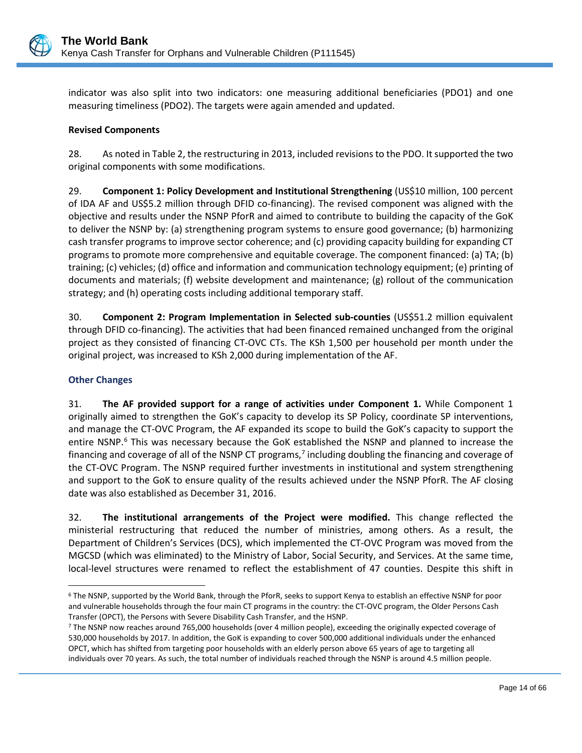indicator was also split into two indicators: one measuring additional beneficiaries (PDO1) and one measuring timeliness (PDO2). The targets were again amended and updated.

**Revised Components**

28. As noted in Table 2, the restructuring in 2013, included revisions to the PDO. It supported the two original components with some modifications.

29. **Component 1: Policy Development and Institutional Strengthening** (US$10 million, 100 percent of IDA AF and US$5.2 million through DFID co-financing). The revised component was aligned with the objective and results under the NSNP PforR and aimed to contribute to building the capacity of the GoK to deliver the NSNP by: (a) strengthening program systems to ensure good governance; (b) harmonizing cash transfer programs to improve sector coherence; and (c) providing capacity building for expanding CT programs to promote more comprehensive and equitable coverage. The component financed: (a) TA; (b) training; (c) vehicles; (d) office and information and communication technology equipment; (e) printing of documents and materials; (f) website development and maintenance; (g) rollout of the communication strategy; and (h) operating costs including additional temporary staff.

30. **Component 2: Program Implementation in Selected sub-counties** (US$51.2 million equivalent through DFID co-financing). The activities that had been financed remained unchanged from the original project as they consisted of financing CT-OVC CTs. The KSh 1,500 per household per month under the original project, was increased to KSh 2,000 during implementation of the AF.

**Other Changes**

31. **The AF provided support for a range of activities under Component 1.** While Component 1 originally aimed to strengthen the GoK's capacity to develop its SP Policy, coordinate SP interventions, and manage the CT-OVC Program, the AF expanded its scope to build the GoK's capacity to support the entire NSNP.[6] This was necessary because the GoK established the NSNP and planned to increase the financing and coverage of all of the NSNP CT programs,[7] including doubling the financing and coverage of the CT-OVC Program. The NSNP required further investments in institutional and system strengthening and support to the GoK to ensure quality of the results achieved under the NSNP PforR. The AF closing date was also established as December 31, 2016.

32. **The institutional arrangements of the Project were modified.** This change reflected the ministerial restructuring that reduced the number of ministries, among others. As a result, the Department of Children's Services (DCS), which implemented the CT-OVC Program was moved from the MGCSD (which was eliminated) to the Ministry of Labor, Social Security, and Services. At the same time, local-level structures were renamed to reflect the establishment of 47 counties. Despite this shift in

[6] The NSNP, supported by the World Bank, through the PforR, seeks to support Kenya to establish an effective NSNP for poor and vulnerable households through the four main CT programs in the country: the CT-OVC program, the Older Persons Cash Transfer (OPCT), the Persons with Severe Disability Cash Transfer, and the HSNP.

[7] The NSNP now reaches around 765,000 households (over 4 million people), exceeding the originally expected coverage of 530,000 households by 2017. In addition, the GoK is expanding to cover 500,000 additional individuals under the enhanced OPCT, which has shifted from targeting poor households with an elderly person above 65 years of age to targeting all individuals over 70 years. As such, the total number of individuals reached through the NSNP is around 4.5 million people.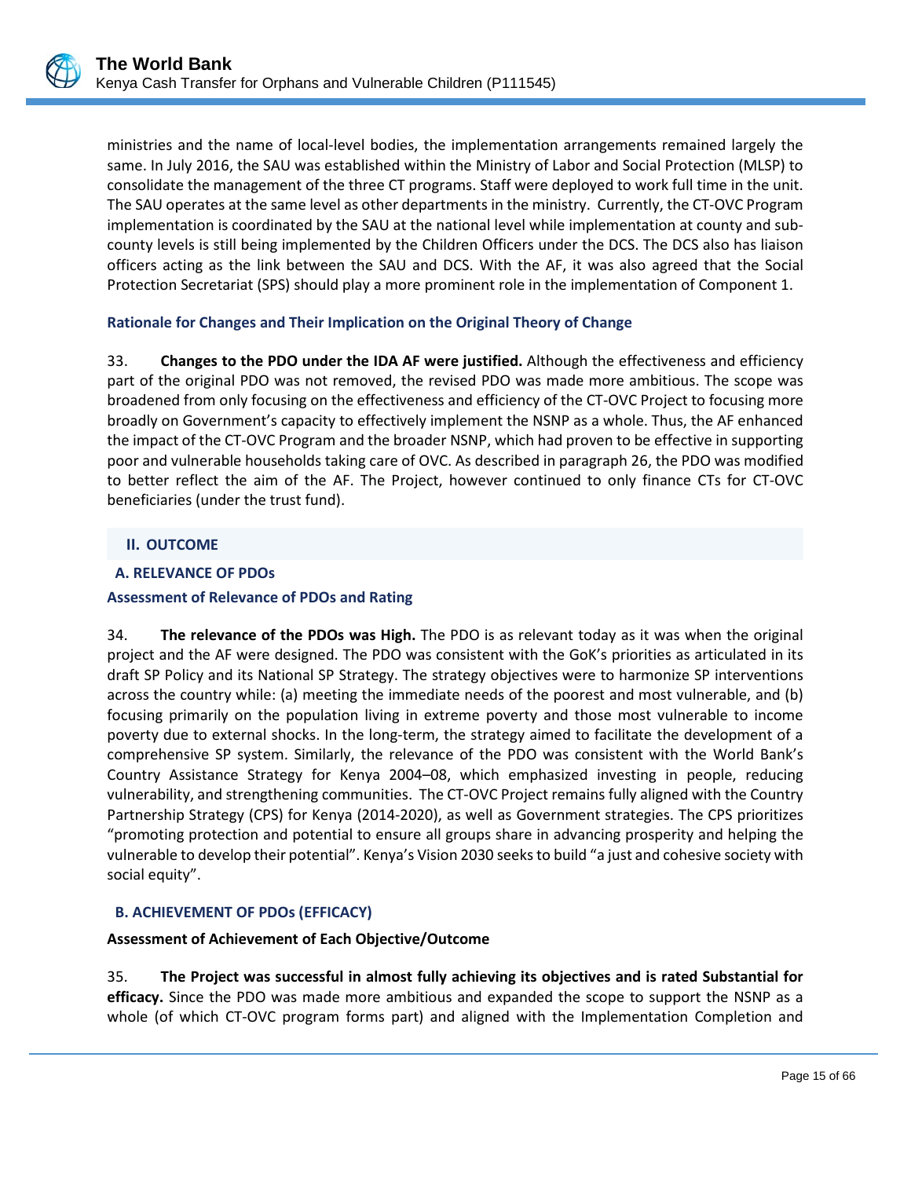ministries and the name of local-level bodies, the implementation arrangements remained largely the same. In July 2016, the SAU was established within the Ministry of Labor and Social Protection (MLSP) to consolidate the management of the three CT programs. Staff were deployed to work full time in the unit. The SAU operates at the same level as other departments in the ministry. Currently, the CT-OVC Program implementation is coordinated by the SAU at the national level while implementation at county and sub-county levels is still being implemented by the Children Officers under the DCS. The DCS also has liaison officers acting as the link between the SAU and DCS. With the AF, it was also agreed that the Social Protection Secretariat (SPS) should play a more prominent role in the implementation of Component 1.

### Rationale for Changes and Their Implication on the Original Theory of Change

33. **Changes to the PDO under the IDA AF were justified.** Although the effectiveness and efficiency part of the original PDO was not removed, the revised PDO was made more ambitious. The scope was broadened from only focusing on the effectiveness and efficiency of the CT-OVC Project to focusing more broadly on Government's capacity to effectively implement the NSNP as a whole. Thus, the AF enhanced the impact of the CT-OVC Program and the broader NSNP, which had proven to be effective in supporting poor and vulnerable households taking care of OVC. As described in paragraph 26, the PDO was modified to better reflect the aim of the AF. The Project, however continued to only finance CTs for CT-OVC beneficiaries (under the trust fund).

## II. OUTCOME

### A. RELEVANCE OF PDOs

### Assessment of Relevance of PDOs and Rating

34. **The relevance of the PDOs was High.** The PDO is as relevant today as it was when the original project and the AF were designed. The PDO was consistent with the GoK's priorities as articulated in its draft SP Policy and its National SP Strategy. The strategy objectives were to harmonize SP interventions across the country while: (a) meeting the immediate needs of the poorest and most vulnerable, and (b) focusing primarily on the population living in extreme poverty and those most vulnerable to income poverty due to external shocks. In the long-term, the strategy aimed to facilitate the development of a comprehensive SP system. Similarly, the relevance of the PDO was consistent with the World Bank's Country Assistance Strategy for Kenya 2004–08, which emphasized investing in people, reducing vulnerability, and strengthening communities. The CT-OVC Project remains fully aligned with the Country Partnership Strategy (CPS) for Kenya (2014-2020), as well as Government strategies. The CPS prioritizes "promoting protection and potential to ensure all groups share in advancing prosperity and helping the vulnerable to develop their potential". Kenya's Vision 2030 seeks to build "a just and cohesive society with social equity".

### B. ACHIEVEMENT OF PDOs (EFFICACY)

**Assessment of Achievement of Each Objective/Outcome**

35. **The Project was successful in almost fully achieving its objectives and is rated Substantial for efficacy.** Since the PDO was made more ambitious and expanded the scope to support the NSNP as a whole (of which CT-OVC program forms part) and aligned with the Implementation Completion and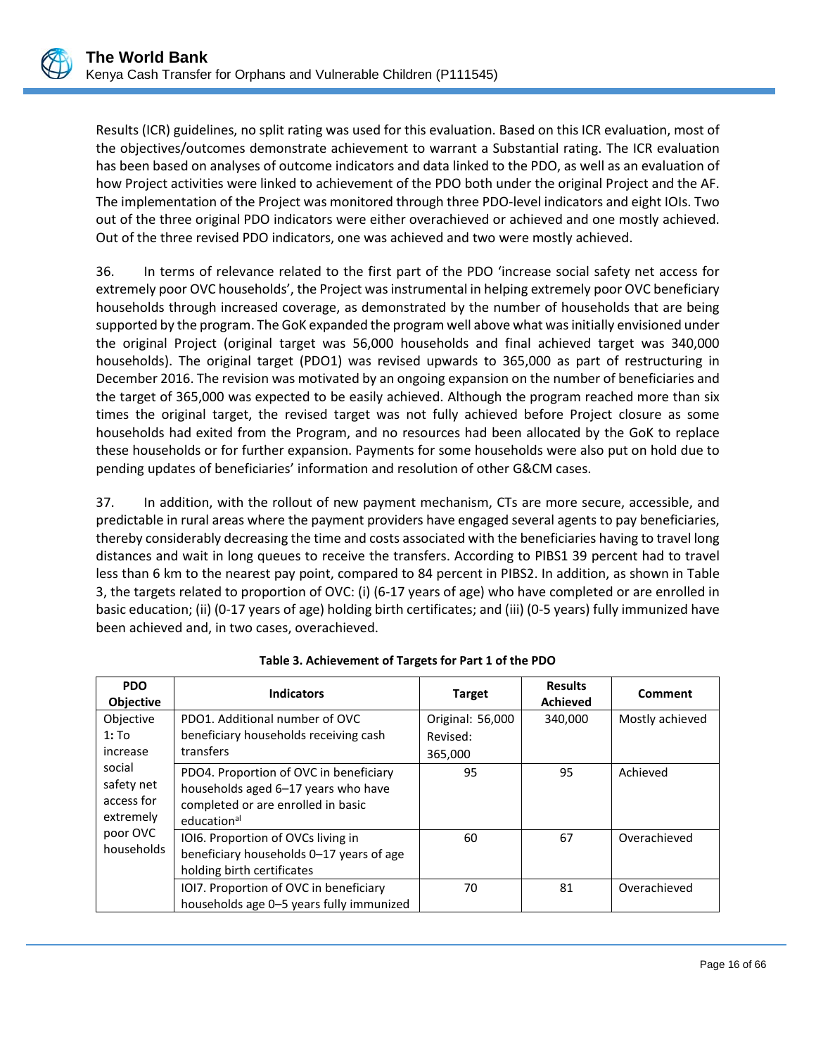Results (ICR) guidelines, no split rating was used for this evaluation. Based on this ICR evaluation, most of the objectives/outcomes demonstrate achievement to warrant a Substantial rating. The ICR evaluation has been based on analyses of outcome indicators and data linked to the PDO, as well as an evaluation of how Project activities were linked to achievement of the PDO both under the original Project and the AF. The implementation of the Project was monitored through three PDO-level indicators and eight IOIs. Two out of the three original PDO indicators were either overachieved or achieved and one mostly achieved. Out of the three revised PDO indicators, one was achieved and two were mostly achieved.

36. In terms of relevance related to the first part of the PDO 'increase social safety net access for extremely poor OVC households', the Project was instrumental in helping extremely poor OVC beneficiary households through increased coverage, as demonstrated by the number of households that are being supported by the program. The GoK expanded the program well above what was initially envisioned under the original Project (original target was 56,000 households and final achieved target was 340,000 households). The original target (PDO1) was revised upwards to 365,000 as part of restructuring in December 2016. The revision was motivated by an ongoing expansion on the number of beneficiaries and the target of 365,000 was expected to be easily achieved. Although the program reached more than six times the original target, the revised target was not fully achieved before Project closure as some households had exited from the Program, and no resources had been allocated by the GoK to replace these households or for further expansion. Payments for some households were also put on hold due to pending updates of beneficiaries' information and resolution of other G&CM cases.

37. In addition, with the rollout of new payment mechanism, CTs are more secure, accessible, and predictable in rural areas where the payment providers have engaged several agents to pay beneficiaries, thereby considerably decreasing the time and costs associated with the beneficiaries having to travel long distances and wait in long queues to receive the transfers. According to PIBS1 39 percent had to travel less than 6 km to the nearest pay point, compared to 84 percent in PIBS2. In addition, as shown in Table 3, the targets related to proportion of OVC: (i) (6-17 years of age) who have completed or are enrolled in basic education; (ii) (0-17 years of age) holding birth certificates; and (iii) (0-5 years) fully immunized have been achieved and, in two cases, overachieved.

**Table 3. Achievement of Targets for Part 1 of the PDO**

| PDO Objective | Indicators | Target | Results Achieved | Comment |
|---|---|---|---|---|
| Objective **1:** To increase social safety net access for extremely poor OVC households | PDO1. Additional number of OVC beneficiary households receiving cash transfers | Original: 56,000<br>Revised: 365,000 | 340,000 | Mostly achieved |
| | PDO4. Proportion of OVC in beneficiary households aged 6–17 years who have completed or are enrolled in basic education[a] | 95 | 95 | Achieved |
| | IOI6. Proportion of OVCs living in beneficiary households 0–17 years of age holding birth certificates | 60 | 67 | Overachieved |
| | IOI7. Proportion of OVC in beneficiary households age 0–5 years fully immunized | 70 | 81 | Overachieved |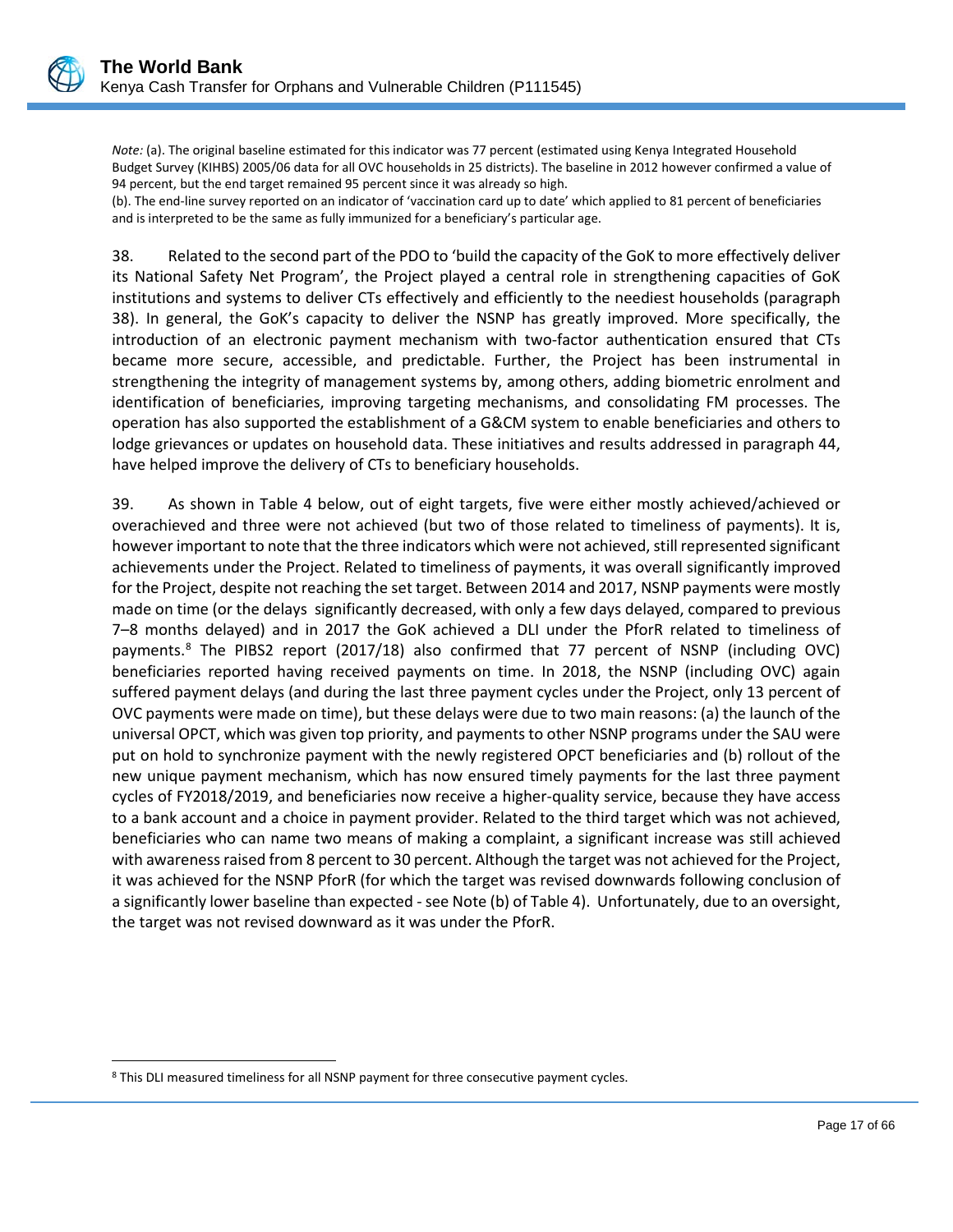*Note:* (a). The original baseline estimated for this indicator was 77 percent (estimated using Kenya Integrated Household Budget Survey (KIHBS) 2005/06 data for all OVC households in 25 districts). The baseline in 2012 however confirmed a value of 94 percent, but the end target remained 95 percent since it was already so high.
(b). The end-line survey reported on an indicator of 'vaccination card up to date' which applied to 81 percent of beneficiaries and is interpreted to be the same as fully immunized for a beneficiary's particular age.

38. Related to the second part of the PDO to 'build the capacity of the GoK to more effectively deliver its National Safety Net Program', the Project played a central role in strengthening capacities of GoK institutions and systems to deliver CTs effectively and efficiently to the neediest households (paragraph 38). In general, the GoK's capacity to deliver the NSNP has greatly improved. More specifically, the introduction of an electronic payment mechanism with two-factor authentication ensured that CTs became more secure, accessible, and predictable. Further, the Project has been instrumental in strengthening the integrity of management systems by, among others, adding biometric enrolment and identification of beneficiaries, improving targeting mechanisms, and consolidating FM processes. The operation has also supported the establishment of a G&CM system to enable beneficiaries and others to lodge grievances or updates on household data. These initiatives and results addressed in paragraph 44, have helped improve the delivery of CTs to beneficiary households.

39. As shown in Table 4 below, out of eight targets, five were either mostly achieved/achieved or overachieved and three were not achieved (but two of those related to timeliness of payments). It is, however important to note that the three indicators which were not achieved, still represented significant achievements under the Project. Related to timeliness of payments, it was overall significantly improved for the Project, despite not reaching the set target. Between 2014 and 2017, NSNP payments were mostly made on time (or the delays significantly decreased, with only a few days delayed, compared to previous 7–8 months delayed) and in 2017 the GoK achieved a DLI under the PforR related to timeliness of payments.[8] The PIBS2 report (2017/18) also confirmed that 77 percent of NSNP (including OVC) beneficiaries reported having received payments on time. In 2018, the NSNP (including OVC) again suffered payment delays (and during the last three payment cycles under the Project, only 13 percent of OVC payments were made on time), but these delays were due to two main reasons: (a) the launch of the universal OPCT, which was given top priority, and payments to other NSNP programs under the SAU were put on hold to synchronize payment with the newly registered OPCT beneficiaries and (b) rollout of the new unique payment mechanism, which has now ensured timely payments for the last three payment cycles of FY2018/2019, and beneficiaries now receive a higher-quality service, because they have access to a bank account and a choice in payment provider. Related to the third target which was not achieved, beneficiaries who can name two means of making a complaint, a significant increase was still achieved with awareness raised from 8 percent to 30 percent. Although the target was not achieved for the Project, it was achieved for the NSNP PforR (for which the target was revised downwards following conclusion of a significantly lower baseline than expected - see Note (b) of Table 4). Unfortunately, due to an oversight, the target was not revised downward as it was under the PforR.

[8] This DLI measured timeliness for all NSNP payment for three consecutive payment cycles.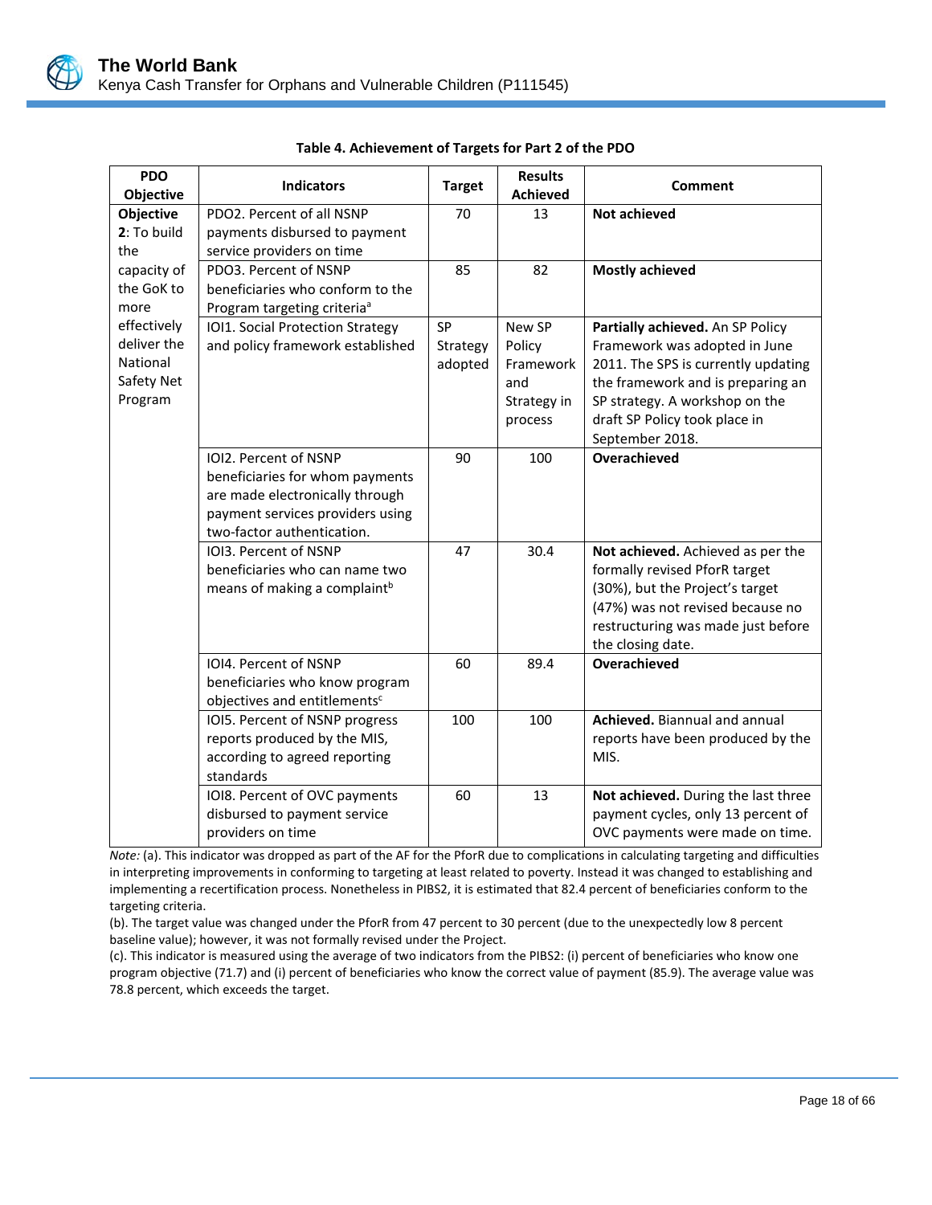**Table 4. Achievement of Targets for Part 2 of the PDO**

| PDO Objective | Indicators | Target | Results Achieved | Comment |
|---|---|---|---|---|
| **Objective 2**: To build the capacity of the GoK to more effectively deliver the National Safety Net Program | PDO2. Percent of all NSNP payments disbursed to payment service providers on time | 70 | 13 | **Not achieved** |
| | PDO3. Percent of NSNP beneficiaries who conform to the Program targeting criteria[a] | 85 | 82 | **Mostly achieved** |
| | IOI1. Social Protection Strategy and policy framework established | SP Strategy adopted | New SP Policy Framework and Strategy in process | **Partially achieved.** An SP Policy Framework was adopted in June 2011. The SPS is currently updating the framework and is preparing an SP strategy. A workshop on the draft SP Policy took place in September 2018. |
| | IOI2. Percent of NSNP beneficiaries for whom payments are made electronically through payment services providers using two-factor authentication. | 90 | 100 | **Overachieved** |
| | IOI3. Percent of NSNP beneficiaries who can name two means of making a complaint[b] | 47 | 30.4 | **Not achieved.** Achieved as per the formally revised PforR target (30%), but the Project's target (47%) was not revised because no restructuring was made just before the closing date. |
| | IOI4. Percent of NSNP beneficiaries who know program objectives and entitlements[c] | 60 | 89.4 | **Overachieved** |
| | IOI5. Percent of NSNP progress reports produced by the MIS, according to agreed reporting standards | 100 | 100 | **Achieved.** Biannual and annual reports have been produced by the MIS. |
| | IOI8. Percent of OVC payments disbursed to payment service providers on time | 60 | 13 | **Not achieved.** During the last three payment cycles, only 13 percent of OVC payments were made on time. |

*Note:* (a). This indicator was dropped as part of the AF for the PforR due to complications in calculating targeting and difficulties in interpreting improvements in conforming to targeting at least related to poverty. Instead it was changed to establishing and implementing a recertification process. Nonetheless in PIBS2, it is estimated that 82.4 percent of beneficiaries conform to the targeting criteria.

(b). The target value was changed under the PforR from 47 percent to 30 percent (due to the unexpectedly low 8 percent baseline value); however, it was not formally revised under the Project.

(c). This indicator is measured using the average of two indicators from the PIBS2: (i) percent of beneficiaries who know one program objective (71.7) and (i) percent of beneficiaries who know the correct value of payment (85.9). The average value was 78.8 percent, which exceeds the target.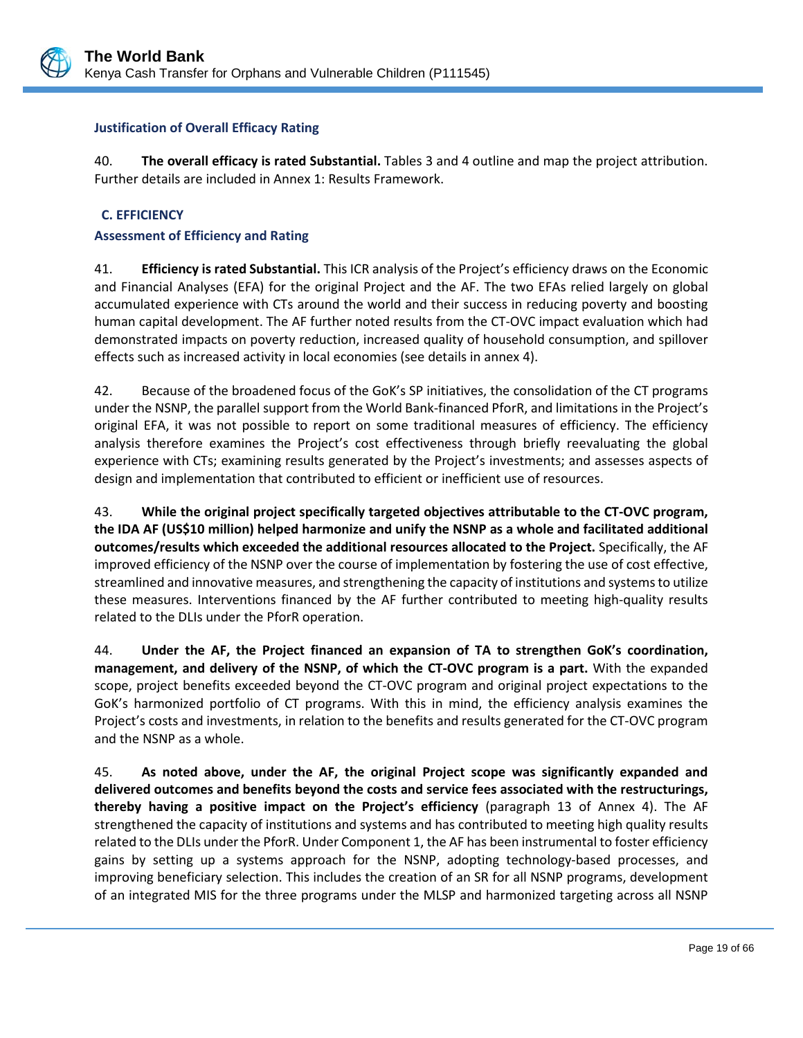### Justification of Overall Efficacy Rating

40. **The overall efficacy is rated Substantial.** Tables 3 and 4 outline and map the project attribution. Further details are included in Annex 1: Results Framework.

## C. EFFICIENCY

### Assessment of Efficiency and Rating

41. **Efficiency is rated Substantial.** This ICR analysis of the Project's efficiency draws on the Economic and Financial Analyses (EFA) for the original Project and the AF. The two EFAs relied largely on global accumulated experience with CTs around the world and their success in reducing poverty and boosting human capital development. The AF further noted results from the CT-OVC impact evaluation which had demonstrated impacts on poverty reduction, increased quality of household consumption, and spillover effects such as increased activity in local economies (see details in annex 4).

42. Because of the broadened focus of the GoK's SP initiatives, the consolidation of the CT programs under the NSNP, the parallel support from the World Bank-financed PforR, and limitations in the Project's original EFA, it was not possible to report on some traditional measures of efficiency. The efficiency analysis therefore examines the Project's cost effectiveness through briefly reevaluating the global experience with CTs; examining results generated by the Project's investments; and assesses aspects of design and implementation that contributed to efficient or inefficient use of resources.

43. **While the original project specifically targeted objectives attributable to the CT-OVC program, the IDA AF (US$10 million) helped harmonize and unify the NSNP as a whole and facilitated additional outcomes/results which exceeded the additional resources allocated to the Project.** Specifically, the AF improved efficiency of the NSNP over the course of implementation by fostering the use of cost effective, streamlined and innovative measures, and strengthening the capacity of institutions and systems to utilize these measures. Interventions financed by the AF further contributed to meeting high-quality results related to the DLIs under the PforR operation.

44. **Under the AF, the Project financed an expansion of TA to strengthen GoK's coordination, management, and delivery of the NSNP, of which the CT-OVC program is a part.** With the expanded scope, project benefits exceeded beyond the CT-OVC program and original project expectations to the GoK's harmonized portfolio of CT programs. With this in mind, the efficiency analysis examines the Project's costs and investments, in relation to the benefits and results generated for the CT-OVC program and the NSNP as a whole.

45. **As noted above, under the AF, the original Project scope was significantly expanded and delivered outcomes and benefits beyond the costs and service fees associated with the restructurings, thereby having a positive impact on the Project's efficiency** (paragraph 13 of Annex 4). The AF strengthened the capacity of institutions and systems and has contributed to meeting high quality results related to the DLIs under the PforR. Under Component 1, the AF has been instrumental to foster efficiency gains by setting up a systems approach for the NSNP, adopting technology-based processes, and improving beneficiary selection. This includes the creation of an SR for all NSNP programs, development of an integrated MIS for the three programs under the MLSP and harmonized targeting across all NSNP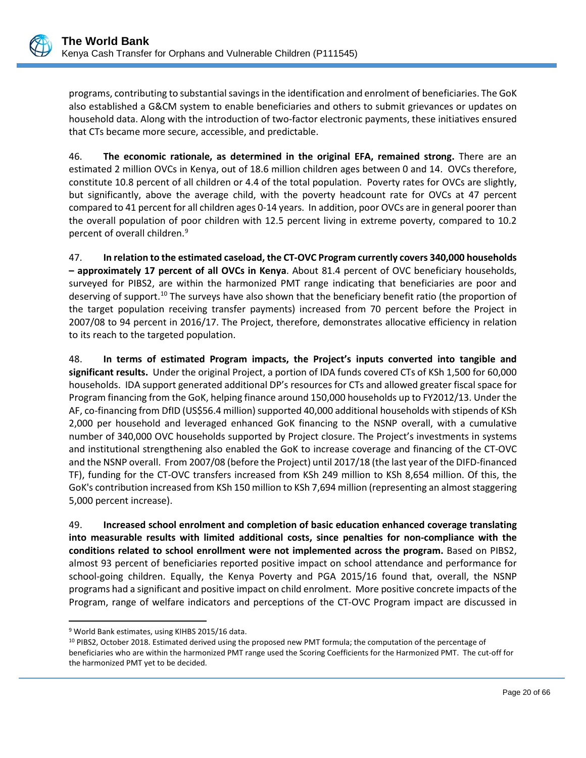programs, contributing to substantial savings in the identification and enrolment of beneficiaries. The GoK also established a G&CM system to enable beneficiaries and others to submit grievances or updates on household data. Along with the introduction of two-factor electronic payments, these initiatives ensured that CTs became more secure, accessible, and predictable.

46. **The economic rationale, as determined in the original EFA, remained strong.** There are an estimated 2 million OVCs in Kenya, out of 18.6 million children ages between 0 and 14. OVCs therefore, constitute 10.8 percent of all children or 4.4 of the total population. Poverty rates for OVCs are slightly, but significantly, above the average child, with the poverty headcount rate for OVCs at 47 percent compared to 41 percent for all children ages 0-14 years. In addition, poor OVCs are in general poorer than the overall population of poor children with 12.5 percent living in extreme poverty, compared to 10.2 percent of overall children.[9]

47. **In relation to the estimated caseload, the CT-OVC Program currently covers 340,000 households – approximately 17 percent of all OVCs in Kenya**. About 81.4 percent of OVC beneficiary households, surveyed for PIBS2, are within the harmonized PMT range indicating that beneficiaries are poor and deserving of support.[10] The surveys have also shown that the beneficiary benefit ratio (the proportion of the target population receiving transfer payments) increased from 70 percent before the Project in 2007/08 to 94 percent in 2016/17. The Project, therefore, demonstrates allocative efficiency in relation to its reach to the targeted population.

48. **In terms of estimated Program impacts, the Project's inputs converted into tangible and significant results.** Under the original Project, a portion of IDA funds covered CTs of KSh 1,500 for 60,000 households. IDA support generated additional DP's resources for CTs and allowed greater fiscal space for Program financing from the GoK, helping finance around 150,000 households up to FY2012/13. Under the AF, co-financing from DfID (US$56.4 million) supported 40,000 additional households with stipends of KSh 2,000 per household and leveraged enhanced GoK financing to the NSNP overall, with a cumulative number of 340,000 OVC households supported by Project closure. The Project's investments in systems and institutional strengthening also enabled the GoK to increase coverage and financing of the CT-OVC and the NSNP overall. From 2007/08 (before the Project) until 2017/18 (the last year of the DIFD-financed TF), funding for the CT-OVC transfers increased from KSh 249 million to KSh 8,654 million. Of this, the GoK's contribution increased from KSh 150 million to KSh 7,694 million (representing an almost staggering 5,000 percent increase).

49. **Increased school enrolment and completion of basic education enhanced coverage translating into measurable results with limited additional costs, since penalties for non-compliance with the conditions related to school enrollment were not implemented across the program.** Based on PIBS2, almost 93 percent of beneficiaries reported positive impact on school attendance and performance for school-going children. Equally, the Kenya Poverty and PGA 2015/16 found that, overall, the NSNP programs had a significant and positive impact on child enrolment. More positive concrete impacts of the Program, range of welfare indicators and perceptions of the CT-OVC Program impact are discussed in

---

[9] World Bank estimates, using KIHBS 2015/16 data.

[10] PIBS2, October 2018. Estimated derived using the proposed new PMT formula; the computation of the percentage of beneficiaries who are within the harmonized PMT range used the Scoring Coefficients for the Harmonized PMT. The cut-off for the harmonized PMT yet to be decided.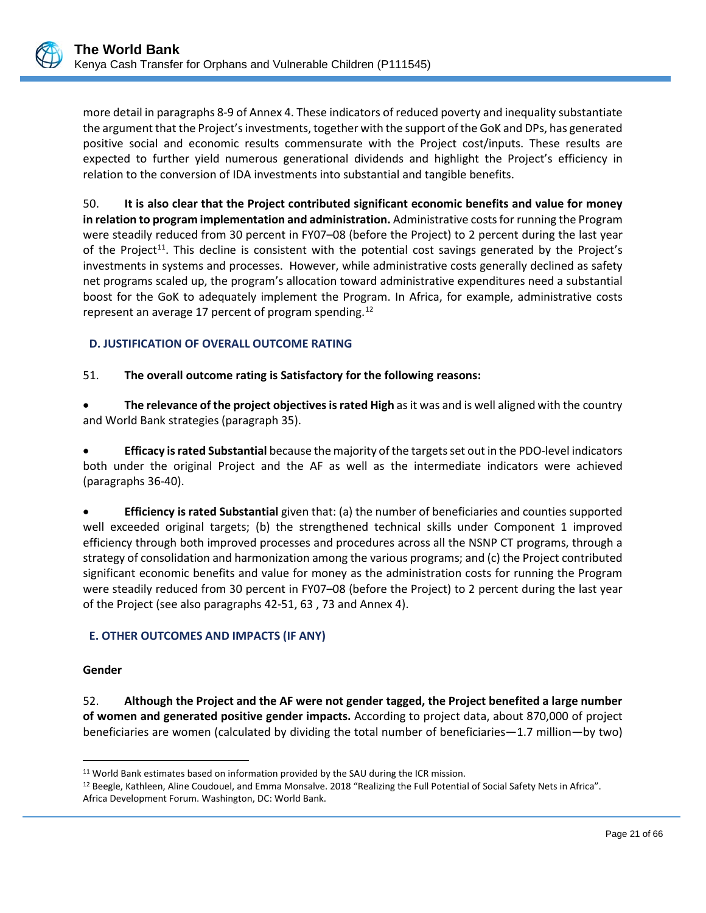more detail in paragraphs 8-9 of Annex 4. These indicators of reduced poverty and inequality substantiate the argument that the Project's investments, together with the support of the GoK and DPs, has generated positive social and economic results commensurate with the Project cost/inputs. These results are expected to further yield numerous generational dividends and highlight the Project's efficiency in relation to the conversion of IDA investments into substantial and tangible benefits.

50. **It is also clear that the Project contributed significant economic benefits and value for money in relation to program implementation and administration.** Administrative costs for running the Program were steadily reduced from 30 percent in FY07–08 (before the Project) to 2 percent during the last year of the Project[11]. This decline is consistent with the potential cost savings generated by the Project's investments in systems and processes. However, while administrative costs generally declined as safety net programs scaled up, the program's allocation toward administrative expenditures need a substantial boost for the GoK to adequately implement the Program. In Africa, for example, administrative costs represent an average 17 percent of program spending.[12]

### D. JUSTIFICATION OF OVERALL OUTCOME RATING

51. **The overall outcome rating is Satisfactory for the following reasons:**

- **The relevance of the project objectives is rated High** as it was and is well aligned with the country and World Bank strategies (paragraph 35).

- **Efficacy is rated Substantial** because the majority of the targets set out in the PDO-level indicators both under the original Project and the AF as well as the intermediate indicators were achieved (paragraphs 36-40).

- **Efficiency is rated Substantial** given that: (a) the number of beneficiaries and counties supported well exceeded original targets; (b) the strengthened technical skills under Component 1 improved efficiency through both improved processes and procedures across all the NSNP CT programs, through a strategy of consolidation and harmonization among the various programs; and (c) the Project contributed significant economic benefits and value for money as the administration costs for running the Program were steadily reduced from 30 percent in FY07–08 (before the Project) to 2 percent during the last year of the Project (see also paragraphs 42-51, 63 , 73 and Annex 4).

### E. OTHER OUTCOMES AND IMPACTS (IF ANY)

**Gender**

52. **Although the Project and the AF were not gender tagged, the Project benefited a large number of women and generated positive gender impacts.** According to project data, about 870,000 of project beneficiaries are women (calculated by dividing the total number of beneficiaries—1.7 million—by two)

---

[11] World Bank estimates based on information provided by the SAU during the ICR mission.

[12] Beegle, Kathleen, Aline Coudouel, and Emma Monsalve. 2018 "Realizing the Full Potential of Social Safety Nets in Africa". Africa Development Forum. Washington, DC: World Bank.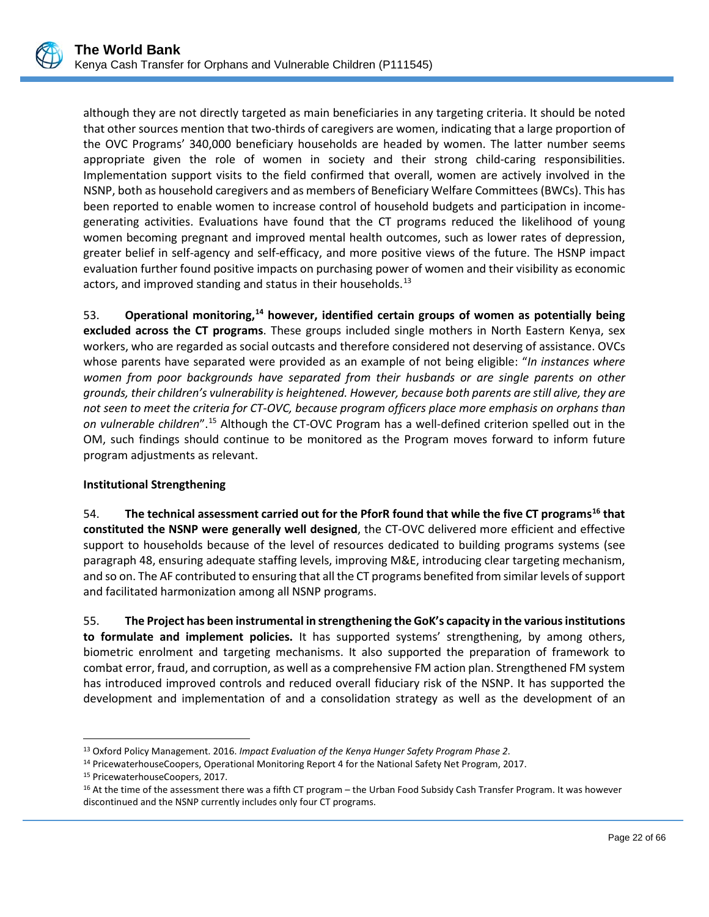although they are not directly targeted as main beneficiaries in any targeting criteria. It should be noted that other sources mention that two-thirds of caregivers are women, indicating that a large proportion of the OVC Programs' 340,000 beneficiary households are headed by women. The latter number seems appropriate given the role of women in society and their strong child-caring responsibilities. Implementation support visits to the field confirmed that overall, women are actively involved in the NSNP, both as household caregivers and as members of Beneficiary Welfare Committees (BWCs). This has been reported to enable women to increase control of household budgets and participation in income-generating activities. Evaluations have found that the CT programs reduced the likelihood of young women becoming pregnant and improved mental health outcomes, such as lower rates of depression, greater belief in self-agency and self-efficacy, and more positive views of the future. The HSNP impact evaluation further found positive impacts on purchasing power of women and their visibility as economic actors, and improved standing and status in their households.[13]

53. **Operational monitoring,[14] however, identified certain groups of women as potentially being excluded across the CT programs**. These groups included single mothers in North Eastern Kenya, sex workers, who are regarded as social outcasts and therefore considered not deserving of assistance. OVCs whose parents have separated were provided as an example of not being eligible: "*In instances where women from poor backgrounds have separated from their husbands or are single parents on other grounds, their children's vulnerability is heightened. However, because both parents are still alive, they are not seen to meet the criteria for CT-OVC, because program officers place more emphasis on orphans than on vulnerable children*".[15] Although the CT-OVC Program has a well-defined criterion spelled out in the OM, such findings should continue to be monitored as the Program moves forward to inform future program adjustments as relevant.

**Institutional Strengthening**

54. **The technical assessment carried out for the PforR found that while the five CT programs[16] that constituted the NSNP were generally well designed**, the CT-OVC delivered more efficient and effective support to households because of the level of resources dedicated to building programs systems (see paragraph 48, ensuring adequate staffing levels, improving M&E, introducing clear targeting mechanism, and so on. The AF contributed to ensuring that all the CT programs benefited from similar levels of support and facilitated harmonization among all NSNP programs.

55. **The Project has been instrumental in strengthening the GoK's capacity in the various institutions to formulate and implement policies.** It has supported systems' strengthening, by among others, biometric enrolment and targeting mechanisms. It also supported the preparation of framework to combat error, fraud, and corruption, as well as a comprehensive FM action plan. Strengthened FM system has introduced improved controls and reduced overall fiduciary risk of the NSNP. It has supported the development and implementation of and a consolidation strategy as well as the development of an

---

[13] Oxford Policy Management. 2016. *Impact Evaluation of the Kenya Hunger Safety Program Phase 2*.

[14] PricewaterhouseCoopers, Operational Monitoring Report 4 for the National Safety Net Program, 2017.

[15] PricewaterhouseCoopers, 2017.

[16] At the time of the assessment there was a fifth CT program – the Urban Food Subsidy Cash Transfer Program. It was however discontinued and the NSNP currently includes only four CT programs.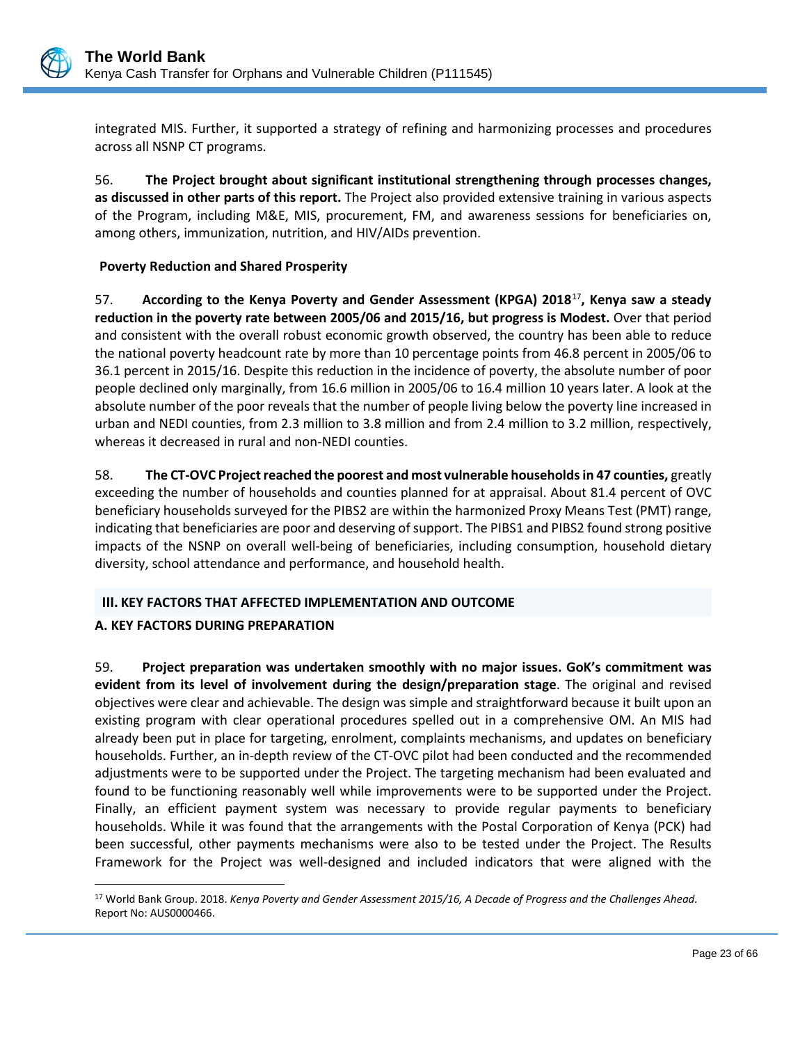integrated MIS. Further, it supported a strategy of refining and harmonizing processes and procedures across all NSNP CT programs.

56. **The Project brought about significant institutional strengthening through processes changes, as discussed in other parts of this report.** The Project also provided extensive training in various aspects of the Program, including M&E, MIS, procurement, FM, and awareness sessions for beneficiaries on, among others, immunization, nutrition, and HIV/AIDs prevention.

**Poverty Reduction and Shared Prosperity**

57. **According to the Kenya Poverty and Gender Assessment (KPGA) 2018**[17]**, Kenya saw a steady reduction in the poverty rate between 2005/06 and 2015/16, but progress is Modest.** Over that period and consistent with the overall robust economic growth observed, the country has been able to reduce the national poverty headcount rate by more than 10 percentage points from 46.8 percent in 2005/06 to 36.1 percent in 2015/16. Despite this reduction in the incidence of poverty, the absolute number of poor people declined only marginally, from 16.6 million in 2005/06 to 16.4 million 10 years later. A look at the absolute number of the poor reveals that the number of people living below the poverty line increased in urban and NEDI counties, from 2.3 million to 3.8 million and from 2.4 million to 3.2 million, respectively, whereas it decreased in rural and non-NEDI counties.

58. **The CT-OVC Project reached the poorest and most vulnerable households in 47 counties,** greatly exceeding the number of households and counties planned for at appraisal. About 81.4 percent of OVC beneficiary households surveyed for the PIBS2 are within the harmonized Proxy Means Test (PMT) range, indicating that beneficiaries are poor and deserving of support. The PIBS1 and PIBS2 found strong positive impacts of the NSNP on overall well-being of beneficiaries, including consumption, household dietary diversity, school attendance and performance, and household health.

## III. KEY FACTORS THAT AFFECTED IMPLEMENTATION AND OUTCOME

### A. KEY FACTORS DURING PREPARATION

59. **Project preparation was undertaken smoothly with no major issues. GoK's commitment was evident from its level of involvement during the design/preparation stage**. The original and revised objectives were clear and achievable. The design was simple and straightforward because it built upon an existing program with clear operational procedures spelled out in a comprehensive OM. An MIS had already been put in place for targeting, enrolment, complaints mechanisms, and updates on beneficiary households. Further, an in-depth review of the CT-OVC pilot had been conducted and the recommended adjustments were to be supported under the Project. The targeting mechanism had been evaluated and found to be functioning reasonably well while improvements were to be supported under the Project. Finally, an efficient payment system was necessary to provide regular payments to beneficiary households. While it was found that the arrangements with the Postal Corporation of Kenya (PCK) had been successful, other payments mechanisms were also to be tested under the Project. The Results Framework for the Project was well-designed and included indicators that were aligned with the

[17] World Bank Group. 2018. *Kenya Poverty and Gender Assessment 2015/16, A Decade of Progress and the Challenges Ahead.* Report No: AUS0000466.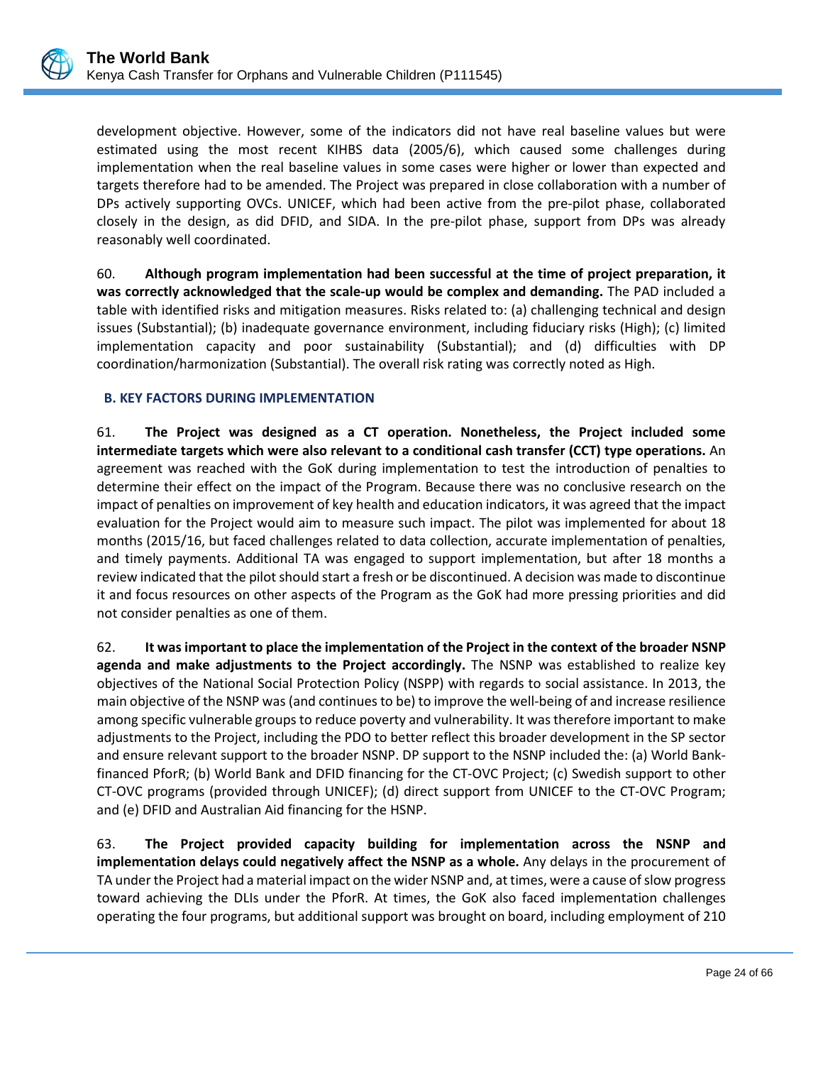development objective. However, some of the indicators did not have real baseline values but were estimated using the most recent KIHBS data (2005/6), which caused some challenges during implementation when the real baseline values in some cases were higher or lower than expected and targets therefore had to be amended. The Project was prepared in close collaboration with a number of DPs actively supporting OVCs. UNICEF, which had been active from the pre-pilot phase, collaborated closely in the design, as did DFID, and SIDA. In the pre-pilot phase, support from DPs was already reasonably well coordinated.

60. **Although program implementation had been successful at the time of project preparation, it was correctly acknowledged that the scale-up would be complex and demanding.** The PAD included a table with identified risks and mitigation measures. Risks related to: (a) challenging technical and design issues (Substantial); (b) inadequate governance environment, including fiduciary risks (High); (c) limited implementation capacity and poor sustainability (Substantial); and (d) difficulties with DP coordination/harmonization (Substantial). The overall risk rating was correctly noted as High.

### B. KEY FACTORS DURING IMPLEMENTATION

61. **The Project was designed as a CT operation. Nonetheless, the Project included some intermediate targets which were also relevant to a conditional cash transfer (CCT) type operations.** An agreement was reached with the GoK during implementation to test the introduction of penalties to determine their effect on the impact of the Program. Because there was no conclusive research on the impact of penalties on improvement of key health and education indicators, it was agreed that the impact evaluation for the Project would aim to measure such impact. The pilot was implemented for about 18 months (2015/16, but faced challenges related to data collection, accurate implementation of penalties, and timely payments. Additional TA was engaged to support implementation, but after 18 months a review indicated that the pilot should start a fresh or be discontinued. A decision was made to discontinue it and focus resources on other aspects of the Program as the GoK had more pressing priorities and did not consider penalties as one of them.

62. **It was important to place the implementation of the Project in the context of the broader NSNP agenda and make adjustments to the Project accordingly.** The NSNP was established to realize key objectives of the National Social Protection Policy (NSPP) with regards to social assistance. In 2013, the main objective of the NSNP was (and continues to be) to improve the well-being of and increase resilience among specific vulnerable groups to reduce poverty and vulnerability. It was therefore important to make adjustments to the Project, including the PDO to better reflect this broader development in the SP sector and ensure relevant support to the broader NSNP. DP support to the NSNP included the: (a) World Bank-financed PforR; (b) World Bank and DFID financing for the CT-OVC Project; (c) Swedish support to other CT-OVC programs (provided through UNICEF); (d) direct support from UNICEF to the CT-OVC Program; and (e) DFID and Australian Aid financing for the HSNP.

63. **The Project provided capacity building for implementation across the NSNP and implementation delays could negatively affect the NSNP as a whole.** Any delays in the procurement of TA under the Project had a material impact on the wider NSNP and, at times, were a cause of slow progress toward achieving the DLIs under the PforR. At times, the GoK also faced implementation challenges operating the four programs, but additional support was brought on board, including employment of 210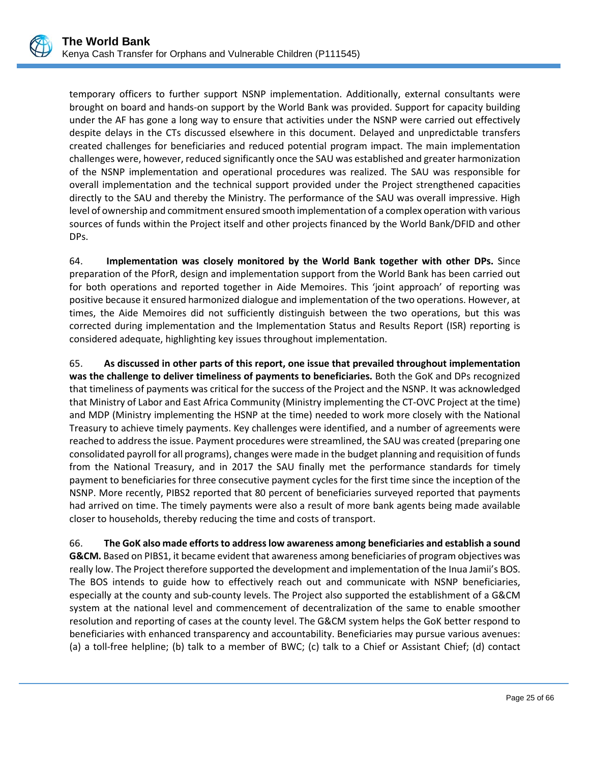temporary officers to further support NSNP implementation. Additionally, external consultants were brought on board and hands-on support by the World Bank was provided. Support for capacity building under the AF has gone a long way to ensure that activities under the NSNP were carried out effectively despite delays in the CTs discussed elsewhere in this document. Delayed and unpredictable transfers created challenges for beneficiaries and reduced potential program impact. The main implementation challenges were, however, reduced significantly once the SAU was established and greater harmonization of the NSNP implementation and operational procedures was realized. The SAU was responsible for overall implementation and the technical support provided under the Project strengthened capacities directly to the SAU and thereby the Ministry. The performance of the SAU was overall impressive. High level of ownership and commitment ensured smooth implementation of a complex operation with various sources of funds within the Project itself and other projects financed by the World Bank/DFID and other DPs.

64. **Implementation was closely monitored by the World Bank together with other DPs.** Since preparation of the PforR, design and implementation support from the World Bank has been carried out for both operations and reported together in Aide Memoires. This 'joint approach' of reporting was positive because it ensured harmonized dialogue and implementation of the two operations. However, at times, the Aide Memoires did not sufficiently distinguish between the two operations, but this was corrected during implementation and the Implementation Status and Results Report (ISR) reporting is considered adequate, highlighting key issues throughout implementation.

65. **As discussed in other parts of this report, one issue that prevailed throughout implementation was the challenge to deliver timeliness of payments to beneficiaries.** Both the GoK and DPs recognized that timeliness of payments was critical for the success of the Project and the NSNP. It was acknowledged that Ministry of Labor and East Africa Community (Ministry implementing the CT-OVC Project at the time) and MDP (Ministry implementing the HSNP at the time) needed to work more closely with the National Treasury to achieve timely payments. Key challenges were identified, and a number of agreements were reached to address the issue. Payment procedures were streamlined, the SAU was created (preparing one consolidated payroll for all programs), changes were made in the budget planning and requisition of funds from the National Treasury, and in 2017 the SAU finally met the performance standards for timely payment to beneficiaries for three consecutive payment cycles for the first time since the inception of the NSNP. More recently, PIBS2 reported that 80 percent of beneficiaries surveyed reported that payments had arrived on time. The timely payments were also a result of more bank agents being made available closer to households, thereby reducing the time and costs of transport.

66. **The GoK also made efforts to address low awareness among beneficiaries and establish a sound G&CM.** Based on PIBS1, it became evident that awareness among beneficiaries of program objectives was really low. The Project therefore supported the development and implementation of the Inua Jamii's BOS. The BOS intends to guide how to effectively reach out and communicate with NSNP beneficiaries, especially at the county and sub-county levels. The Project also supported the establishment of a G&CM system at the national level and commencement of decentralization of the same to enable smoother resolution and reporting of cases at the county level. The G&CM system helps the GoK better respond to beneficiaries with enhanced transparency and accountability. Beneficiaries may pursue various avenues: (a) a toll-free helpline; (b) talk to a member of BWC; (c) talk to a Chief or Assistant Chief; (d) contact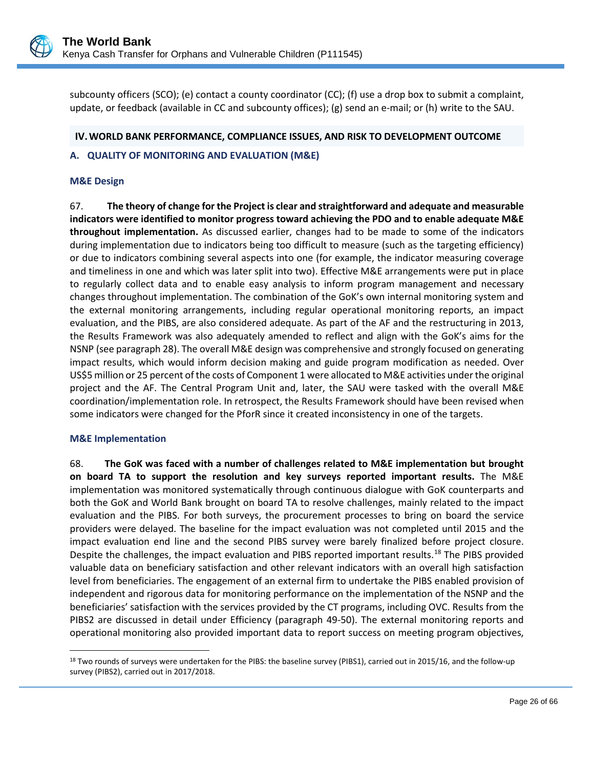subcounty officers (SCO); (e) contact a county coordinator (CC); (f) use a drop box to submit a complaint, update, or feedback (available in CC and subcounty offices); (g) send an e-mail; or (h) write to the SAU.

## IV. WORLD BANK PERFORMANCE, COMPLIANCE ISSUES, AND RISK TO DEVELOPMENT OUTCOME

### A. QUALITY OF MONITORING AND EVALUATION (M&E)

#### M&E Design

67. **The theory of change for the Project is clear and straightforward and adequate and measurable indicators were identified to monitor progress toward achieving the PDO and to enable adequate M&E throughout implementation.** As discussed earlier, changes had to be made to some of the indicators during implementation due to indicators being too difficult to measure (such as the targeting efficiency) or due to indicators combining several aspects into one (for example, the indicator measuring coverage and timeliness in one and which was later split into two). Effective M&E arrangements were put in place to regularly collect data and to enable easy analysis to inform program management and necessary changes throughout implementation. The combination of the GoK's own internal monitoring system and the external monitoring arrangements, including regular operational monitoring reports, an impact evaluation, and the PIBS, are also considered adequate. As part of the AF and the restructuring in 2013, the Results Framework was also adequately amended to reflect and align with the GoK's aims for the NSNP (see paragraph 28). The overall M&E design was comprehensive and strongly focused on generating impact results, which would inform decision making and guide program modification as needed. Over US$5 million or 25 percent of the costs of Component 1 were allocated to M&E activities under the original project and the AF. The Central Program Unit and, later, the SAU were tasked with the overall M&E coordination/implementation role. In retrospect, the Results Framework should have been revised when some indicators were changed for the PforR since it created inconsistency in one of the targets.

#### M&E Implementation

68. **The GoK was faced with a number of challenges related to M&E implementation but brought on board TA to support the resolution and key surveys reported important results.** The M&E implementation was monitored systematically through continuous dialogue with GoK counterparts and both the GoK and World Bank brought on board TA to resolve challenges, mainly related to the impact evaluation and the PIBS. For both surveys, the procurement processes to bring on board the service providers were delayed. The baseline for the impact evaluation was not completed until 2015 and the impact evaluation end line and the second PIBS survey were barely finalized before project closure. Despite the challenges, the impact evaluation and PIBS reported important results.[18] The PIBS provided valuable data on beneficiary satisfaction and other relevant indicators with an overall high satisfaction level from beneficiaries. The engagement of an external firm to undertake the PIBS enabled provision of independent and rigorous data for monitoring performance on the implementation of the NSNP and the beneficiaries' satisfaction with the services provided by the CT programs, including OVC. Results from the PIBS2 are discussed in detail under Efficiency (paragraph 49-50). The external monitoring reports and operational monitoring also provided important data to report success on meeting program objectives,

[18] Two rounds of surveys were undertaken for the PIBS: the baseline survey (PIBS1), carried out in 2015/16, and the follow-up survey (PIBS2), carried out in 2017/2018.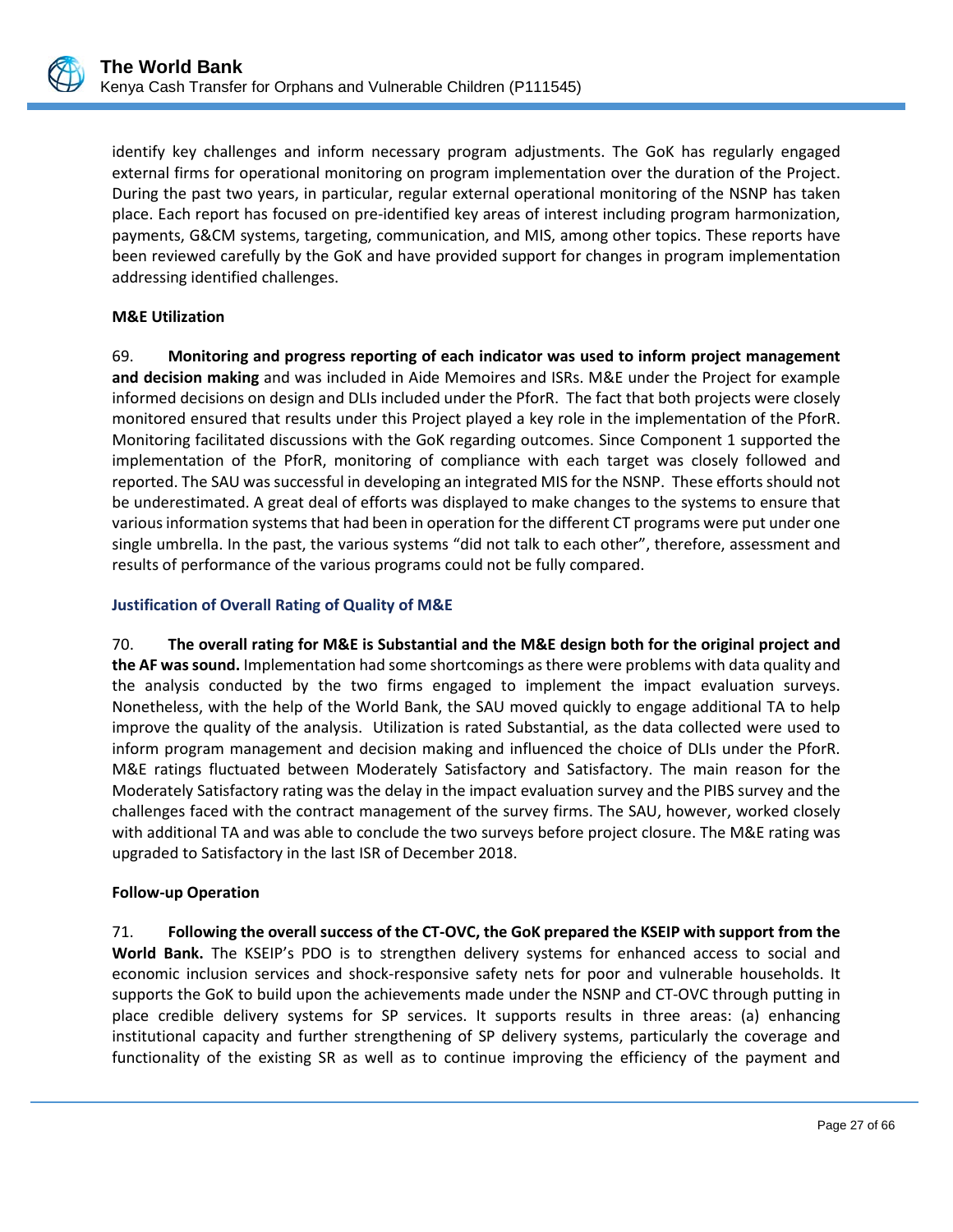identify key challenges and inform necessary program adjustments. The GoK has regularly engaged external firms for operational monitoring on program implementation over the duration of the Project. During the past two years, in particular, regular external operational monitoring of the NSNP has taken place. Each report has focused on pre-identified key areas of interest including program harmonization, payments, G&CM systems, targeting, communication, and MIS, among other topics. These reports have been reviewed carefully by the GoK and have provided support for changes in program implementation addressing identified challenges.

**M&E Utilization**

69. **Monitoring and progress reporting of each indicator was used to inform project management and decision making** and was included in Aide Memoires and ISRs. M&E under the Project for example informed decisions on design and DLIs included under the PforR. The fact that both projects were closely monitored ensured that results under this Project played a key role in the implementation of the PforR. Monitoring facilitated discussions with the GoK regarding outcomes. Since Component 1 supported the implementation of the PforR, monitoring of compliance with each target was closely followed and reported. The SAU was successful in developing an integrated MIS for the NSNP. These efforts should not be underestimated. A great deal of efforts was displayed to make changes to the systems to ensure that various information systems that had been in operation for the different CT programs were put under one single umbrella. In the past, the various systems "did not talk to each other", therefore, assessment and results of performance of the various programs could not be fully compared.

### Justification of Overall Rating of Quality of M&E

70. **The overall rating for M&E is Substantial and the M&E design both for the original project and the AF was sound.** Implementation had some shortcomings as there were problems with data quality and the analysis conducted by the two firms engaged to implement the impact evaluation surveys. Nonetheless, with the help of the World Bank, the SAU moved quickly to engage additional TA to help improve the quality of the analysis. Utilization is rated Substantial, as the data collected were used to inform program management and decision making and influenced the choice of DLIs under the PforR. M&E ratings fluctuated between Moderately Satisfactory and Satisfactory. The main reason for the Moderately Satisfactory rating was the delay in the impact evaluation survey and the PIBS survey and the challenges faced with the contract management of the survey firms. The SAU, however, worked closely with additional TA and was able to conclude the two surveys before project closure. The M&E rating was upgraded to Satisfactory in the last ISR of December 2018.

**Follow-up Operation**

71. **Following the overall success of the CT-OVC, the GoK prepared the KSEIP with support from the World Bank.** The KSEIP's PDO is to strengthen delivery systems for enhanced access to social and economic inclusion services and shock-responsive safety nets for poor and vulnerable households. It supports the GoK to build upon the achievements made under the NSNP and CT-OVC through putting in place credible delivery systems for SP services. It supports results in three areas: (a) enhancing institutional capacity and further strengthening of SP delivery systems, particularly the coverage and functionality of the existing SR as well as to continue improving the efficiency of the payment and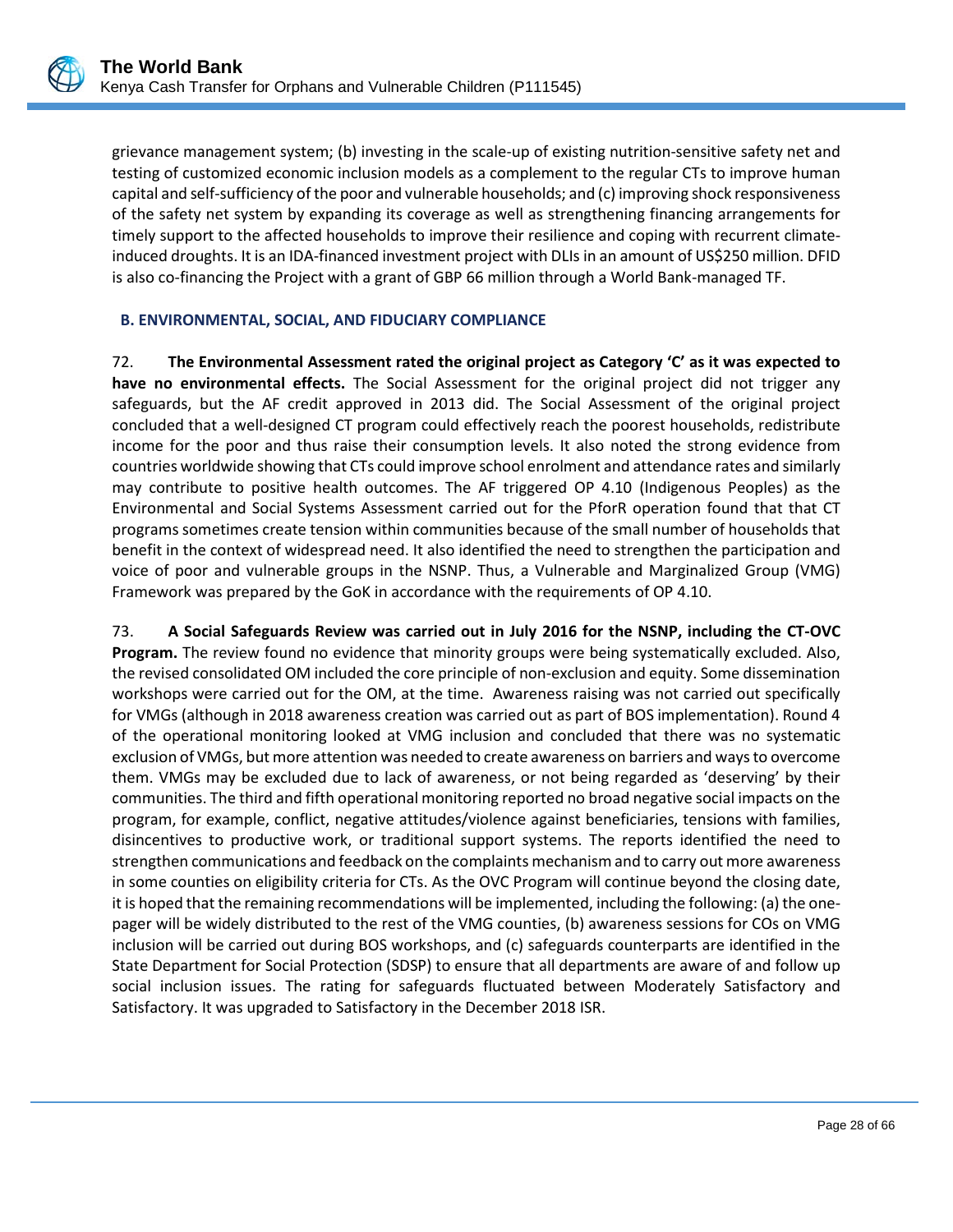grievance management system; (b) investing in the scale-up of existing nutrition-sensitive safety net and testing of customized economic inclusion models as a complement to the regular CTs to improve human capital and self-sufficiency of the poor and vulnerable households; and (c) improving shock responsiveness of the safety net system by expanding its coverage as well as strengthening financing arrangements for timely support to the affected households to improve their resilience and coping with recurrent climate-induced droughts. It is an IDA-financed investment project with DLIs in an amount of US$250 million. DFID is also co-financing the Project with a grant of GBP 66 million through a World Bank-managed TF.

### B. ENVIRONMENTAL, SOCIAL, AND FIDUCIARY COMPLIANCE

72. **The Environmental Assessment rated the original project as Category 'C' as it was expected to have no environmental effects.** The Social Assessment for the original project did not trigger any safeguards, but the AF credit approved in 2013 did. The Social Assessment of the original project concluded that a well-designed CT program could effectively reach the poorest households, redistribute income for the poor and thus raise their consumption levels. It also noted the strong evidence from countries worldwide showing that CTs could improve school enrolment and attendance rates and similarly may contribute to positive health outcomes. The AF triggered OP 4.10 (Indigenous Peoples) as the Environmental and Social Systems Assessment carried out for the PforR operation found that that CT programs sometimes create tension within communities because of the small number of households that benefit in the context of widespread need. It also identified the need to strengthen the participation and voice of poor and vulnerable groups in the NSNP. Thus, a Vulnerable and Marginalized Group (VMG) Framework was prepared by the GoK in accordance with the requirements of OP 4.10.

73. **A Social Safeguards Review was carried out in July 2016 for the NSNP, including the CT-OVC Program.** The review found no evidence that minority groups were being systematically excluded. Also, the revised consolidated OM included the core principle of non-exclusion and equity. Some dissemination workshops were carried out for the OM, at the time. Awareness raising was not carried out specifically for VMGs (although in 2018 awareness creation was carried out as part of BOS implementation). Round 4 of the operational monitoring looked at VMG inclusion and concluded that there was no systematic exclusion of VMGs, but more attention was needed to create awareness on barriers and ways to overcome them. VMGs may be excluded due to lack of awareness, or not being regarded as 'deserving' by their communities. The third and fifth operational monitoring reported no broad negative social impacts on the program, for example, conflict, negative attitudes/violence against beneficiaries, tensions with families, disincentives to productive work, or traditional support systems. The reports identified the need to strengthen communications and feedback on the complaints mechanism and to carry out more awareness in some counties on eligibility criteria for CTs. As the OVC Program will continue beyond the closing date, it is hoped that the remaining recommendations will be implemented, including the following: (a) the one-pager will be widely distributed to the rest of the VMG counties, (b) awareness sessions for COs on VMG inclusion will be carried out during BOS workshops, and (c) safeguards counterparts are identified in the State Department for Social Protection (SDSP) to ensure that all departments are aware of and follow up social inclusion issues. The rating for safeguards fluctuated between Moderately Satisfactory and Satisfactory. It was upgraded to Satisfactory in the December 2018 ISR.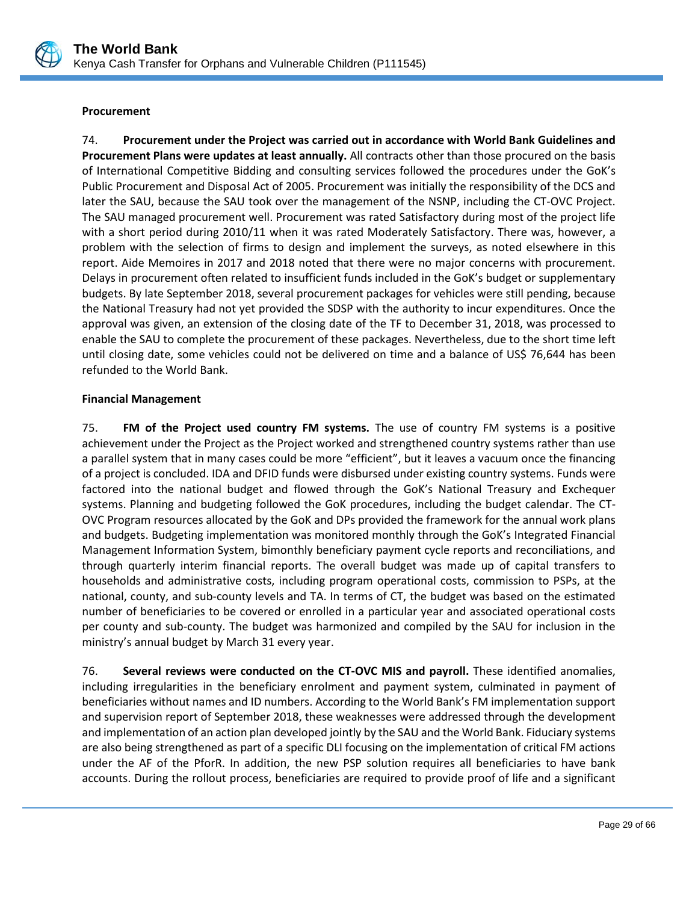**Procurement**

74. **Procurement under the Project was carried out in accordance with World Bank Guidelines and Procurement Plans were updates at least annually.** All contracts other than those procured on the basis of International Competitive Bidding and consulting services followed the procedures under the GoK's Public Procurement and Disposal Act of 2005. Procurement was initially the responsibility of the DCS and later the SAU, because the SAU took over the management of the NSNP, including the CT-OVC Project. The SAU managed procurement well. Procurement was rated Satisfactory during most of the project life with a short period during 2010/11 when it was rated Moderately Satisfactory. There was, however, a problem with the selection of firms to design and implement the surveys, as noted elsewhere in this report. Aide Memoires in 2017 and 2018 noted that there were no major concerns with procurement. Delays in procurement often related to insufficient funds included in the GoK's budget or supplementary budgets. By late September 2018, several procurement packages for vehicles were still pending, because the National Treasury had not yet provided the SDSP with the authority to incur expenditures. Once the approval was given, an extension of the closing date of the TF to December 31, 2018, was processed to enable the SAU to complete the procurement of these packages. Nevertheless, due to the short time left until closing date, some vehicles could not be delivered on time and a balance of US$ 76,644 has been refunded to the World Bank.

**Financial Management**

75. **FM of the Project used country FM systems.** The use of country FM systems is a positive achievement under the Project as the Project worked and strengthened country systems rather than use a parallel system that in many cases could be more "efficient", but it leaves a vacuum once the financing of a project is concluded. IDA and DFID funds were disbursed under existing country systems. Funds were factored into the national budget and flowed through the GoK's National Treasury and Exchequer systems. Planning and budgeting followed the GoK procedures, including the budget calendar. The CT-OVC Program resources allocated by the GoK and DPs provided the framework for the annual work plans and budgets. Budgeting implementation was monitored monthly through the GoK's Integrated Financial Management Information System, bimonthly beneficiary payment cycle reports and reconciliations, and through quarterly interim financial reports. The overall budget was made up of capital transfers to households and administrative costs, including program operational costs, commission to PSPs, at the national, county, and sub-county levels and TA. In terms of CT, the budget was based on the estimated number of beneficiaries to be covered or enrolled in a particular year and associated operational costs per county and sub-county. The budget was harmonized and compiled by the SAU for inclusion in the ministry's annual budget by March 31 every year.

76. **Several reviews were conducted on the CT-OVC MIS and payroll.** These identified anomalies, including irregularities in the beneficiary enrolment and payment system, culminated in payment of beneficiaries without names and ID numbers. According to the World Bank's FM implementation support and supervision report of September 2018, these weaknesses were addressed through the development and implementation of an action plan developed jointly by the SAU and the World Bank. Fiduciary systems are also being strengthened as part of a specific DLI focusing on the implementation of critical FM actions under the AF of the PforR. In addition, the new PSP solution requires all beneficiaries to have bank accounts. During the rollout process, beneficiaries are required to provide proof of life and a significant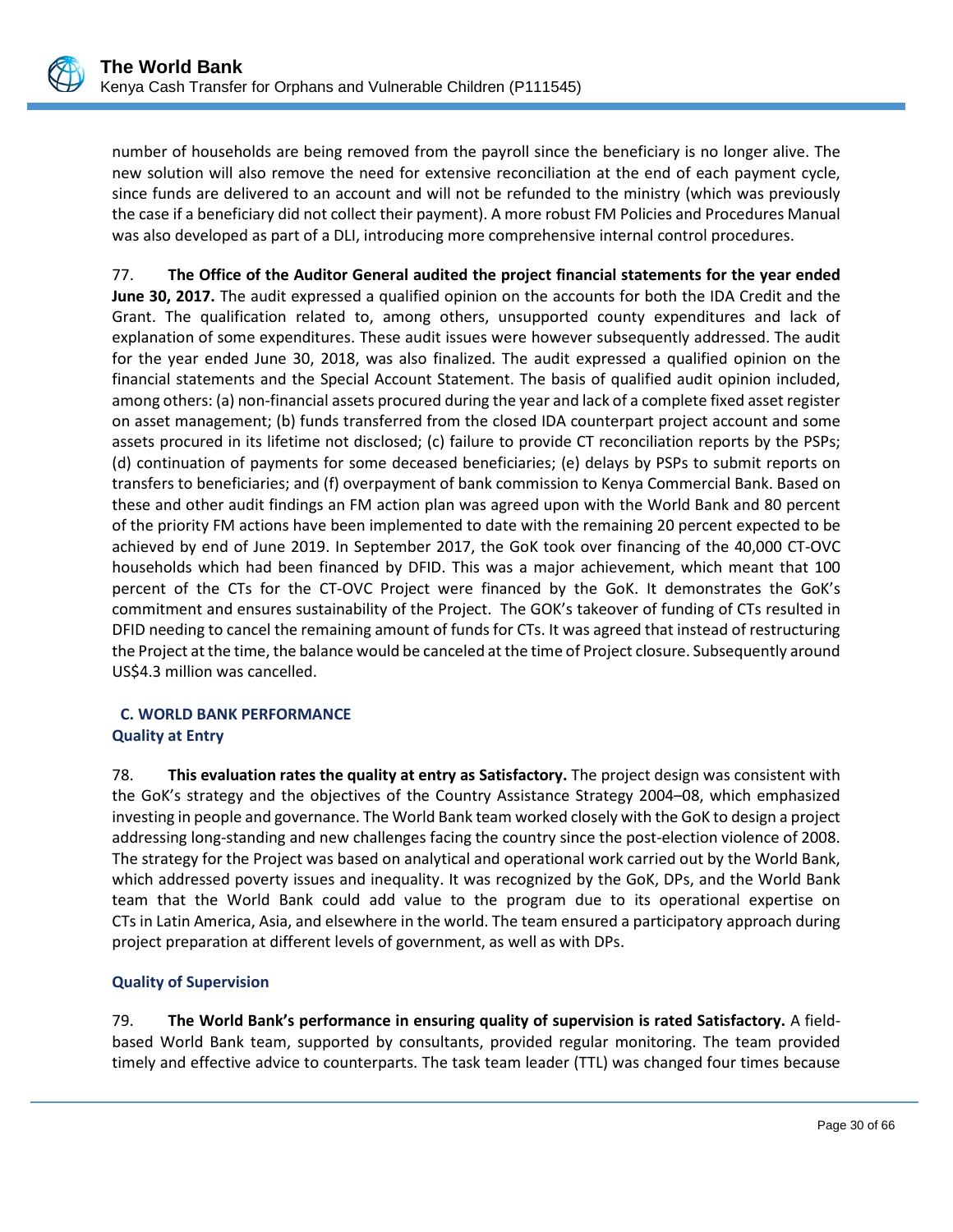number of households are being removed from the payroll since the beneficiary is no longer alive. The new solution will also remove the need for extensive reconciliation at the end of each payment cycle, since funds are delivered to an account and will not be refunded to the ministry (which was previously the case if a beneficiary did not collect their payment). A more robust FM Policies and Procedures Manual was also developed as part of a DLI, introducing more comprehensive internal control procedures.

77. **The Office of the Auditor General audited the project financial statements for the year ended June 30, 2017.** The audit expressed a qualified opinion on the accounts for both the IDA Credit and the Grant. The qualification related to, among others, unsupported county expenditures and lack of explanation of some expenditures. These audit issues were however subsequently addressed. The audit for the year ended June 30, 2018, was also finalized. The audit expressed a qualified opinion on the financial statements and the Special Account Statement. The basis of qualified audit opinion included, among others: (a) non-financial assets procured during the year and lack of a complete fixed asset register on asset management; (b) funds transferred from the closed IDA counterpart project account and some assets procured in its lifetime not disclosed; (c) failure to provide CT reconciliation reports by the PSPs; (d) continuation of payments for some deceased beneficiaries; (e) delays by PSPs to submit reports on transfers to beneficiaries; and (f) overpayment of bank commission to Kenya Commercial Bank. Based on these and other audit findings an FM action plan was agreed upon with the World Bank and 80 percent of the priority FM actions have been implemented to date with the remaining 20 percent expected to be achieved by end of June 2019. In September 2017, the GoK took over financing of the 40,000 CT-OVC households which had been financed by DFID. This was a major achievement, which meant that 100 percent of the CTs for the CT-OVC Project were financed by the GoK. It demonstrates the GoK's commitment and ensures sustainability of the Project. The GOK's takeover of funding of CTs resulted in DFID needing to cancel the remaining amount of funds for CTs. It was agreed that instead of restructuring the Project at the time, the balance would be canceled at the time of Project closure. Subsequently around US$4.3 million was cancelled.

## C. WORLD BANK PERFORMANCE

### Quality at Entry

78. **This evaluation rates the quality at entry as Satisfactory.** The project design was consistent with the GoK's strategy and the objectives of the Country Assistance Strategy 2004–08, which emphasized investing in people and governance. The World Bank team worked closely with the GoK to design a project addressing long-standing and new challenges facing the country since the post-election violence of 2008. The strategy for the Project was based on analytical and operational work carried out by the World Bank, which addressed poverty issues and inequality. It was recognized by the GoK, DPs, and the World Bank team that the World Bank could add value to the program due to its operational expertise on CTs in Latin America, Asia, and elsewhere in the world. The team ensured a participatory approach during project preparation at different levels of government, as well as with DPs.

### Quality of Supervision

79. **The World Bank's performance in ensuring quality of supervision is rated Satisfactory.** A field-based World Bank team, supported by consultants, provided regular monitoring. The team provided timely and effective advice to counterparts. The task team leader (TTL) was changed four times because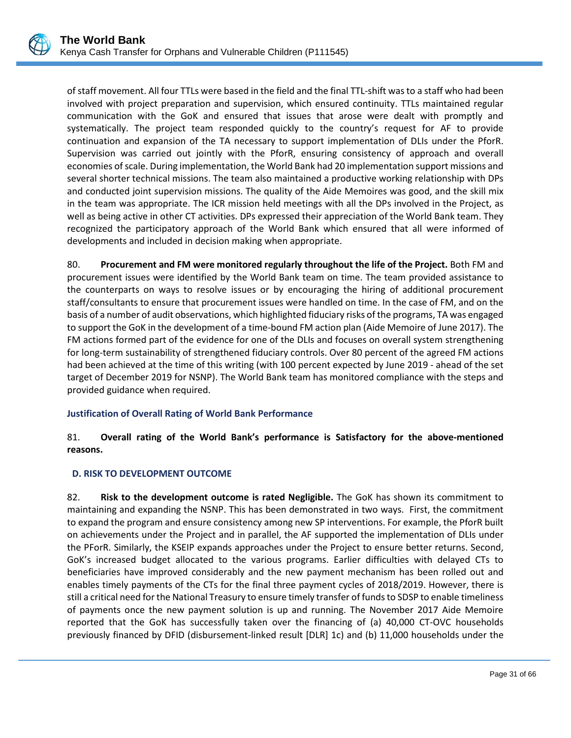of staff movement. All four TTLs were based in the field and the final TTL-shift was to a staff who had been involved with project preparation and supervision, which ensured continuity. TTLs maintained regular communication with the GoK and ensured that issues that arose were dealt with promptly and systematically. The project team responded quickly to the country's request for AF to provide continuation and expansion of the TA necessary to support implementation of DLIs under the PforR. Supervision was carried out jointly with the PforR, ensuring consistency of approach and overall economies of scale. During implementation, the World Bank had 20 implementation support missions and several shorter technical missions. The team also maintained a productive working relationship with DPs and conducted joint supervision missions. The quality of the Aide Memoires was good, and the skill mix in the team was appropriate. The ICR mission held meetings with all the DPs involved in the Project, as well as being active in other CT activities. DPs expressed their appreciation of the World Bank team. They recognized the participatory approach of the World Bank which ensured that all were informed of developments and included in decision making when appropriate.

80. **Procurement and FM were monitored regularly throughout the life of the Project.** Both FM and procurement issues were identified by the World Bank team on time. The team provided assistance to the counterparts on ways to resolve issues or by encouraging the hiring of additional procurement staff/consultants to ensure that procurement issues were handled on time. In the case of FM, and on the basis of a number of audit observations, which highlighted fiduciary risks of the programs, TA was engaged to support the GoK in the development of a time-bound FM action plan (Aide Memoire of June 2017). The FM actions formed part of the evidence for one of the DLIs and focuses on overall system strengthening for long-term sustainability of strengthened fiduciary controls. Over 80 percent of the agreed FM actions had been achieved at the time of this writing (with 100 percent expected by June 2019 - ahead of the set target of December 2019 for NSNP). The World Bank team has monitored compliance with the steps and provided guidance when required.

### Justification of Overall Rating of World Bank Performance

81. **Overall rating of the World Bank's performance is Satisfactory for the above-mentioned reasons.**

## D. RISK TO DEVELOPMENT OUTCOME

82. **Risk to the development outcome is rated Negligible.** The GoK has shown its commitment to maintaining and expanding the NSNP. This has been demonstrated in two ways. First, the commitment to expand the program and ensure consistency among new SP interventions. For example, the PforR built on achievements under the Project and in parallel, the AF supported the implementation of DLIs under the PForR. Similarly, the KSEIP expands approaches under the Project to ensure better returns. Second, GoK's increased budget allocated to the various programs. Earlier difficulties with delayed CTs to beneficiaries have improved considerably and the new payment mechanism has been rolled out and enables timely payments of the CTs for the final three payment cycles of 2018/2019. However, there is still a critical need for the National Treasury to ensure timely transfer of funds to SDSP to enable timeliness of payments once the new payment solution is up and running. The November 2017 Aide Memoire reported that the GoK has successfully taken over the financing of (a) 40,000 CT-OVC households previously financed by DFID (disbursement-linked result [DLR] 1c) and (b) 11,000 households under the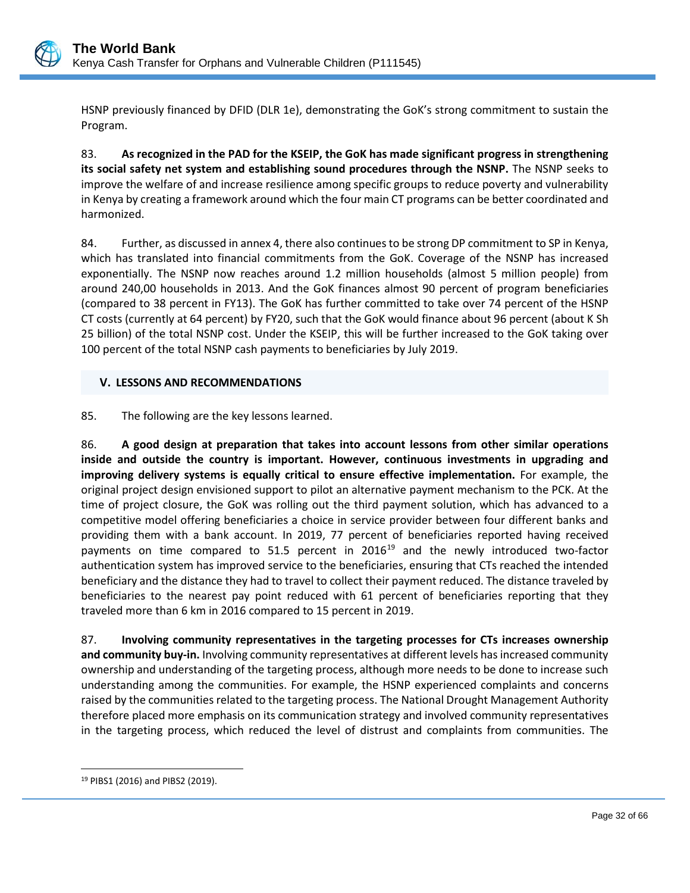HSNP previously financed by DFID (DLR 1e), demonstrating the GoK's strong commitment to sustain the Program.

83. **As recognized in the PAD for the KSEIP, the GoK has made significant progress in strengthening its social safety net system and establishing sound procedures through the NSNP.** The NSNP seeks to improve the welfare of and increase resilience among specific groups to reduce poverty and vulnerability in Kenya by creating a framework around which the four main CT programs can be better coordinated and harmonized.

84. Further, as discussed in annex 4, there also continues to be strong DP commitment to SP in Kenya, which has translated into financial commitments from the GoK. Coverage of the NSNP has increased exponentially. The NSNP now reaches around 1.2 million households (almost 5 million people) from around 240,00 households in 2013. And the GoK finances almost 90 percent of program beneficiaries (compared to 38 percent in FY13). The GoK has further committed to take over 74 percent of the HSNP CT costs (currently at 64 percent) by FY20, such that the GoK would finance about 96 percent (about K Sh 25 billion) of the total NSNP cost. Under the KSEIP, this will be further increased to the GoK taking over 100 percent of the total NSNP cash payments to beneficiaries by July 2019.

## V. LESSONS AND RECOMMENDATIONS

85. The following are the key lessons learned.

86. **A good design at preparation that takes into account lessons from other similar operations inside and outside the country is important. However, continuous investments in upgrading and improving delivery systems is equally critical to ensure effective implementation.** For example, the original project design envisioned support to pilot an alternative payment mechanism to the PCK. At the time of project closure, the GoK was rolling out the third payment solution, which has advanced to a competitive model offering beneficiaries a choice in service provider between four different banks and providing them with a bank account. In 2019, 77 percent of beneficiaries reported having received payments on time compared to 51.5 percent in 2016[19] and the newly introduced two-factor authentication system has improved service to the beneficiaries, ensuring that CTs reached the intended beneficiary and the distance they had to travel to collect their payment reduced. The distance traveled by beneficiaries to the nearest pay point reduced with 61 percent of beneficiaries reporting that they traveled more than 6 km in 2016 compared to 15 percent in 2019.

87. **Involving community representatives in the targeting processes for CTs increases ownership and community buy-in.** Involving community representatives at different levels has increased community ownership and understanding of the targeting process, although more needs to be done to increase such understanding among the communities. For example, the HSNP experienced complaints and concerns raised by the communities related to the targeting process. The National Drought Management Authority therefore placed more emphasis on its communication strategy and involved community representatives in the targeting process, which reduced the level of distrust and complaints from communities. The

[19] PIBS1 (2016) and PIBS2 (2019).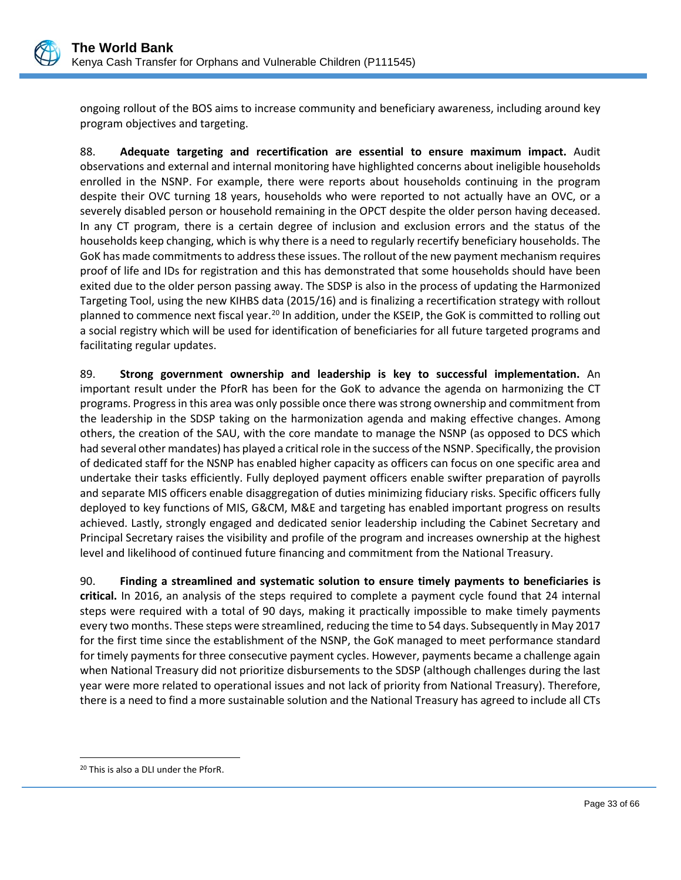ongoing rollout of the BOS aims to increase community and beneficiary awareness, including around key program objectives and targeting.

88. **Adequate targeting and recertification are essential to ensure maximum impact.** Audit observations and external and internal monitoring have highlighted concerns about ineligible households enrolled in the NSNP. For example, there were reports about households continuing in the program despite their OVC turning 18 years, households who were reported to not actually have an OVC, or a severely disabled person or household remaining in the OPCT despite the older person having deceased. In any CT program, there is a certain degree of inclusion and exclusion errors and the status of the households keep changing, which is why there is a need to regularly recertify beneficiary households. The GoK has made commitments to address these issues. The rollout of the new payment mechanism requires proof of life and IDs for registration and this has demonstrated that some households should have been exited due to the older person passing away. The SDSP is also in the process of updating the Harmonized Targeting Tool, using the new KIHBS data (2015/16) and is finalizing a recertification strategy with rollout planned to commence next fiscal year.[20] In addition, under the KSEIP, the GoK is committed to rolling out a social registry which will be used for identification of beneficiaries for all future targeted programs and facilitating regular updates.

89. **Strong government ownership and leadership is key to successful implementation.** An important result under the PforR has been for the GoK to advance the agenda on harmonizing the CT programs. Progress in this area was only possible once there was strong ownership and commitment from the leadership in the SDSP taking on the harmonization agenda and making effective changes. Among others, the creation of the SAU, with the core mandate to manage the NSNP (as opposed to DCS which had several other mandates) has played a critical role in the success of the NSNP. Specifically, the provision of dedicated staff for the NSNP has enabled higher capacity as officers can focus on one specific area and undertake their tasks efficiently. Fully deployed payment officers enable swifter preparation of payrolls and separate MIS officers enable disaggregation of duties minimizing fiduciary risks. Specific officers fully deployed to key functions of MIS, G&CM, M&E and targeting has enabled important progress on results achieved. Lastly, strongly engaged and dedicated senior leadership including the Cabinet Secretary and Principal Secretary raises the visibility and profile of the program and increases ownership at the highest level and likelihood of continued future financing and commitment from the National Treasury.

90. **Finding a streamlined and systematic solution to ensure timely payments to beneficiaries is critical.** In 2016, an analysis of the steps required to complete a payment cycle found that 24 internal steps were required with a total of 90 days, making it practically impossible to make timely payments every two months. These steps were streamlined, reducing the time to 54 days. Subsequently in May 2017 for the first time since the establishment of the NSNP, the GoK managed to meet performance standard for timely payments for three consecutive payment cycles. However, payments became a challenge again when National Treasury did not prioritize disbursements to the SDSP (although challenges during the last year were more related to operational issues and not lack of priority from National Treasury). Therefore, there is a need to find a more sustainable solution and the National Treasury has agreed to include all CTs

[20] This is also a DLI under the PforR.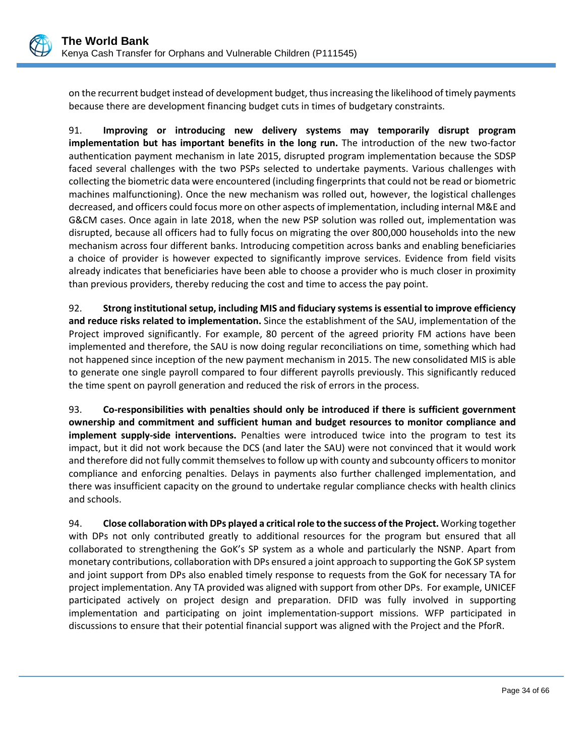on the recurrent budget instead of development budget, thus increasing the likelihood of timely payments because there are development financing budget cuts in times of budgetary constraints.

91. **Improving or introducing new delivery systems may temporarily disrupt program implementation but has important benefits in the long run.** The introduction of the new two-factor authentication payment mechanism in late 2015, disrupted program implementation because the SDSP faced several challenges with the two PSPs selected to undertake payments. Various challenges with collecting the biometric data were encountered (including fingerprints that could not be read or biometric machines malfunctioning). Once the new mechanism was rolled out, however, the logistical challenges decreased, and officers could focus more on other aspects of implementation, including internal M&E and G&CM cases. Once again in late 2018, when the new PSP solution was rolled out, implementation was disrupted, because all officers had to fully focus on migrating the over 800,000 households into the new mechanism across four different banks. Introducing competition across banks and enabling beneficiaries a choice of provider is however expected to significantly improve services. Evidence from field visits already indicates that beneficiaries have been able to choose a provider who is much closer in proximity than previous providers, thereby reducing the cost and time to access the pay point.

92. **Strong institutional setup, including MIS and fiduciary systems is essential to improve efficiency and reduce risks related to implementation.** Since the establishment of the SAU, implementation of the Project improved significantly. For example, 80 percent of the agreed priority FM actions have been implemented and therefore, the SAU is now doing regular reconciliations on time, something which had not happened since inception of the new payment mechanism in 2015. The new consolidated MIS is able to generate one single payroll compared to four different payrolls previously. This significantly reduced the time spent on payroll generation and reduced the risk of errors in the process.

93. **Co-responsibilities with penalties should only be introduced if there is sufficient government ownership and commitment and sufficient human and budget resources to monitor compliance and implement supply-side interventions.** Penalties were introduced twice into the program to test its impact, but it did not work because the DCS (and later the SAU) were not convinced that it would work and therefore did not fully commit themselves to follow up with county and subcounty officers to monitor compliance and enforcing penalties. Delays in payments also further challenged implementation, and there was insufficient capacity on the ground to undertake regular compliance checks with health clinics and schools.

94. **Close collaboration with DPs played a critical role to the success of the Project.** Working together with DPs not only contributed greatly to additional resources for the program but ensured that all collaborated to strengthening the GoK's SP system as a whole and particularly the NSNP. Apart from monetary contributions, collaboration with DPs ensured a joint approach to supporting the GoK SP system and joint support from DPs also enabled timely response to requests from the GoK for necessary TA for project implementation. Any TA provided was aligned with support from other DPs. For example, UNICEF participated actively on project design and preparation. DFID was fully involved in supporting implementation and participating on joint implementation-support missions. WFP participated in discussions to ensure that their potential financial support was aligned with the Project and the PforR.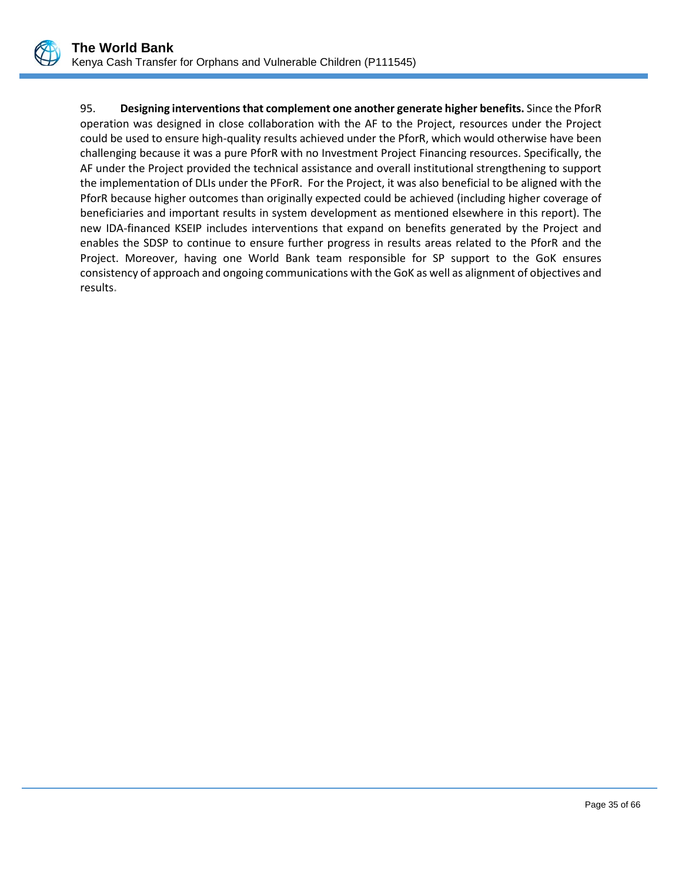95. **Designing interventions that complement one another generate higher benefits.** Since the PforR operation was designed in close collaboration with the AF to the Project, resources under the Project could be used to ensure high-quality results achieved under the PforR, which would otherwise have been challenging because it was a pure PforR with no Investment Project Financing resources. Specifically, the AF under the Project provided the technical assistance and overall institutional strengthening to support the implementation of DLIs under the PForR. For the Project, it was also beneficial to be aligned with the PforR because higher outcomes than originally expected could be achieved (including higher coverage of beneficiaries and important results in system development as mentioned elsewhere in this report). The new IDA-financed KSEIP includes interventions that expand on benefits generated by the Project and enables the SDSP to continue to ensure further progress in results areas related to the PforR and the Project. Moreover, having one World Bank team responsible for SP support to the GoK ensures consistency of approach and ongoing communications with the GoK as well as alignment of objectives and results.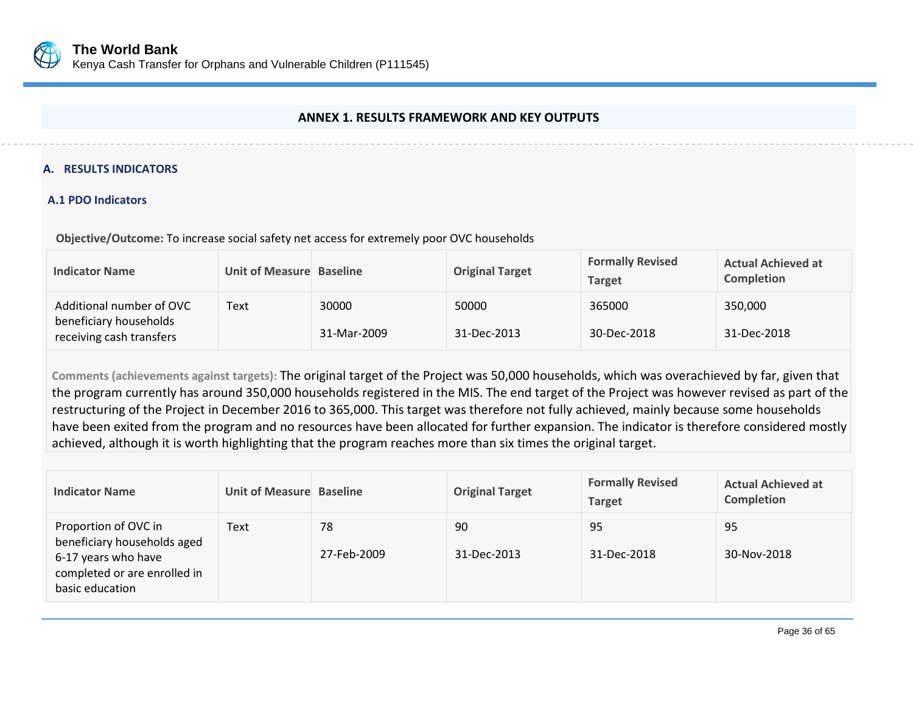## ANNEX 1. RESULTS FRAMEWORK AND KEY OUTPUTS

### A. RESULTS INDICATORS

#### A.1 PDO Indicators

**Objective/Outcome:** To increase social safety net access for extremely poor OVC households

| Indicator Name | Unit of Measure | Baseline | Original Target | Formally Revised Target | Actual Achieved at Completion |
|---|---|---|---|---|---|
| Additional number of OVC beneficiary households receiving cash transfers | Text | 30000<br>31-Mar-2009 | 50000<br>31-Dec-2013 | 365000<br>30-Dec-2018 | 350,000<br>31-Dec-2018 |

**Comments (achievements against targets):** The original target of the Project was 50,000 households, which was overachieved by far, given that the program currently has around 350,000 households registered in the MIS. The end target of the Project was however revised as part of the restructuring of the Project in December 2016 to 365,000. This target was therefore not fully achieved, mainly because some households have been exited from the program and no resources have been allocated for further expansion. The indicator is therefore considered mostly achieved, although it is worth highlighting that the program reaches more than six times the original target.

| Indicator Name | Unit of Measure | Baseline | Original Target | Formally Revised Target | Actual Achieved at Completion |
|---|---|---|---|---|---|
| Proportion of OVC in beneficiary households aged 6-17 years who have completed or are enrolled in basic education | Text | 78<br>27-Feb-2009 | 90<br>31-Dec-2013 | 95<br>31-Dec-2018 | 95<br>30-Nov-2018 |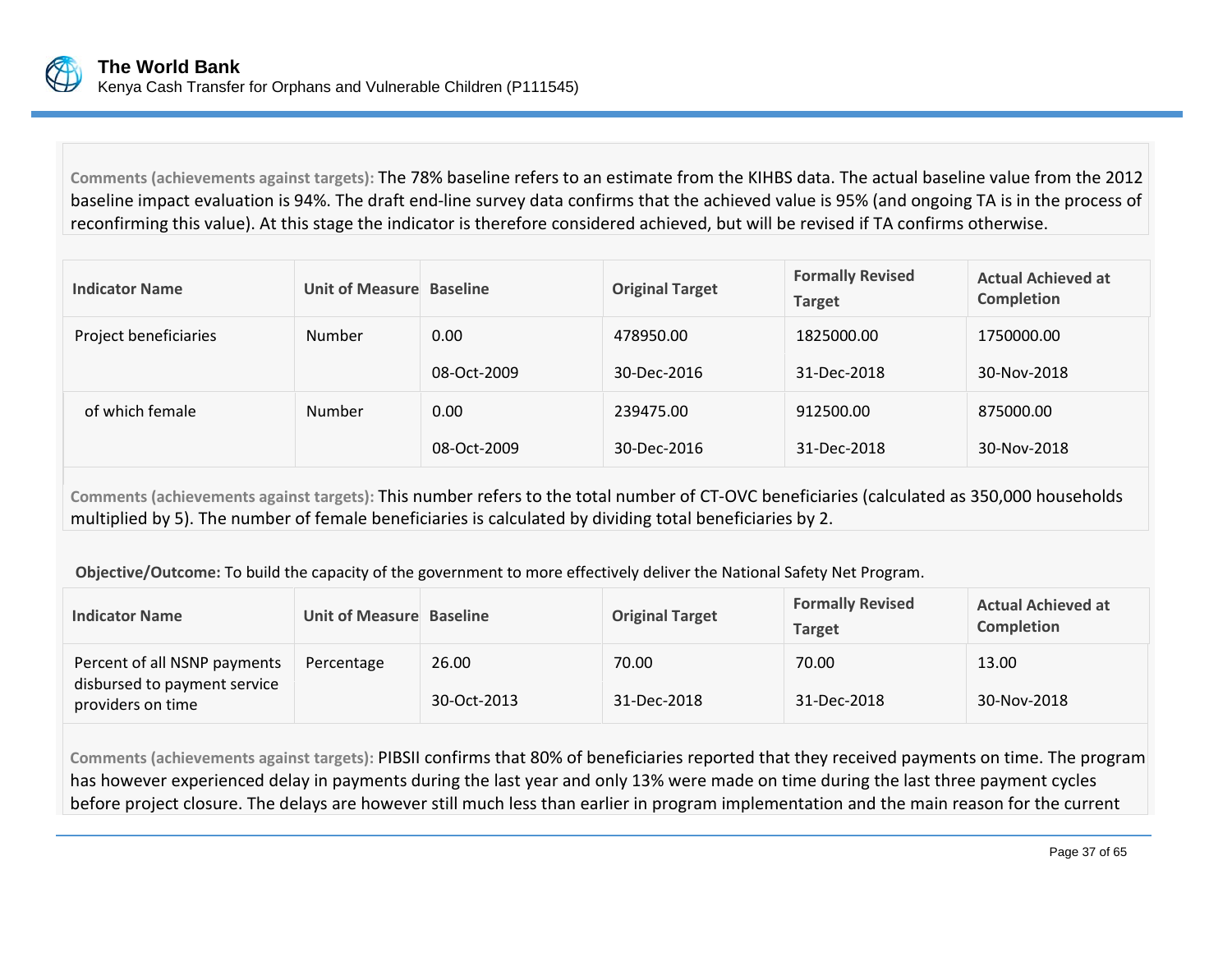**Comments (achievements against targets):** The 78% baseline refers to an estimate from the KIHBS data. The actual baseline value from the 2012 baseline impact evaluation is 94%. The draft end-line survey data confirms that the achieved value is 95% (and ongoing TA is in the process of reconfirming this value). At this stage the indicator is therefore considered achieved, but will be revised if TA confirms otherwise.

| Indicator Name | Unit of Measure | Baseline | Original Target | Formally Revised Target | Actual Achieved at Completion |
|---|---|---|---|---|---|
| Project beneficiaries | Number | 0.00<br>08-Oct-2009 | 478950.00<br>30-Dec-2016 | 1825000.00<br>31-Dec-2018 | 1750000.00<br>30-Nov-2018 |
| of which female | Number | 0.00<br>08-Oct-2009 | 239475.00<br>30-Dec-2016 | 912500.00<br>31-Dec-2018 | 875000.00<br>30-Nov-2018 |

**Comments (achievements against targets):** This number refers to the total number of CT-OVC beneficiaries (calculated as 350,000 households multiplied by 5). The number of female beneficiaries is calculated by dividing total beneficiaries by 2.

**Objective/Outcome:** To build the capacity of the government to more effectively deliver the National Safety Net Program.

| Indicator Name | Unit of Measure | Baseline | Original Target | Formally Revised Target | Actual Achieved at Completion |
|---|---|---|---|---|---|
| Percent of all NSNP payments disbursed to payment service providers on time | Percentage | 26.00<br>30-Oct-2013 | 70.00<br>31-Dec-2018 | 70.00<br>31-Dec-2018 | 13.00<br>30-Nov-2018 |

**Comments (achievements against targets):** PIBSII confirms that 80% of beneficiaries reported that they received payments on time. The program has however experienced delay in payments during the last year and only 13% were made on time during the last three payment cycles before project closure. The delays are however still much less than earlier in program implementation and the main reason for the current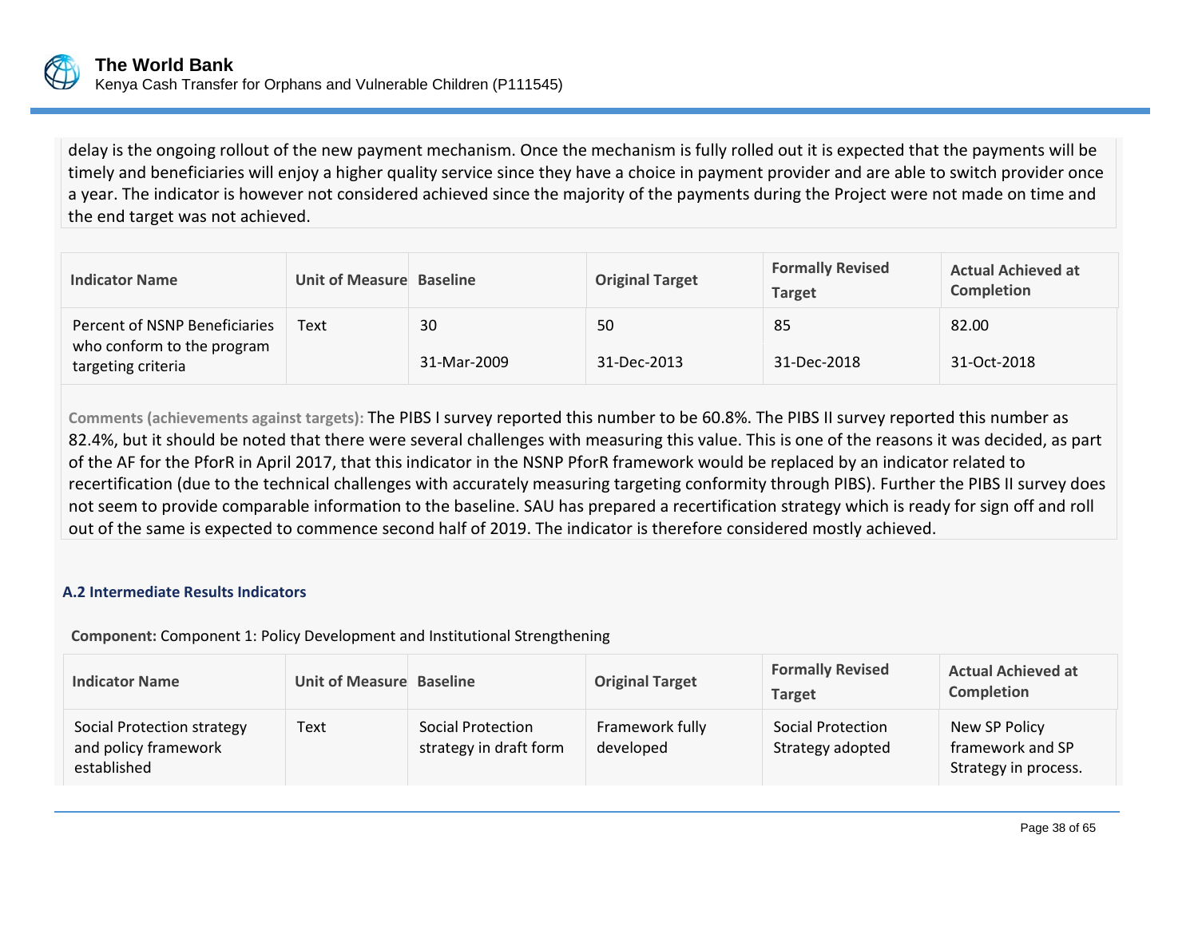delay is the ongoing rollout of the new payment mechanism. Once the mechanism is fully rolled out it is expected that the payments will be timely and beneficiaries will enjoy a higher quality service since they have a choice in payment provider and are able to switch provider once a year. The indicator is however not considered achieved since the majority of the payments during the Project were not made on time and the end target was not achieved.

| Indicator Name | Unit of Measure | Baseline | Original Target | Formally Revised Target | Actual Achieved at Completion |
|---|---|---|---|---|---|
| Percent of NSNP Beneficiaries who conform to the program targeting criteria | Text | 30<br><br>31-Mar-2009 | 50<br><br>31-Dec-2013 | 85<br><br>31-Dec-2018 | 82.00<br><br>31-Oct-2018 |

**Comments (achievements against targets):** The PIBS I survey reported this number to be 60.8%. The PIBS II survey reported this number as 82.4%, but it should be noted that there were several challenges with measuring this value. This is one of the reasons it was decided, as part of the AF for the PforR in April 2017, that this indicator in the NSNP PforR framework would be replaced by an indicator related to recertification (due to the technical challenges with accurately measuring targeting conformity through PIBS). Further the PIBS II survey does not seem to provide comparable information to the baseline. SAU has prepared a recertification strategy which is ready for sign off and roll out of the same is expected to commence second half of 2019. The indicator is therefore considered mostly achieved.

### A.2 Intermediate Results Indicators

**Component:** Component 1: Policy Development and Institutional Strengthening

| Indicator Name | Unit of Measure | Baseline | Original Target | Formally Revised Target | Actual Achieved at Completion |
|---|---|---|---|---|---|
| Social Protection strategy and policy framework established | Text | Social Protection strategy in draft form | Framework fully developed | Social Protection Strategy adopted | New SP Policy framework and SP Strategy in process. |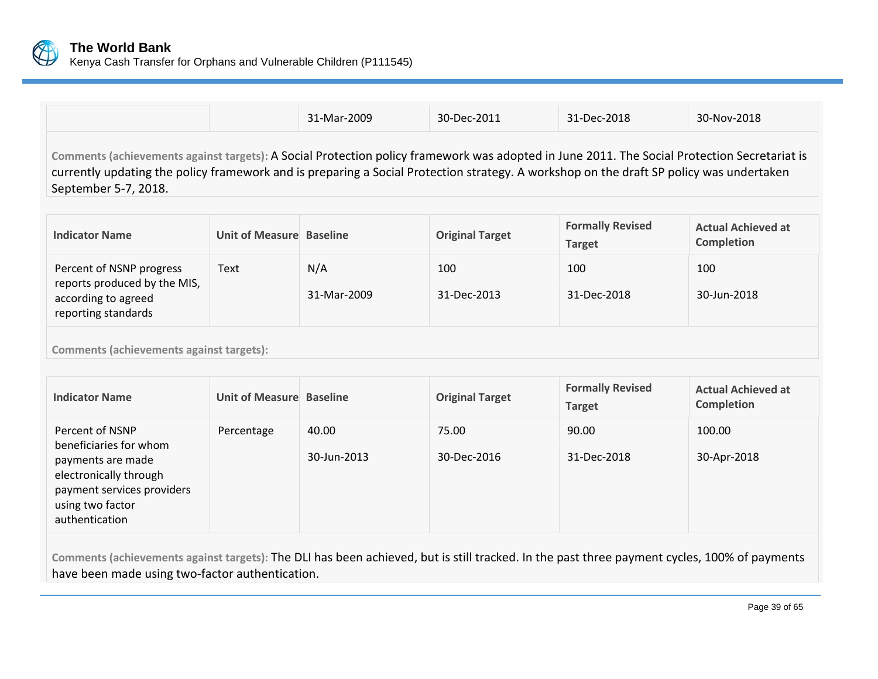| | | 31-Mar-2009 | 30-Dec-2011 | 31-Dec-2018 | 30-Nov-2018 |
|---|---|---|---|---|---|

**Comments (achievements against targets):** A Social Protection policy framework was adopted in June 2011. The Social Protection Secretariat is currently updating the policy framework and is preparing a Social Protection strategy. A workshop on the draft SP policy was undertaken September 5-7, 2018.

| Indicator Name | Unit of Measure | Baseline | Original Target | Formally Revised Target | Actual Achieved at Completion |
|---|---|---|---|---|---|
| Percent of NSNP progress reports produced by the MIS, according to agreed reporting standards | Text | N/A<br><br>31-Mar-2009 | 100<br><br>31-Dec-2013 | 100<br><br>31-Dec-2018 | 100<br><br>30-Jun-2018 |

**Comments (achievements against targets):**

| Indicator Name | Unit of Measure | Baseline | Original Target | Formally Revised Target | Actual Achieved at Completion |
|---|---|---|---|---|---|
| Percent of NSNP beneficiaries for whom payments are made electronically through payment services providers using two factor authentication | Percentage | 40.00<br><br>30-Jun-2013 | 75.00<br><br>30-Dec-2016 | 90.00<br><br>31-Dec-2018 | 100.00<br><br>30-Apr-2018 |

**Comments (achievements against targets):** The DLI has been achieved, but is still tracked. In the past three payment cycles, 100% of payments have been made using two-factor authentication.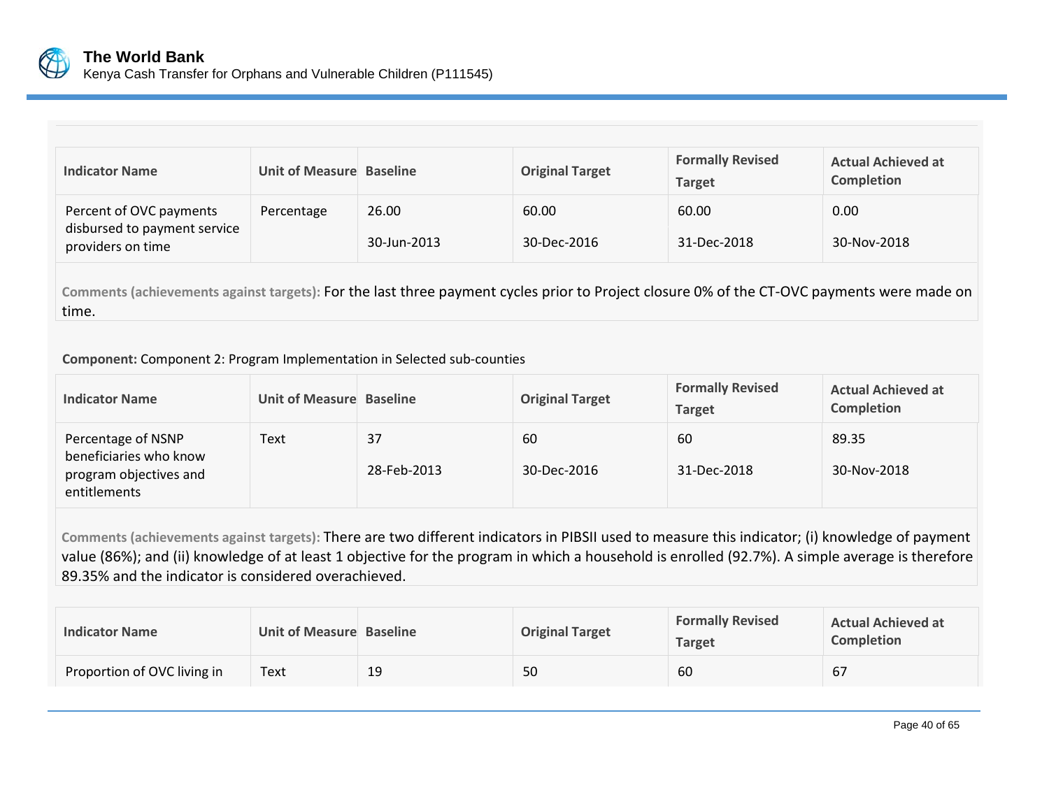| Indicator Name | Unit of Measure | Baseline | Original Target | Formally Revised Target | Actual Achieved at Completion |
|---|---|---|---|---|---|
| Percent of OVC payments disbursed to payment service providers on time | Percentage | 26.00<br>30-Jun-2013 | 60.00<br>30-Dec-2016 | 60.00<br>31-Dec-2018 | 0.00<br>30-Nov-2018 |

**Comments (achievements against targets):** For the last three payment cycles prior to Project closure 0% of the CT-OVC payments were made on time.

**Component:** Component 2: Program Implementation in Selected sub-counties

| Indicator Name | Unit of Measure | Baseline | Original Target | Formally Revised Target | Actual Achieved at Completion |
|---|---|---|---|---|---|
| Percentage of NSNP beneficiaries who know program objectives and entitlements | Text | 37<br>28-Feb-2013 | 60<br>30-Dec-2016 | 60<br>31-Dec-2018 | 89.35<br>30-Nov-2018 |

**Comments (achievements against targets):** There are two different indicators in PIBSII used to measure this indicator; (i) knowledge of payment value (86%); and (ii) knowledge of at least 1 objective for the program in which a household is enrolled (92.7%). A simple average is therefore 89.35% and the indicator is considered overachieved.

| Indicator Name | Unit of Measure | Baseline | Original Target | Formally Revised Target | Actual Achieved at Completion |
|---|---|---|---|---|---|
| Proportion of OVC living in | Text | 19 | 50 | 60 | 67 |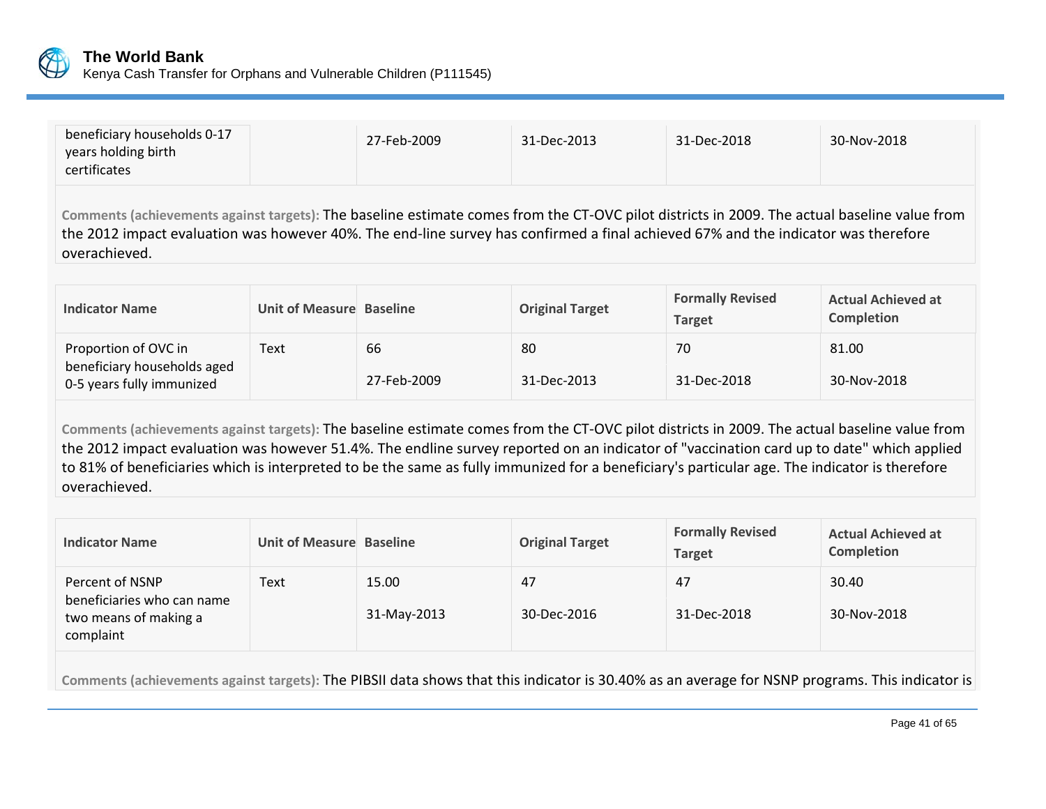| | | | | | |
|---|---|---|---|---|---|
| beneficiary households 0-17 years holding birth certificates | | 27-Feb-2009 | 31-Dec-2013 | 31-Dec-2018 | 30-Nov-2018 |

**Comments (achievements against targets):** The baseline estimate comes from the CT-OVC pilot districts in 2009. The actual baseline value from the 2012 impact evaluation was however 40%. The end-line survey has confirmed a final achieved 67% and the indicator was therefore overachieved.

| Indicator Name | Unit of Measure | Baseline | Original Target | Formally Revised Target | Actual Achieved at Completion |
|---|---|---|---|---|---|
| Proportion of OVC in beneficiary households aged 0-5 years fully immunized | Text | 66<br>27-Feb-2009 | 80<br>31-Dec-2013 | 70<br>31-Dec-2018 | 81.00<br>30-Nov-2018 |

**Comments (achievements against targets):** The baseline estimate comes from the CT-OVC pilot districts in 2009. The actual baseline value from the 2012 impact evaluation was however 51.4%. The endline survey reported on an indicator of "vaccination card up to date" which applied to 81% of beneficiaries which is interpreted to be the same as fully immunized for a beneficiary's particular age. The indicator is therefore overachieved.

| Indicator Name | Unit of Measure | Baseline | Original Target | Formally Revised Target | Actual Achieved at Completion |
|---|---|---|---|---|---|
| Percent of NSNP beneficiaries who can name two means of making a complaint | Text | 15.00<br>31-May-2013 | 47<br>30-Dec-2016 | 47<br>31-Dec-2018 | 30.40<br>30-Nov-2018 |

**Comments (achievements against targets):** The PIBSII data shows that this indicator is 30.40% as an average for NSNP programs. This indicator is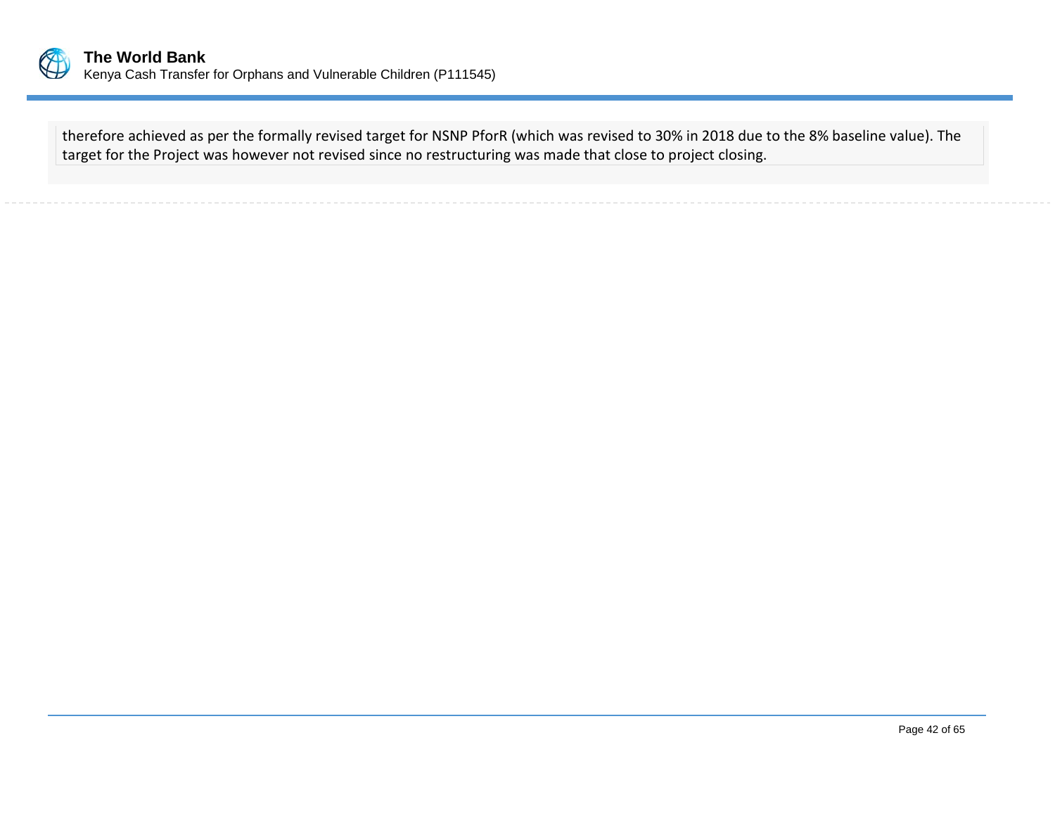therefore achieved as per the formally revised target for NSNP PforR (which was revised to 30% in 2018 due to the 8% baseline value). The target for the Project was however not revised since no restructuring was made that close to project closing.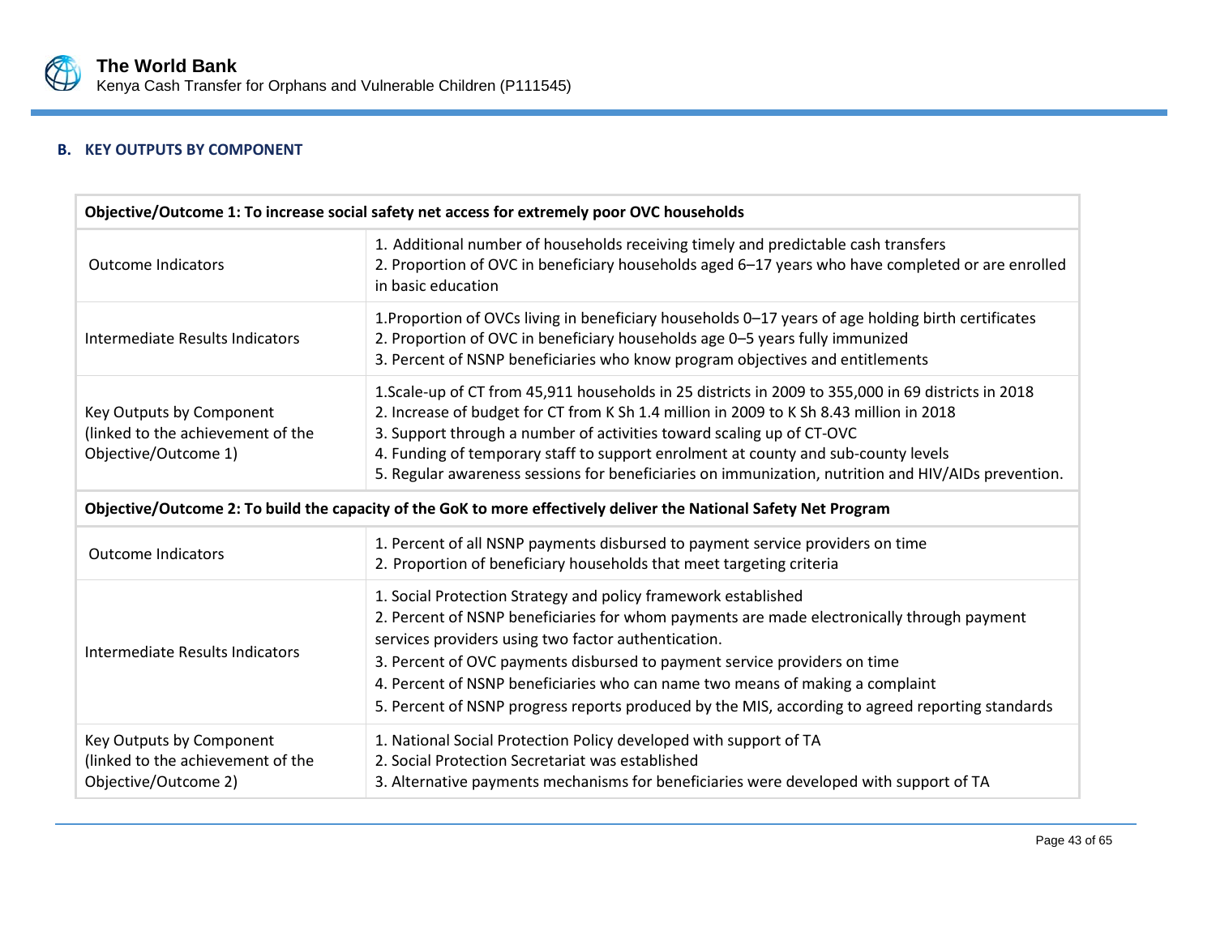### B. KEY OUTPUTS BY COMPONENT

| Objective/Outcome 1: To increase social safety net access for extremely poor OVC households | |
|---|---|
| Outcome Indicators | 1. Additional number of households receiving timely and predictable cash transfers<br>2. Proportion of OVC in beneficiary households aged 6–17 years who have completed or are enrolled in basic education |
| Intermediate Results Indicators | 1.Proportion of OVCs living in beneficiary households 0–17 years of age holding birth certificates<br>2. Proportion of OVC in beneficiary households age 0–5 years fully immunized<br>3. Percent of NSNP beneficiaries who know program objectives and entitlements |
| Key Outputs by Component (linked to the achievement of the Objective/Outcome 1) | 1.Scale-up of CT from 45,911 households in 25 districts in 2009 to 355,000 in 69 districts in 2018<br>2. Increase of budget for CT from K Sh 1.4 million in 2009 to K Sh 8.43 million in 2018<br>3. Support through a number of activities toward scaling up of CT-OVC<br>4. Funding of temporary staff to support enrolment at county and sub-county levels<br>5. Regular awareness sessions for beneficiaries on immunization, nutrition and HIV/AIDs prevention. |
| **Objective/Outcome 2: To build the capacity of the GoK to more effectively deliver the National Safety Net Program** | |
| Outcome Indicators | 1. Percent of all NSNP payments disbursed to payment service providers on time<br>2. Proportion of beneficiary households that meet targeting criteria |
| Intermediate Results Indicators | 1. Social Protection Strategy and policy framework established<br>2. Percent of NSNP beneficiaries for whom payments are made electronically through payment services providers using two factor authentication.<br>3. Percent of OVC payments disbursed to payment service providers on time<br>4. Percent of NSNP beneficiaries who can name two means of making a complaint<br>5. Percent of NSNP progress reports produced by the MIS, according to agreed reporting standards |
| Key Outputs by Component (linked to the achievement of the Objective/Outcome 2) | 1. National Social Protection Policy developed with support of TA<br>2. Social Protection Secretariat was established<br>3. Alternative payments mechanisms for beneficiaries were developed with support of TA |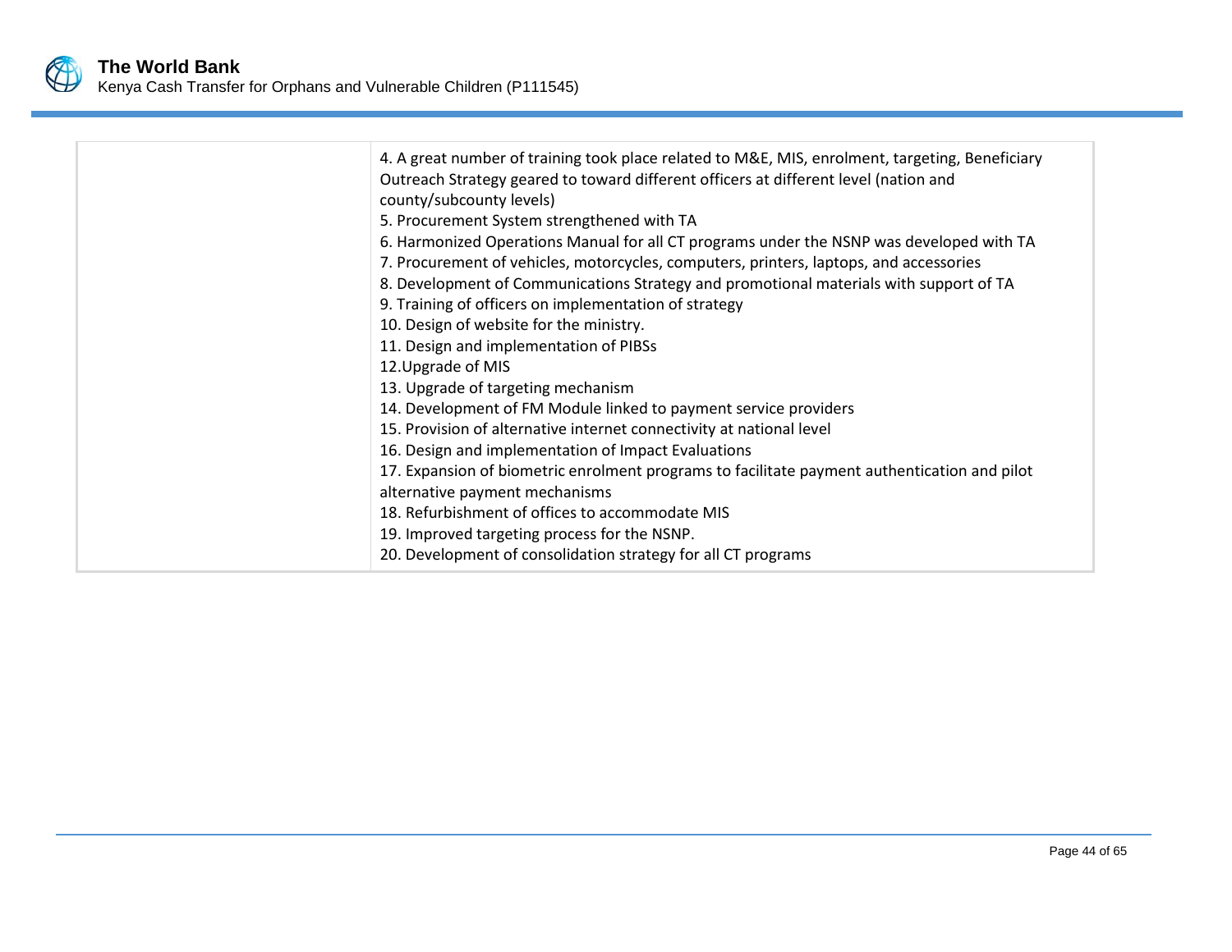|  |  |
| --- | --- |
|  | 4. A great number of training took place related to M&E, MIS, enrolment, targeting, Beneficiary Outreach Strategy geared to toward different officers at different level (nation and county/subcounty levels)<br>5. Procurement System strengthened with TA<br>6. Harmonized Operations Manual for all CT programs under the NSNP was developed with TA<br>7. Procurement of vehicles, motorcycles, computers, printers, laptops, and accessories<br>8. Development of Communications Strategy and promotional materials with support of TA<br>9. Training of officers on implementation of strategy<br>10. Design of website for the ministry.<br>11. Design and implementation of PIBSs<br>12.Upgrade of MIS<br>13. Upgrade of targeting mechanism<br>14. Development of FM Module linked to payment service providers<br>15. Provision of alternative internet connectivity at national level<br>16. Design and implementation of Impact Evaluations<br>17. Expansion of biometric enrolment programs to facilitate payment authentication and pilot alternative payment mechanisms<br>18. Refurbishment of offices to accommodate MIS<br>19. Improved targeting process for the NSNP.<br>20. Development of consolidation strategy for all CT programs |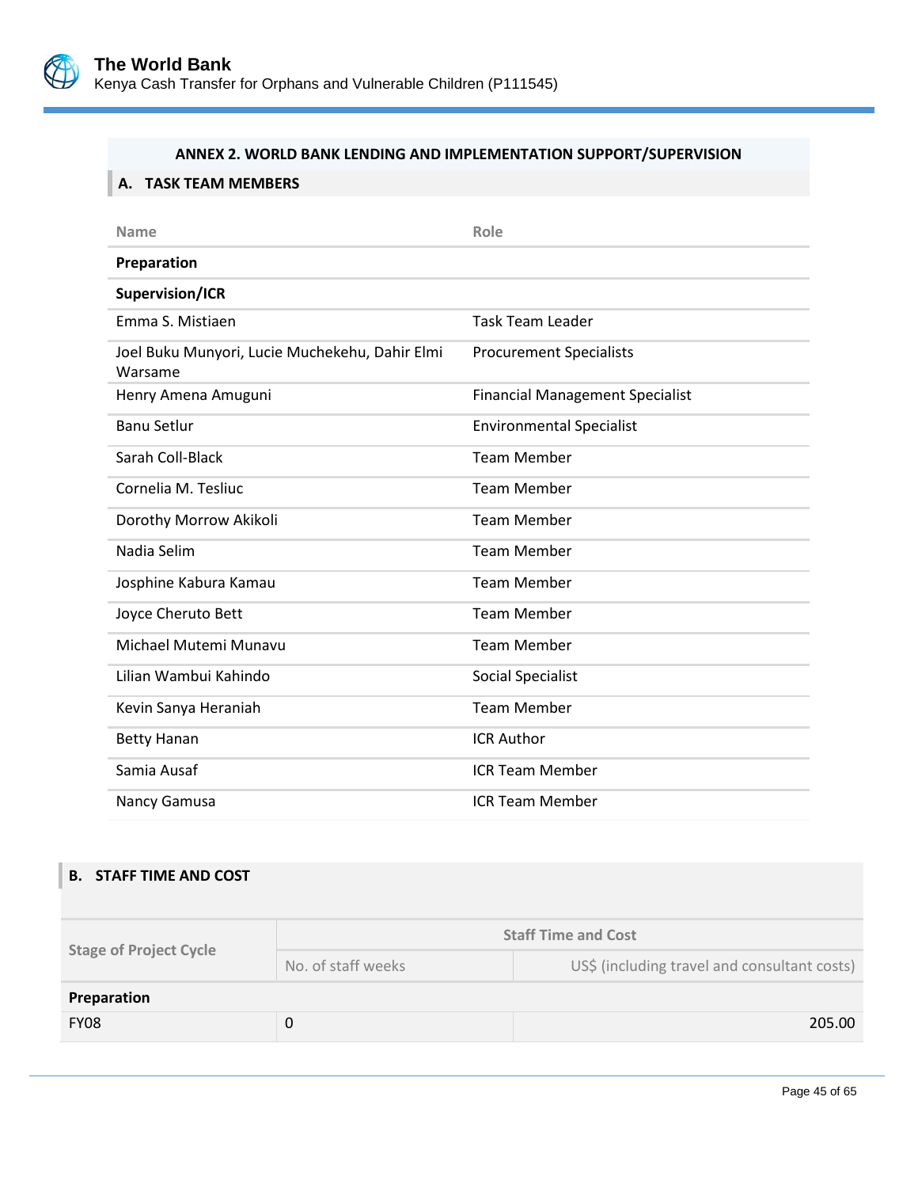## ANNEX 2. WORLD BANK LENDING AND IMPLEMENTATION SUPPORT/SUPERVISION

### A. TASK TEAM MEMBERS

| Name | Role |
|---|---|
| **Preparation** | |
| **Supervision/ICR** | |
| Emma S. Mistiaen | Task Team Leader |
| Joel Buku Munyori, Lucie Muchekehu, Dahir Elmi Warsame | Procurement Specialists |
| Henry Amena Amuguni | Financial Management Specialist |
| Banu Setlur | Environmental Specialist |
| Sarah Coll-Black | Team Member |
| Cornelia M. Tesliuc | Team Member |
| Dorothy Morrow Akikoli | Team Member |
| Nadia Selim | Team Member |
| Josphine Kabura Kamau | Team Member |
| Joyce Cheruto Bett | Team Member |
| Michael Mutemi Munavu | Team Member |
| Lilian Wambui Kahindo | Social Specialist |
| Kevin Sanya Heraniah | Team Member |
| Betty Hanan | ICR Author |
| Samia Ausaf | ICR Team Member |
| Nancy Gamusa | ICR Team Member |

### B. STAFF TIME AND COST

| Stage of Project Cycle | Staff Time and Cost | |
|---|---|---|
| | No. of staff weeks | US$ (including travel and consultant costs) |
| **Preparation** | | |
| FY08 | 0 | 205.00 |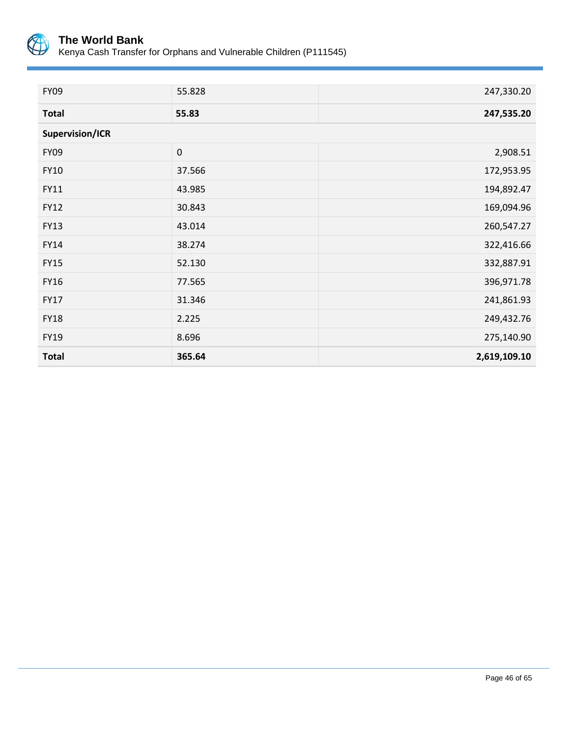| | | |
|---|---|---|
| FY09 | 55.828 | 247,330.20 |
| **Total** | **55.83** | **247,535.20** |
| **Supervision/ICR** | | |
| FY09 | 0 | 2,908.51 |
| FY10 | 37.566 | 172,953.95 |
| FY11 | 43.985 | 194,892.47 |
| FY12 | 30.843 | 169,094.96 |
| FY13 | 43.014 | 260,547.27 |
| FY14 | 38.274 | 322,416.66 |
| FY15 | 52.130 | 332,887.91 |
| FY16 | 77.565 | 396,971.78 |
| FY17 | 31.346 | 241,861.93 |
| FY18 | 2.225 | 249,432.76 |
| FY19 | 8.696 | 275,140.90 |
| **Total** | **365.64** | **2,619,109.10** |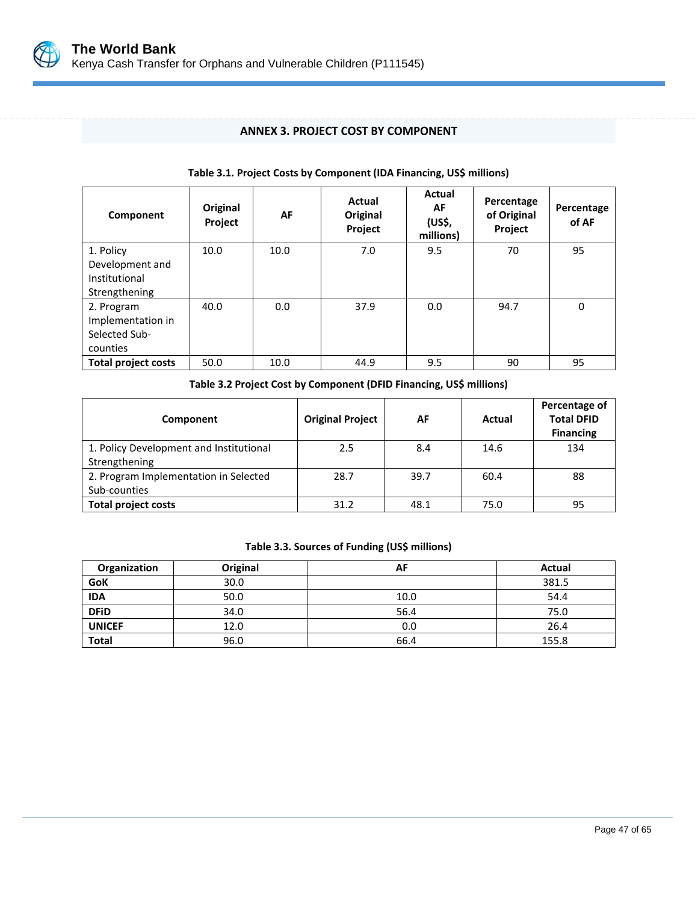## ANNEX 3. PROJECT COST BY COMPONENT

**Table 3.1. Project Costs by Component (IDA Financing, US$ millions)**

| Component | Original Project | AF | Actual Original Project | Actual AF (US$, millions) | Percentage of Original Project | Percentage of AF |
|---|---|---|---|---|---|---|
| 1. Policy Development and Institutional Strengthening | 10.0 | 10.0 | 7.0 | 9.5 | 70 | 95 |
| 2. Program Implementation in Selected Sub-counties | 40.0 | 0.0 | 37.9 | 0.0 | 94.7 | 0 |
| **Total project costs** | 50.0 | 10.0 | 44.9 | 9.5 | 90 | 95 |

**Table 3.2 Project Cost by Component (DFID Financing, US$ millions)**

| Component | Original Project | AF | Actual | Percentage of Total DFID Financing |
|---|---|---|---|---|
| 1. Policy Development and Institutional Strengthening | 2.5 | 8.4 | 14.6 | 134 |
| 2. Program Implementation in Selected Sub-counties | 28.7 | 39.7 | 60.4 | 88 |
| **Total project costs** | 31.2 | 48.1 | 75.0 | 95 |

**Table 3.3. Sources of Funding (US$ millions)**

| Organization | Original | AF | Actual |
|---|---|---|---|
| **GoK** | 30.0 | | 381.5 |
| **IDA** | 50.0 | 10.0 | 54.4 |
| **DFiD** | 34.0 | 56.4 | 75.0 |
| **UNICEF** | 12.0 | 0.0 | 26.4 |
| **Total** | 96.0 | 66.4 | 155.8 |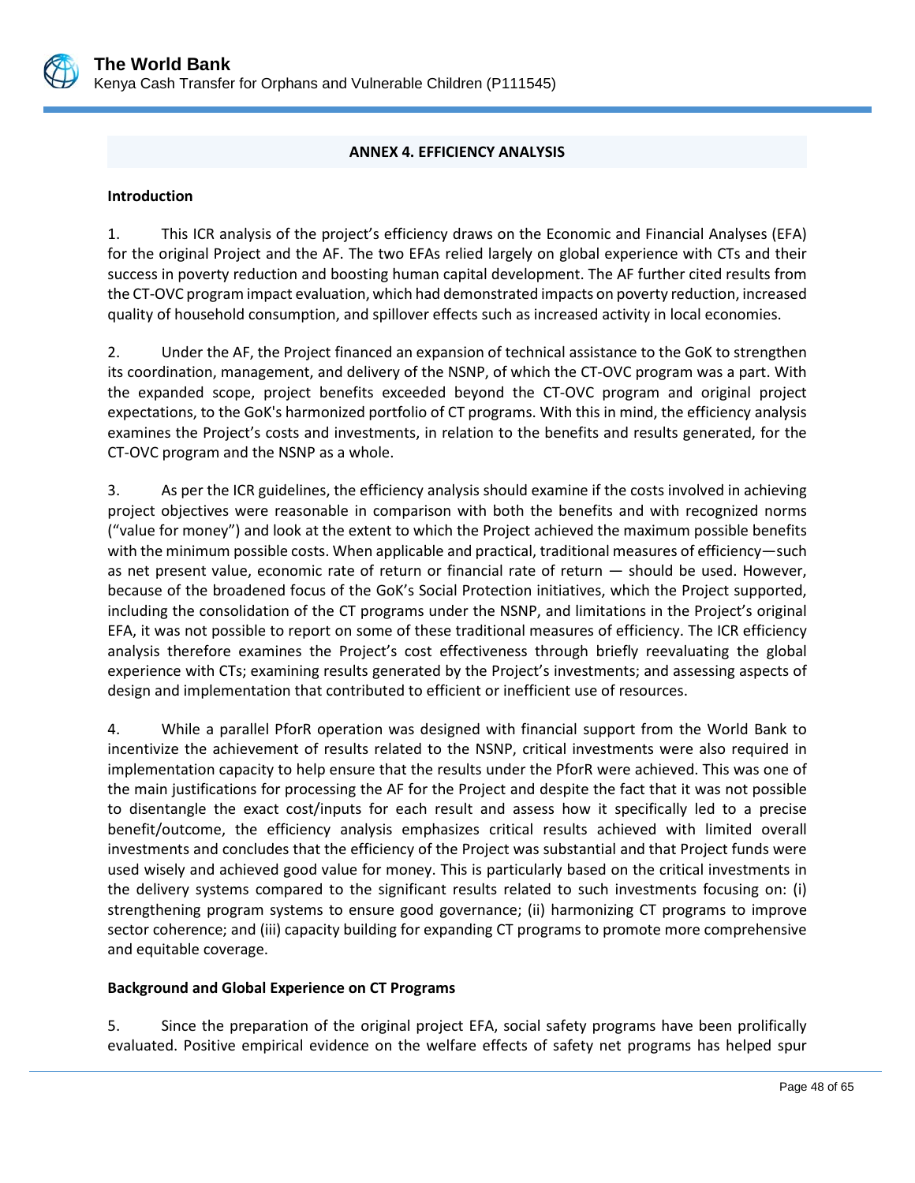## ANNEX 4. EFFICIENCY ANALYSIS

**Introduction**

1. This ICR analysis of the project's efficiency draws on the Economic and Financial Analyses (EFA) for the original Project and the AF. The two EFAs relied largely on global experience with CTs and their success in poverty reduction and boosting human capital development. The AF further cited results from the CT-OVC program impact evaluation, which had demonstrated impacts on poverty reduction, increased quality of household consumption, and spillover effects such as increased activity in local economies.

2. Under the AF, the Project financed an expansion of technical assistance to the GoK to strengthen its coordination, management, and delivery of the NSNP, of which the CT-OVC program was a part. With the expanded scope, project benefits exceeded beyond the CT-OVC program and original project expectations, to the GoK's harmonized portfolio of CT programs. With this in mind, the efficiency analysis examines the Project's costs and investments, in relation to the benefits and results generated, for the CT-OVC program and the NSNP as a whole.

3. As per the ICR guidelines, the efficiency analysis should examine if the costs involved in achieving project objectives were reasonable in comparison with both the benefits and with recognized norms ("value for money") and look at the extent to which the Project achieved the maximum possible benefits with the minimum possible costs. When applicable and practical, traditional measures of efficiency—such as net present value, economic rate of return or financial rate of return — should be used. However, because of the broadened focus of the GoK's Social Protection initiatives, which the Project supported, including the consolidation of the CT programs under the NSNP, and limitations in the Project's original EFA, it was not possible to report on some of these traditional measures of efficiency. The ICR efficiency analysis therefore examines the Project's cost effectiveness through briefly reevaluating the global experience with CTs; examining results generated by the Project's investments; and assessing aspects of design and implementation that contributed to efficient or inefficient use of resources.

4. While a parallel PforR operation was designed with financial support from the World Bank to incentivize the achievement of results related to the NSNP, critical investments were also required in implementation capacity to help ensure that the results under the PforR were achieved. This was one of the main justifications for processing the AF for the Project and despite the fact that it was not possible to disentangle the exact cost/inputs for each result and assess how it specifically led to a precise benefit/outcome, the efficiency analysis emphasizes critical results achieved with limited overall investments and concludes that the efficiency of the Project was substantial and that Project funds were used wisely and achieved good value for money. This is particularly based on the critical investments in the delivery systems compared to the significant results related to such investments focusing on: (i) strengthening program systems to ensure good governance; (ii) harmonizing CT programs to improve sector coherence; and (iii) capacity building for expanding CT programs to promote more comprehensive and equitable coverage.

**Background and Global Experience on CT Programs**

5. Since the preparation of the original project EFA, social safety programs have been prolifically evaluated. Positive empirical evidence on the welfare effects of safety net programs has helped spur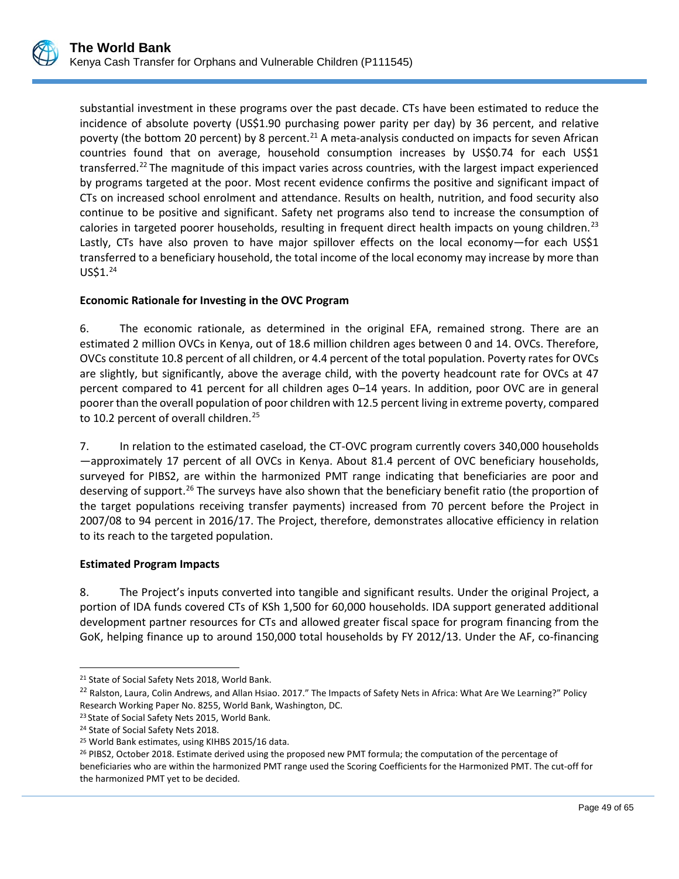substantial investment in these programs over the past decade. CTs have been estimated to reduce the incidence of absolute poverty (US$1.90 purchasing power parity per day) by 36 percent, and relative poverty (the bottom 20 percent) by 8 percent.[21] A meta-analysis conducted on impacts for seven African countries found that on average, household consumption increases by US$0.74 for each US$1 transferred.[22] The magnitude of this impact varies across countries, with the largest impact experienced by programs targeted at the poor. Most recent evidence confirms the positive and significant impact of CTs on increased school enrolment and attendance. Results on health, nutrition, and food security also continue to be positive and significant. Safety net programs also tend to increase the consumption of calories in targeted poorer households, resulting in frequent direct health impacts on young children.[23] Lastly, CTs have also proven to have major spillover effects on the local economy—for each US$1 transferred to a beneficiary household, the total income of the local economy may increase by more than US$1.[24]

**Economic Rationale for Investing in the OVC Program**

6. The economic rationale, as determined in the original EFA, remained strong. There are an estimated 2 million OVCs in Kenya, out of 18.6 million children ages between 0 and 14. OVCs. Therefore, OVCs constitute 10.8 percent of all children, or 4.4 percent of the total population. Poverty rates for OVCs are slightly, but significantly, above the average child, with the poverty headcount rate for OVCs at 47 percent compared to 41 percent for all children ages 0–14 years. In addition, poor OVC are in general poorer than the overall population of poor children with 12.5 percent living in extreme poverty, compared to 10.2 percent of overall children.[25]

7. In relation to the estimated caseload, the CT-OVC program currently covers 340,000 households —approximately 17 percent of all OVCs in Kenya. About 81.4 percent of OVC beneficiary households, surveyed for PIBS2, are within the harmonized PMT range indicating that beneficiaries are poor and deserving of support.[26] The surveys have also shown that the beneficiary benefit ratio (the proportion of the target populations receiving transfer payments) increased from 70 percent before the Project in 2007/08 to 94 percent in 2016/17. The Project, therefore, demonstrates allocative efficiency in relation to its reach to the targeted population.

**Estimated Program Impacts**

8. The Project's inputs converted into tangible and significant results. Under the original Project, a portion of IDA funds covered CTs of KSh 1,500 for 60,000 households. IDA support generated additional development partner resources for CTs and allowed greater fiscal space for program financing from the GoK, helping finance up to around 150,000 total households by FY 2012/13. Under the AF, co-financing

---

[21] State of Social Safety Nets 2018, World Bank.

[22] Ralston, Laura, Colin Andrews, and Allan Hsiao. 2017." The Impacts of Safety Nets in Africa: What Are We Learning?" Policy Research Working Paper No. 8255, World Bank, Washington, DC.

[23] State of Social Safety Nets 2015, World Bank.

[24] State of Social Safety Nets 2018.

[25] World Bank estimates, using KIHBS 2015/16 data.

[26] PIBS2, October 2018. Estimate derived using the proposed new PMT formula; the computation of the percentage of beneficiaries who are within the harmonized PMT range used the Scoring Coefficients for the Harmonized PMT. The cut-off for the harmonized PMT yet to be decided.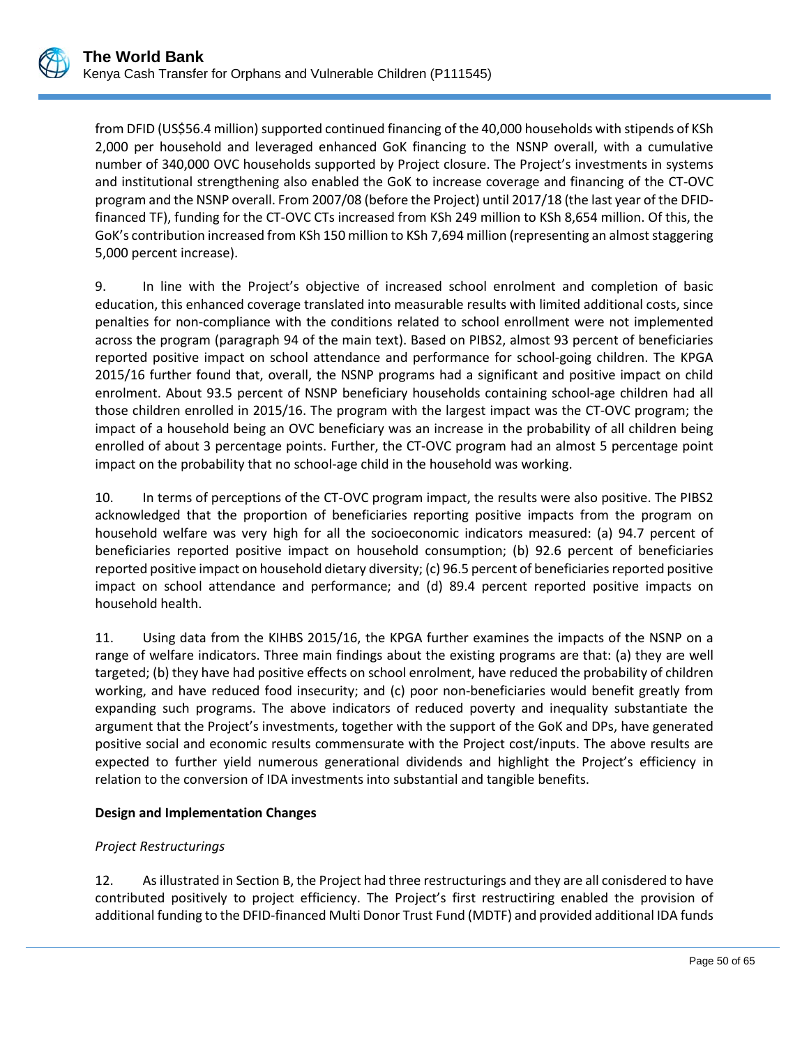from DFID (US$56.4 million) supported continued financing of the 40,000 households with stipends of KSh 2,000 per household and leveraged enhanced GoK financing to the NSNP overall, with a cumulative number of 340,000 OVC households supported by Project closure. The Project's investments in systems and institutional strengthening also enabled the GoK to increase coverage and financing of the CT-OVC program and the NSNP overall. From 2007/08 (before the Project) until 2017/18 (the last year of the DFID-financed TF), funding for the CT-OVC CTs increased from KSh 249 million to KSh 8,654 million. Of this, the GoK's contribution increased from KSh 150 million to KSh 7,694 million (representing an almost staggering 5,000 percent increase).

9. In line with the Project's objective of increased school enrolment and completion of basic education, this enhanced coverage translated into measurable results with limited additional costs, since penalties for non-compliance with the conditions related to school enrollment were not implemented across the program (paragraph 94 of the main text). Based on PIBS2, almost 93 percent of beneficiaries reported positive impact on school attendance and performance for school-going children. The KPGA 2015/16 further found that, overall, the NSNP programs had a significant and positive impact on child enrolment. About 93.5 percent of NSNP beneficiary households containing school-age children had all those children enrolled in 2015/16. The program with the largest impact was the CT-OVC program; the impact of a household being an OVC beneficiary was an increase in the probability of all children being enrolled of about 3 percentage points. Further, the CT-OVC program had an almost 5 percentage point impact on the probability that no school-age child in the household was working.

10. In terms of perceptions of the CT-OVC program impact, the results were also positive. The PIBS2 acknowledged that the proportion of beneficiaries reporting positive impacts from the program on household welfare was very high for all the socioeconomic indicators measured: (a) 94.7 percent of beneficiaries reported positive impact on household consumption; (b) 92.6 percent of beneficiaries reported positive impact on household dietary diversity; (c) 96.5 percent of beneficiaries reported positive impact on school attendance and performance; and (d) 89.4 percent reported positive impacts on household health.

11. Using data from the KIHBS 2015/16, the KPGA further examines the impacts of the NSNP on a range of welfare indicators. Three main findings about the existing programs are that: (a) they are well targeted; (b) they have had positive effects on school enrolment, have reduced the probability of children working, and have reduced food insecurity; and (c) poor non-beneficiaries would benefit greatly from expanding such programs. The above indicators of reduced poverty and inequality substantiate the argument that the Project's investments, together with the support of the GoK and DPs, have generated positive social and economic results commensurate with the Project cost/inputs. The above results are expected to further yield numerous generational dividends and highlight the Project's efficiency in relation to the conversion of IDA investments into substantial and tangible benefits.

**Design and Implementation Changes**

*Project Restructurings*

12. As illustrated in Section B, the Project had three restructurings and they are all conisdered to have contributed positively to project efficiency. The Project's first restructiring enabled the provision of additional funding to the DFID-financed Multi Donor Trust Fund (MDTF) and provided additional IDA funds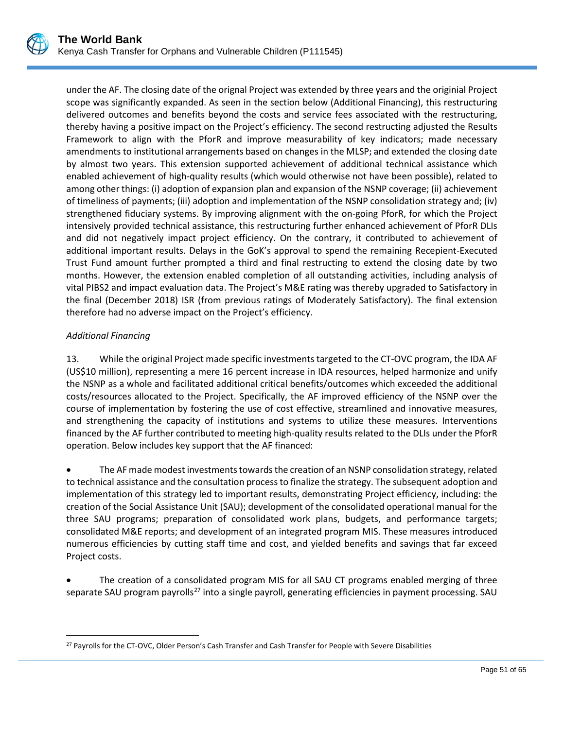under the AF. The closing date of the orignal Project was extended by three years and the originial Project scope was significantly expanded. As seen in the section below (Additional Financing), this restructuring delivered outcomes and benefits beyond the costs and service fees associated with the restructuring, thereby having a positive impact on the Project's efficiency. The second restructing adjusted the Results Framework to align with the PforR and improve measurability of key indicators; made necessary amendments to institutional arrangements based on changes in the MLSP; and extended the closing date by almost two years. This extension supported achievement of additional technical assistance which enabled achievement of high-quality results (which would otherwise not have been possible), related to among other things: (i) adoption of expansion plan and expansion of the NSNP coverage; (ii) achievement of timeliness of payments; (iii) adoption and implementation of the NSNP consolidation strategy and; (iv) strengthened fiduciary systems. By improving alignment with the on-going PforR, for which the Project intensively provided technical assistance, this restructuring further enhanced achievement of PforR DLIs and did not negatively impact project efficiency. On the contrary, it contributed to achievement of additional important results. Delays in the GoK's approval to spend the remaining Recepient-Executed Trust Fund amount further prompted a third and final restructing to extend the closing date by two months. However, the extension enabled completion of all outstanding activities, including analysis of vital PIBS2 and impact evaluation data. The Project's M&E rating was thereby upgraded to Satisfactory in the final (December 2018) ISR (from previous ratings of Moderately Satisfactory). The final extension therefore had no adverse impact on the Project's efficiency.

*Additional Financing*

13. While the original Project made specific investments targeted to the CT-OVC program, the IDA AF (US$10 million), representing a mere 16 percent increase in IDA resources, helped harmonize and unify the NSNP as a whole and facilitated additional critical benefits/outcomes which exceeded the additional costs/resources allocated to the Project. Specifically, the AF improved efficiency of the NSNP over the course of implementation by fostering the use of cost effective, streamlined and innovative measures, and strengthening the capacity of institutions and systems to utilize these measures. Interventions financed by the AF further contributed to meeting high-quality results related to the DLIs under the PforR operation. Below includes key support that the AF financed:

- The AF made modest investments towards the creation of an NSNP consolidation strategy, related to technical assistance and the consultation process to finalize the strategy. The subsequent adoption and implementation of this strategy led to important results, demonstrating Project efficiency, including: the creation of the Social Assistance Unit (SAU); development of the consolidated operational manual for the three SAU programs; preparation of consolidated work plans, budgets, and performance targets; consolidated M&E reports; and development of an integrated program MIS. These measures introduced numerous efficiencies by cutting staff time and cost, and yielded benefits and savings that far exceed Project costs.

- The creation of a consolidated program MIS for all SAU CT programs enabled merging of three separate SAU program payrolls[27] into a single payroll, generating efficiencies in payment processing. SAU

[27] Payrolls for the CT-OVC, Older Person's Cash Transfer and Cash Transfer for People with Severe Disabilities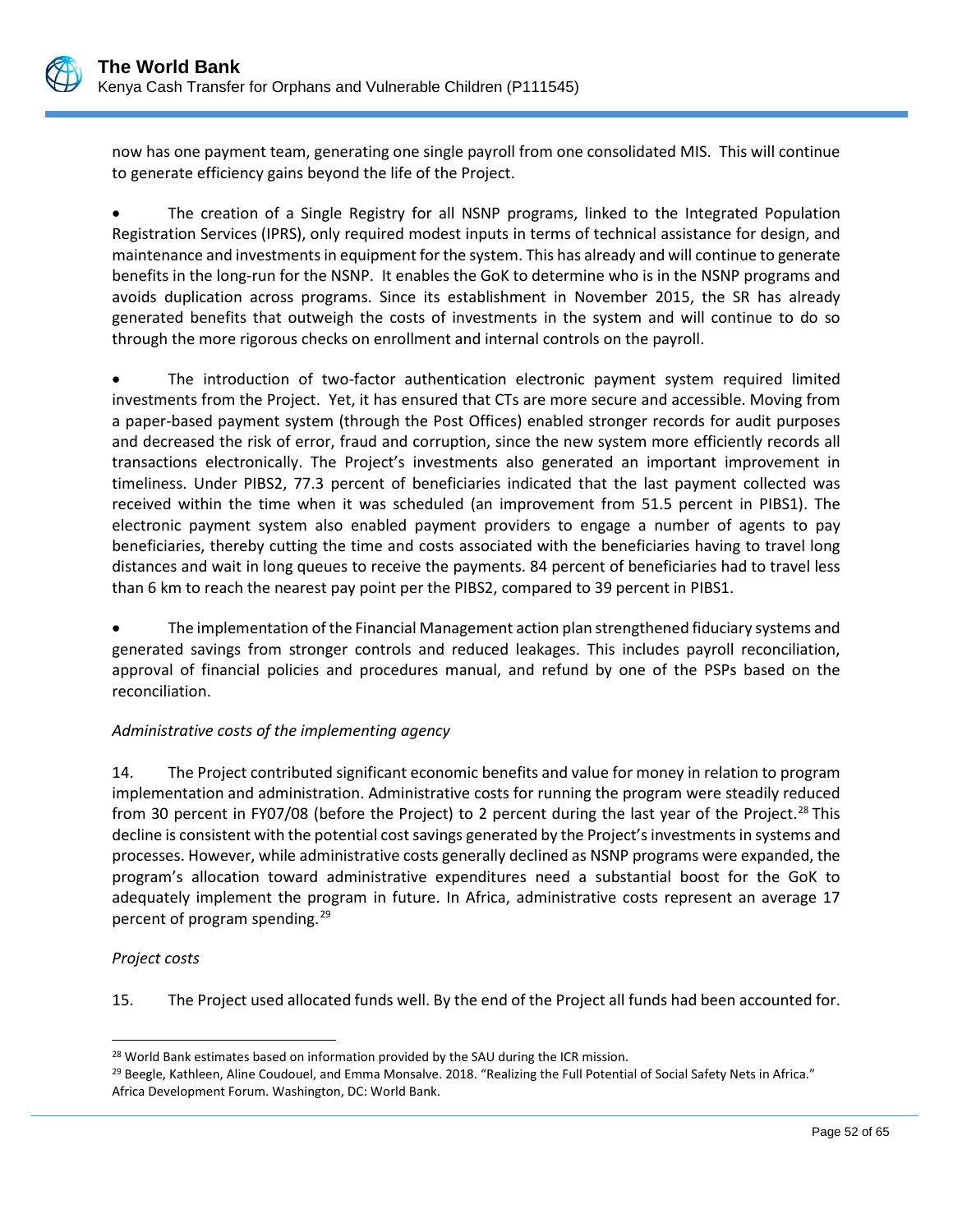now has one payment team, generating one single payroll from one consolidated MIS. This will continue to generate efficiency gains beyond the life of the Project.

- The creation of a Single Registry for all NSNP programs, linked to the Integrated Population Registration Services (IPRS), only required modest inputs in terms of technical assistance for design, and maintenance and investments in equipment for the system. This has already and will continue to generate benefits in the long-run for the NSNP. It enables the GoK to determine who is in the NSNP programs and avoids duplication across programs. Since its establishment in November 2015, the SR has already generated benefits that outweigh the costs of investments in the system and will continue to do so through the more rigorous checks on enrollment and internal controls on the payroll.

- The introduction of two-factor authentication electronic payment system required limited investments from the Project. Yet, it has ensured that CTs are more secure and accessible. Moving from a paper-based payment system (through the Post Offices) enabled stronger records for audit purposes and decreased the risk of error, fraud and corruption, since the new system more efficiently records all transactions electronically. The Project's investments also generated an important improvement in timeliness. Under PIBS2, 77.3 percent of beneficiaries indicated that the last payment collected was received within the time when it was scheduled (an improvement from 51.5 percent in PIBS1). The electronic payment system also enabled payment providers to engage a number of agents to pay beneficiaries, thereby cutting the time and costs associated with the beneficiaries having to travel long distances and wait in long queues to receive the payments. 84 percent of beneficiaries had to travel less than 6 km to reach the nearest pay point per the PIBS2, compared to 39 percent in PIBS1.

- The implementation of the Financial Management action plan strengthened fiduciary systems and generated savings from stronger controls and reduced leakages. This includes payroll reconciliation, approval of financial policies and procedures manual, and refund by one of the PSPs based on the reconciliation.

*Administrative costs of the implementing agency*

14. The Project contributed significant economic benefits and value for money in relation to program implementation and administration. Administrative costs for running the program were steadily reduced from 30 percent in FY07/08 (before the Project) to 2 percent during the last year of the Project.[28] This decline is consistent with the potential cost savings generated by the Project's investments in systems and processes. However, while administrative costs generally declined as NSNP programs were expanded, the program's allocation toward administrative expenditures need a substantial boost for the GoK to adequately implement the program in future. In Africa, administrative costs represent an average 17 percent of program spending.[29]

*Project costs*

15. The Project used allocated funds well. By the end of the Project all funds had been accounted for.

[28] World Bank estimates based on information provided by the SAU during the ICR mission.

[29] Beegle, Kathleen, Aline Coudouel, and Emma Monsalve. 2018. "Realizing the Full Potential of Social Safety Nets in Africa." Africa Development Forum. Washington, DC: World Bank.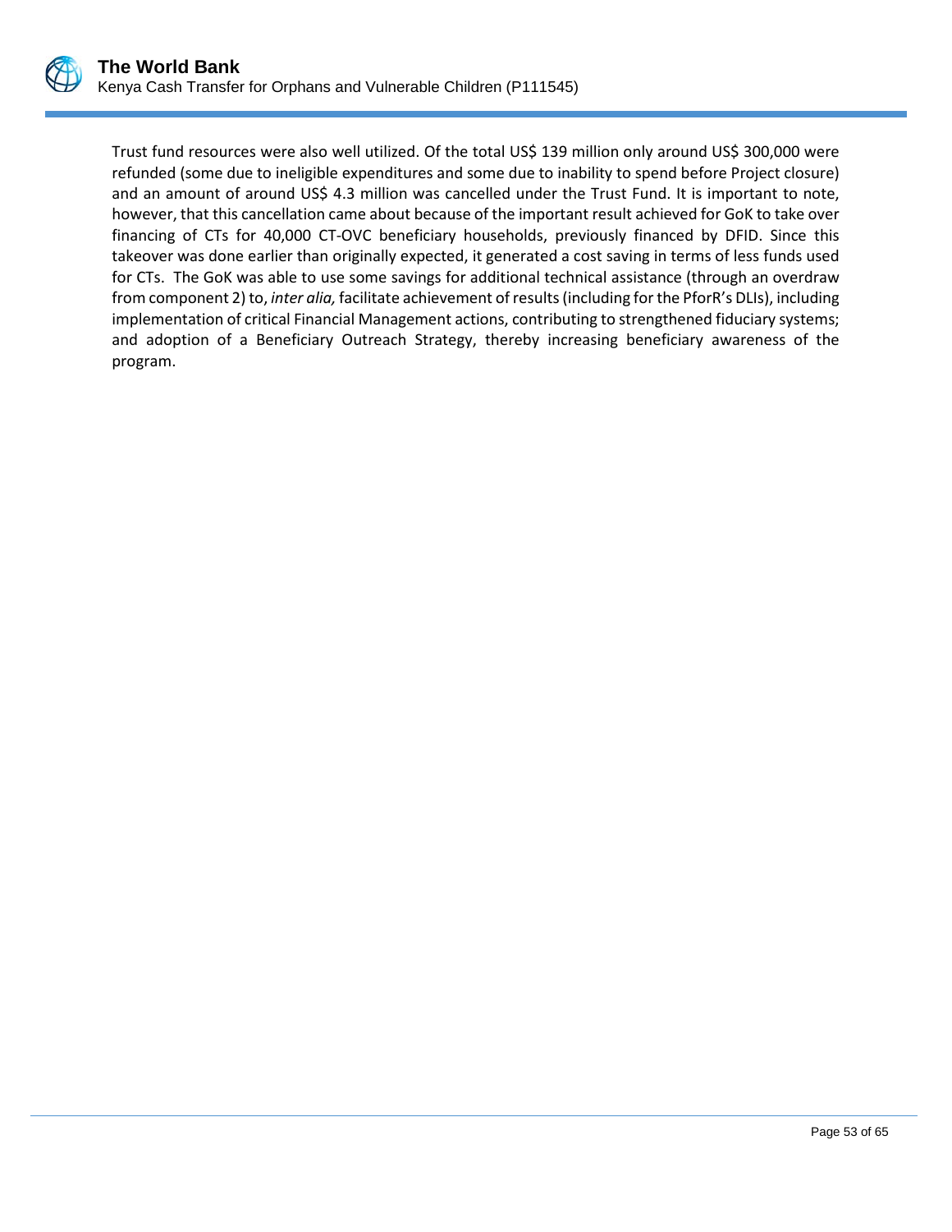Trust fund resources were also well utilized. Of the total US$ 139 million only around US$ 300,000 were refunded (some due to ineligible expenditures and some due to inability to spend before Project closure) and an amount of around US$ 4.3 million was cancelled under the Trust Fund. It is important to note, however, that this cancellation came about because of the important result achieved for GoK to take over financing of CTs for 40,000 CT-OVC beneficiary households, previously financed by DFID. Since this takeover was done earlier than originally expected, it generated a cost saving in terms of less funds used for CTs. The GoK was able to use some savings for additional technical assistance (through an overdraw from component 2) to, *inter alia,* facilitate achievement of results (including for the PforR's DLIs), including implementation of critical Financial Management actions, contributing to strengthened fiduciary systems; and adoption of a Beneficiary Outreach Strategy, thereby increasing beneficiary awareness of the program.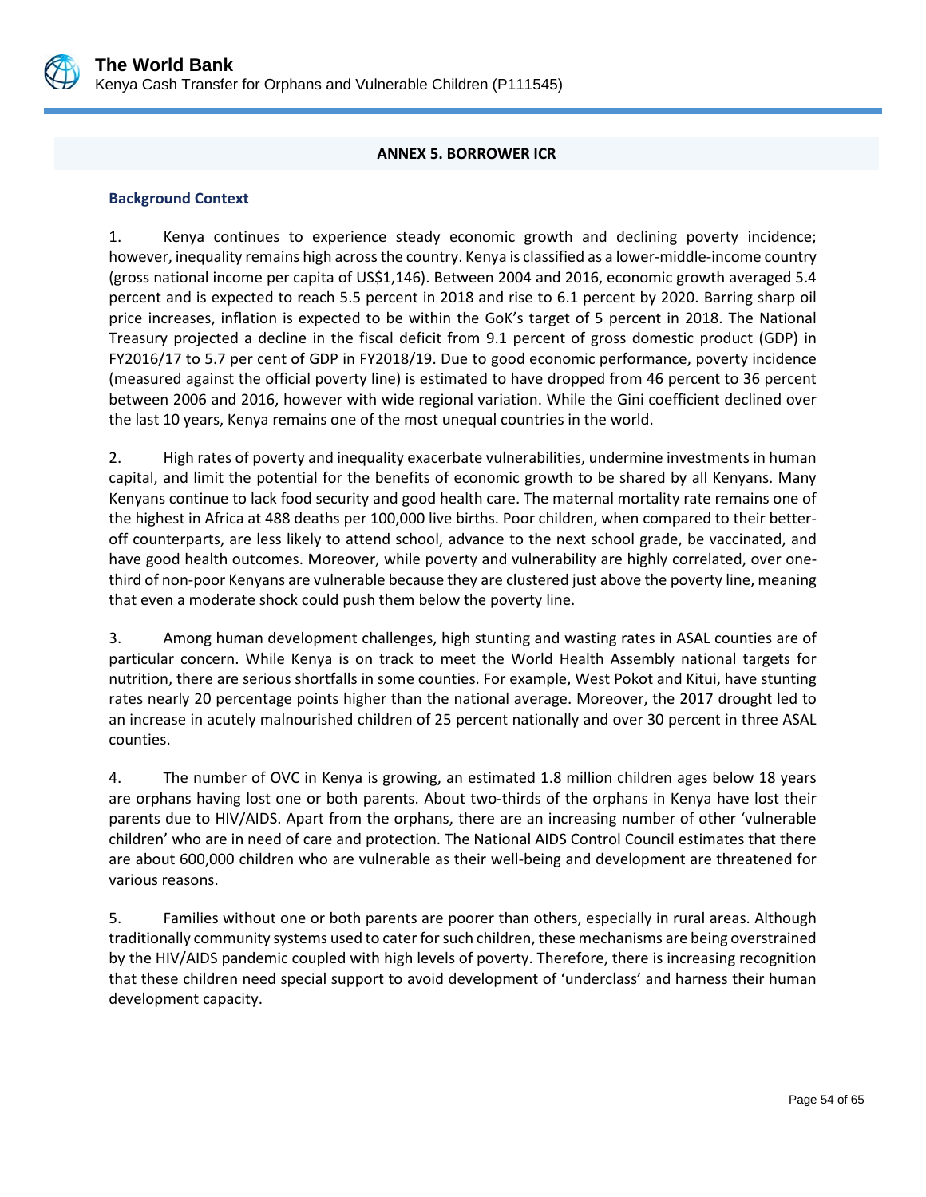## ANNEX 5. BORROWER ICR

### Background Context

1. Kenya continues to experience steady economic growth and declining poverty incidence; however, inequality remains high across the country. Kenya is classified as a lower-middle-income country (gross national income per capita of US$1,146). Between 2004 and 2016, economic growth averaged 5.4 percent and is expected to reach 5.5 percent in 2018 and rise to 6.1 percent by 2020. Barring sharp oil price increases, inflation is expected to be within the GoK's target of 5 percent in 2018. The National Treasury projected a decline in the fiscal deficit from 9.1 percent of gross domestic product (GDP) in FY2016/17 to 5.7 per cent of GDP in FY2018/19. Due to good economic performance, poverty incidence (measured against the official poverty line) is estimated to have dropped from 46 percent to 36 percent between 2006 and 2016, however with wide regional variation. While the Gini coefficient declined over the last 10 years, Kenya remains one of the most unequal countries in the world.

2. High rates of poverty and inequality exacerbate vulnerabilities, undermine investments in human capital, and limit the potential for the benefits of economic growth to be shared by all Kenyans. Many Kenyans continue to lack food security and good health care. The maternal mortality rate remains one of the highest in Africa at 488 deaths per 100,000 live births. Poor children, when compared to their better-off counterparts, are less likely to attend school, advance to the next school grade, be vaccinated, and have good health outcomes. Moreover, while poverty and vulnerability are highly correlated, over one-third of non-poor Kenyans are vulnerable because they are clustered just above the poverty line, meaning that even a moderate shock could push them below the poverty line.

3. Among human development challenges, high stunting and wasting rates in ASAL counties are of particular concern. While Kenya is on track to meet the World Health Assembly national targets for nutrition, there are serious shortfalls in some counties. For example, West Pokot and Kitui, have stunting rates nearly 20 percentage points higher than the national average. Moreover, the 2017 drought led to an increase in acutely malnourished children of 25 percent nationally and over 30 percent in three ASAL counties.

4. The number of OVC in Kenya is growing, an estimated 1.8 million children ages below 18 years are orphans having lost one or both parents. About two-thirds of the orphans in Kenya have lost their parents due to HIV/AIDS. Apart from the orphans, there are an increasing number of other 'vulnerable children' who are in need of care and protection. The National AIDS Control Council estimates that there are about 600,000 children who are vulnerable as their well-being and development are threatened for various reasons.

5. Families without one or both parents are poorer than others, especially in rural areas. Although traditionally community systems used to cater for such children, these mechanisms are being overstrained by the HIV/AIDS pandemic coupled with high levels of poverty. Therefore, there is increasing recognition that these children need special support to avoid development of 'underclass' and harness their human development capacity.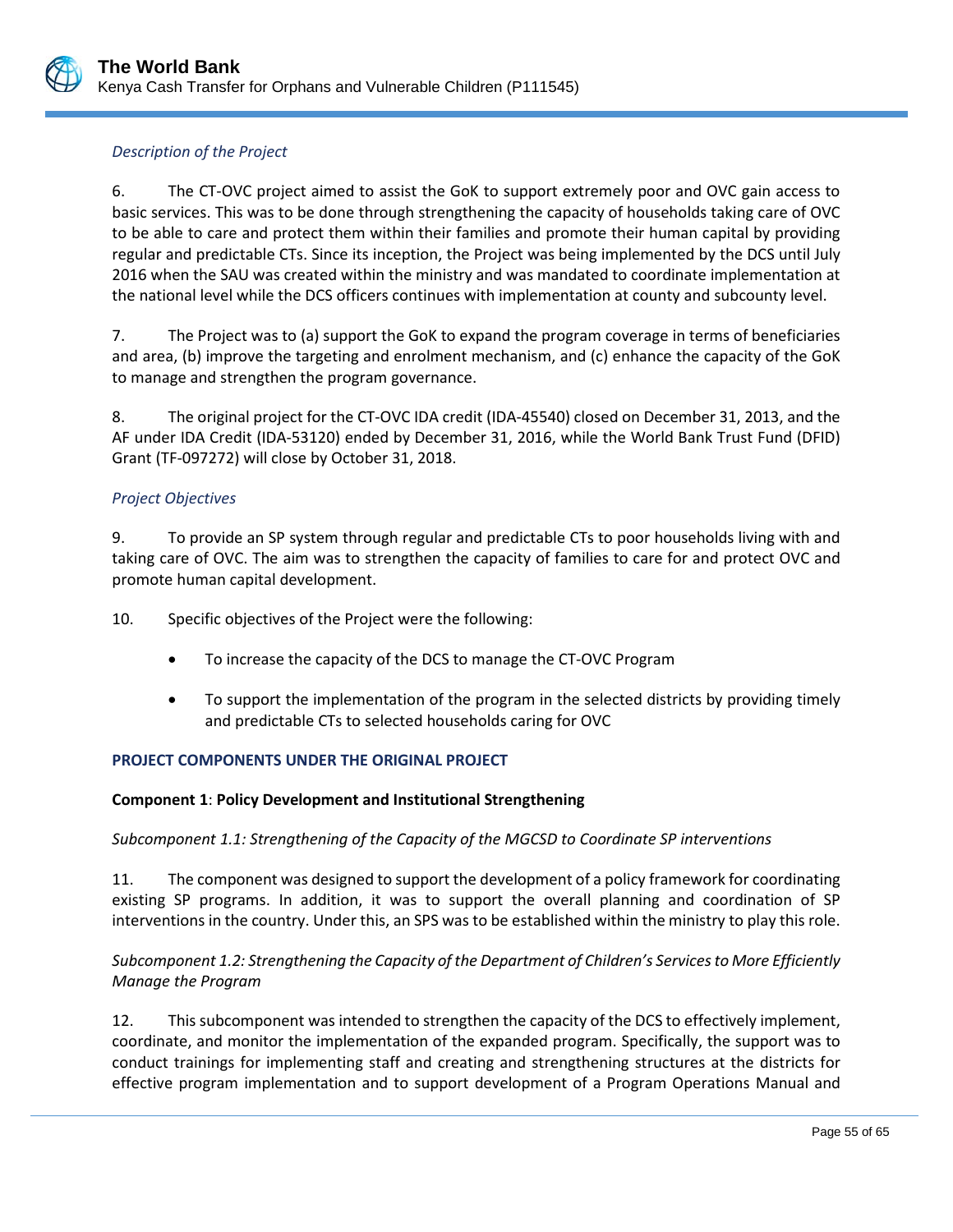*Description of the Project*

6. The CT-OVC project aimed to assist the GoK to support extremely poor and OVC gain access to basic services. This was to be done through strengthening the capacity of households taking care of OVC to be able to care and protect them within their families and promote their human capital by providing regular and predictable CTs. Since its inception, the Project was being implemented by the DCS until July 2016 when the SAU was created within the ministry and was mandated to coordinate implementation at the national level while the DCS officers continues with implementation at county and subcounty level.

7. The Project was to (a) support the GoK to expand the program coverage in terms of beneficiaries and area, (b) improve the targeting and enrolment mechanism, and (c) enhance the capacity of the GoK to manage and strengthen the program governance.

8. The original project for the CT-OVC IDA credit (IDA-45540) closed on December 31, 2013, and the AF under IDA Credit (IDA-53120) ended by December 31, 2016, while the World Bank Trust Fund (DFID) Grant (TF-097272) will close by October 31, 2018.

*Project Objectives*

9. To provide an SP system through regular and predictable CTs to poor households living with and taking care of OVC. The aim was to strengthen the capacity of families to care for and protect OVC and promote human capital development.

10. Specific objectives of the Project were the following:

- To increase the capacity of the DCS to manage the CT-OVC Program
- To support the implementation of the program in the selected districts by providing timely and predictable CTs to selected households caring for OVC

**PROJECT COMPONENTS UNDER THE ORIGINAL PROJECT**

**Component 1**: **Policy Development and Institutional Strengthening**

*Subcomponent 1.1: Strengthening of the Capacity of the MGCSD to Coordinate SP interventions*

11. The component was designed to support the development of a policy framework for coordinating existing SP programs. In addition, it was to support the overall planning and coordination of SP interventions in the country. Under this, an SPS was to be established within the ministry to play this role.

*Subcomponent 1.2: Strengthening the Capacity of the Department of Children's Services to More Efficiently Manage the Program*

12. This subcomponent was intended to strengthen the capacity of the DCS to effectively implement, coordinate, and monitor the implementation of the expanded program. Specifically, the support was to conduct trainings for implementing staff and creating and strengthening structures at the districts for effective program implementation and to support development of a Program Operations Manual and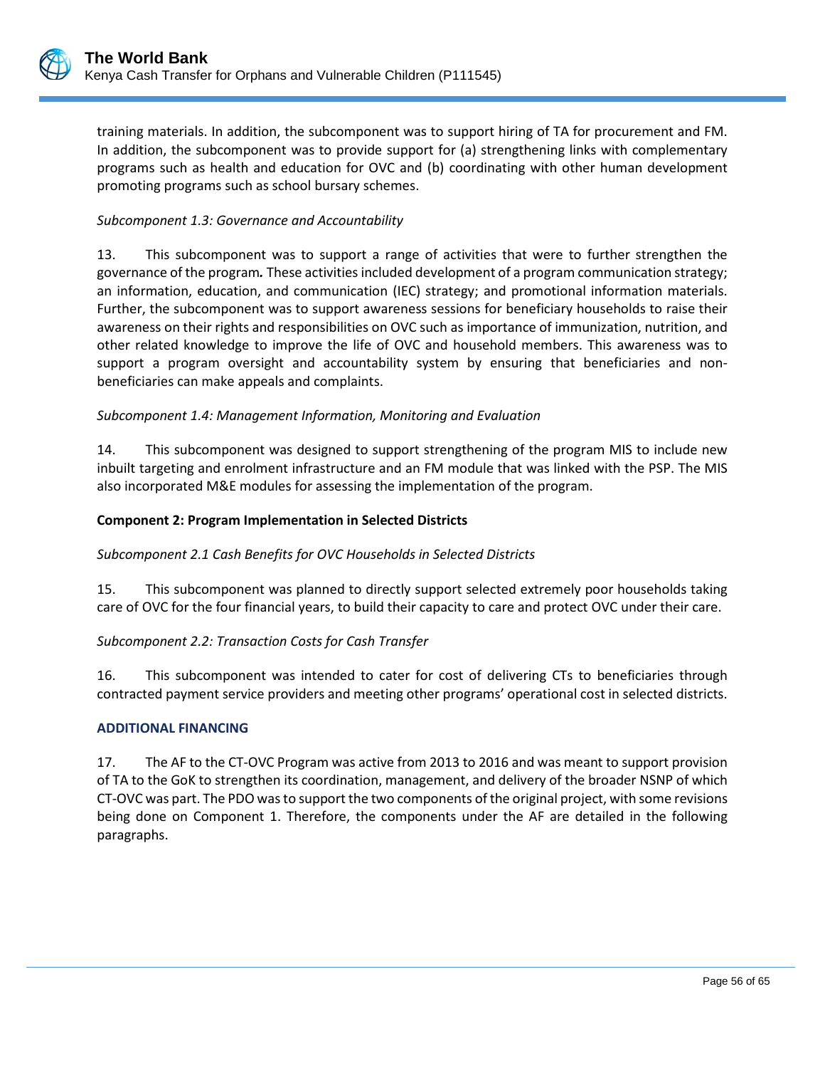training materials. In addition, the subcomponent was to support hiring of TA for procurement and FM. In addition, the subcomponent was to provide support for (a) strengthening links with complementary programs such as health and education for OVC and (b) coordinating with other human development promoting programs such as school bursary schemes.

*Subcomponent 1.3: Governance and Accountability*

13. This subcomponent was to support a range of activities that were to further strengthen the governance of the program**.** These activities included development of a program communication strategy; an information, education, and communication (IEC) strategy; and promotional information materials. Further, the subcomponent was to support awareness sessions for beneficiary households to raise their awareness on their rights and responsibilities on OVC such as importance of immunization, nutrition, and other related knowledge to improve the life of OVC and household members. This awareness was to support a program oversight and accountability system by ensuring that beneficiaries and non-beneficiaries can make appeals and complaints.

*Subcomponent 1.4: Management Information, Monitoring and Evaluation*

14. This subcomponent was designed to support strengthening of the program MIS to include new inbuilt targeting and enrolment infrastructure and an FM module that was linked with the PSP. The MIS also incorporated M&E modules for assessing the implementation of the program.

**Component 2: Program Implementation in Selected Districts**

*Subcomponent 2.1 Cash Benefits for OVC Households in Selected Districts*

15. This subcomponent was planned to directly support selected extremely poor households taking care of OVC for the four financial years, to build their capacity to care and protect OVC under their care.

*Subcomponent 2.2: Transaction Costs for Cash Transfer*

16. This subcomponent was intended to cater for cost of delivering CTs to beneficiaries through contracted payment service providers and meeting other programs' operational cost in selected districts.

**ADDITIONAL FINANCING**

17. The AF to the CT-OVC Program was active from 2013 to 2016 and was meant to support provision of TA to the GoK to strengthen its coordination, management, and delivery of the broader NSNP of which CT-OVC was part. The PDO was to support the two components of the original project, with some revisions being done on Component 1. Therefore, the components under the AF are detailed in the following paragraphs.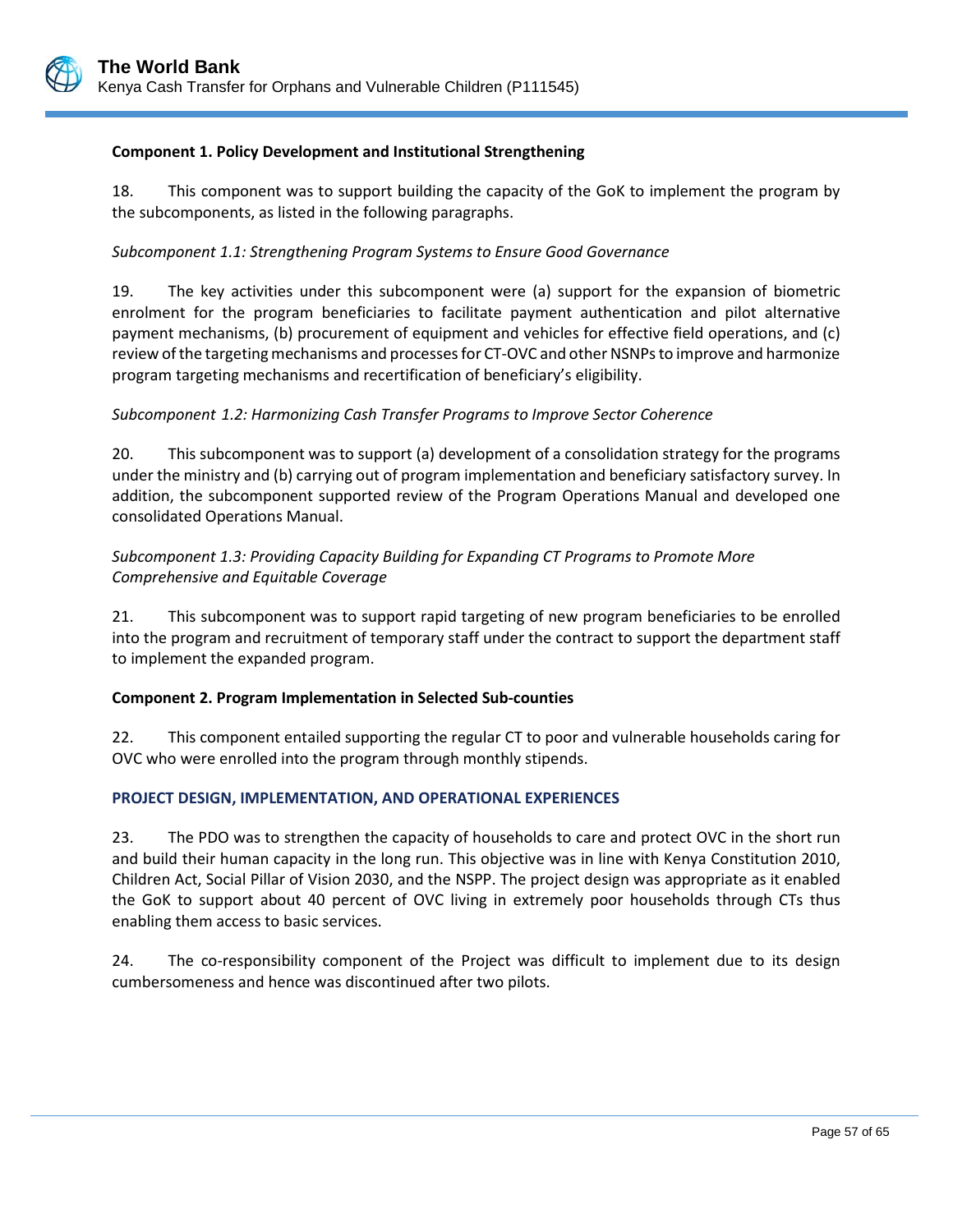**Component 1. Policy Development and Institutional Strengthening**

18. This component was to support building the capacity of the GoK to implement the program by the subcomponents, as listed in the following paragraphs.

*Subcomponent 1.1: Strengthening Program Systems to Ensure Good Governance*

19. The key activities under this subcomponent were (a) support for the expansion of biometric enrolment for the program beneficiaries to facilitate payment authentication and pilot alternative payment mechanisms, (b) procurement of equipment and vehicles for effective field operations, and (c) review of the targeting mechanisms and processes for CT-OVC and other NSNPs to improve and harmonize program targeting mechanisms and recertification of beneficiary's eligibility.

*Subcomponent 1.2: Harmonizing Cash Transfer Programs to Improve Sector Coherence*

20. This subcomponent was to support (a) development of a consolidation strategy for the programs under the ministry and (b) carrying out of program implementation and beneficiary satisfactory survey. In addition, the subcomponent supported review of the Program Operations Manual and developed one consolidated Operations Manual.

*Subcomponent 1.3: Providing Capacity Building for Expanding CT Programs to Promote More Comprehensive and Equitable Coverage*

21. This subcomponent was to support rapid targeting of new program beneficiaries to be enrolled into the program and recruitment of temporary staff under the contract to support the department staff to implement the expanded program.

**Component 2. Program Implementation in Selected Sub-counties**

22. This component entailed supporting the regular CT to poor and vulnerable households caring for OVC who were enrolled into the program through monthly stipends.

**PROJECT DESIGN, IMPLEMENTATION, AND OPERATIONAL EXPERIENCES**

23. The PDO was to strengthen the capacity of households to care and protect OVC in the short run and build their human capacity in the long run. This objective was in line with Kenya Constitution 2010, Children Act, Social Pillar of Vision 2030, and the NSPP. The project design was appropriate as it enabled the GoK to support about 40 percent of OVC living in extremely poor households through CTs thus enabling them access to basic services.

24. The co-responsibility component of the Project was difficult to implement due to its design cumbersomeness and hence was discontinued after two pilots.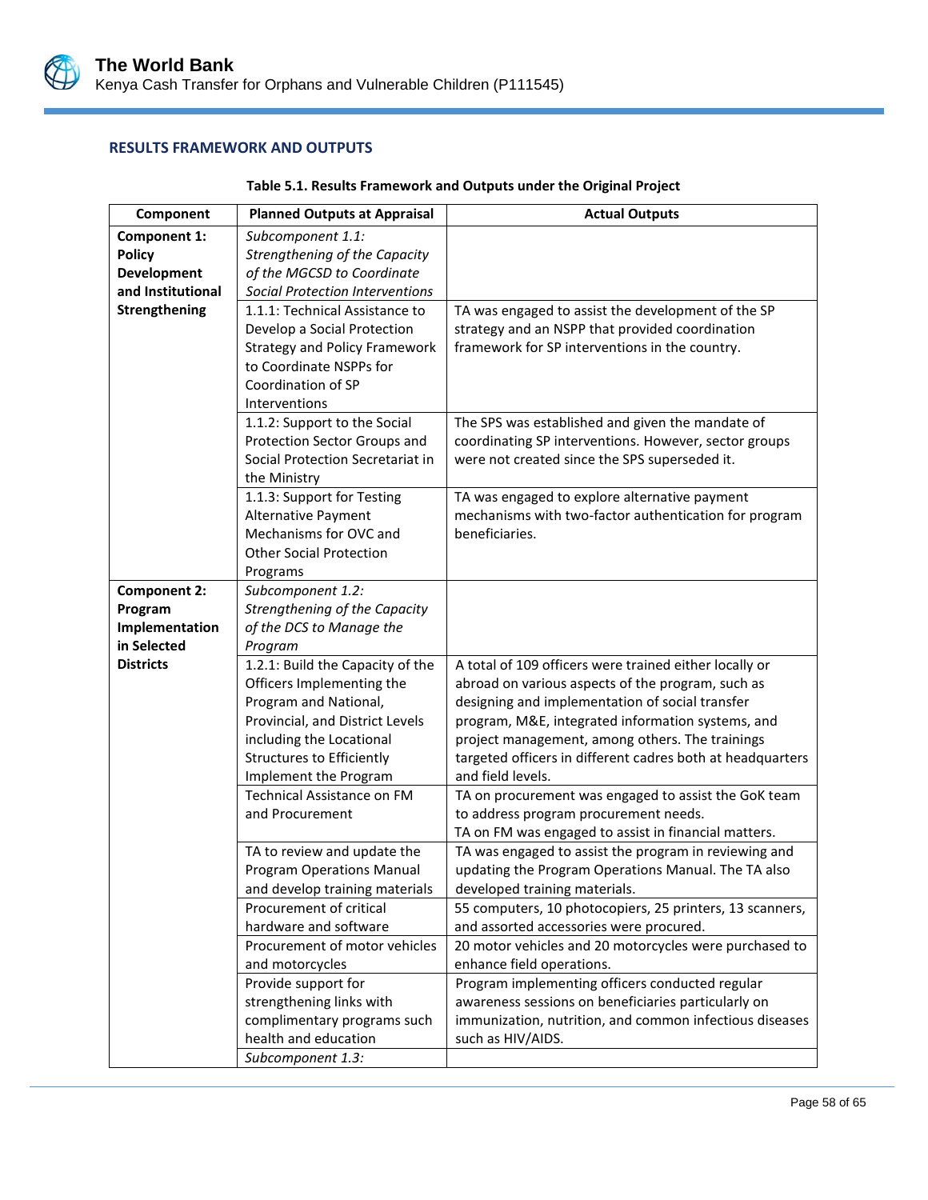## RESULTS FRAMEWORK AND OUTPUTS

**Table 5.1. Results Framework and Outputs under the Original Project**

| Component | Planned Outputs at Appraisal | Actual Outputs |
|---|---|---|
| **Component 1: Policy Development and Institutional Strengthening** | *Subcomponent 1.1: Strengthening of the Capacity of the MGCSD to Coordinate Social Protection Interventions* | |
| | 1.1.1: Technical Assistance to Develop a Social Protection Strategy and Policy Framework to Coordinate NSPPs for Coordination of SP Interventions | TA was engaged to assist the development of the SP strategy and an NSPP that provided coordination framework for SP interventions in the country. |
| | 1.1.2: Support to the Social Protection Sector Groups and Social Protection Secretariat in the Ministry | The SPS was established and given the mandate of coordinating SP interventions. However, sector groups were not created since the SPS superseded it. |
| | 1.1.3: Support for Testing Alternative Payment Mechanisms for OVC and Other Social Protection Programs | TA was engaged to explore alternative payment mechanisms with two-factor authentication for program beneficiaries. |
| **Component 2: Program Implementation in Selected Districts** | *Subcomponent 1.2: Strengthening of the Capacity of the DCS to Manage the Program* | |
| | 1.2.1: Build the Capacity of the Officers Implementing the Program and National, Provincial, and District Levels including the Locational Structures to Efficiently Implement the Program | A total of 109 officers were trained either locally or abroad on various aspects of the program, such as designing and implementation of social transfer program, M&E, integrated information systems, and project management, among others. The trainings targeted officers in different cadres both at headquarters and field levels. |
| | Technical Assistance on FM and Procurement | TA on procurement was engaged to assist the GoK team to address program procurement needs. TA on FM was engaged to assist in financial matters. |
| | TA to review and update the Program Operations Manual and develop training materials | TA was engaged to assist the program in reviewing and updating the Program Operations Manual. The TA also developed training materials. |
| | Procurement of critical hardware and software | 55 computers, 10 photocopiers, 25 printers, 13 scanners, and assorted accessories were procured. |
| | Procurement of motor vehicles and motorcycles | 20 motor vehicles and 20 motorcycles were purchased to enhance field operations. |
| | Provide support for strengthening links with complimentary programs such health and education | Program implementing officers conducted regular awareness sessions on beneficiaries particularly on immunization, nutrition, and common infectious diseases such as HIV/AIDS. |
| | *Subcomponent 1.3:* | |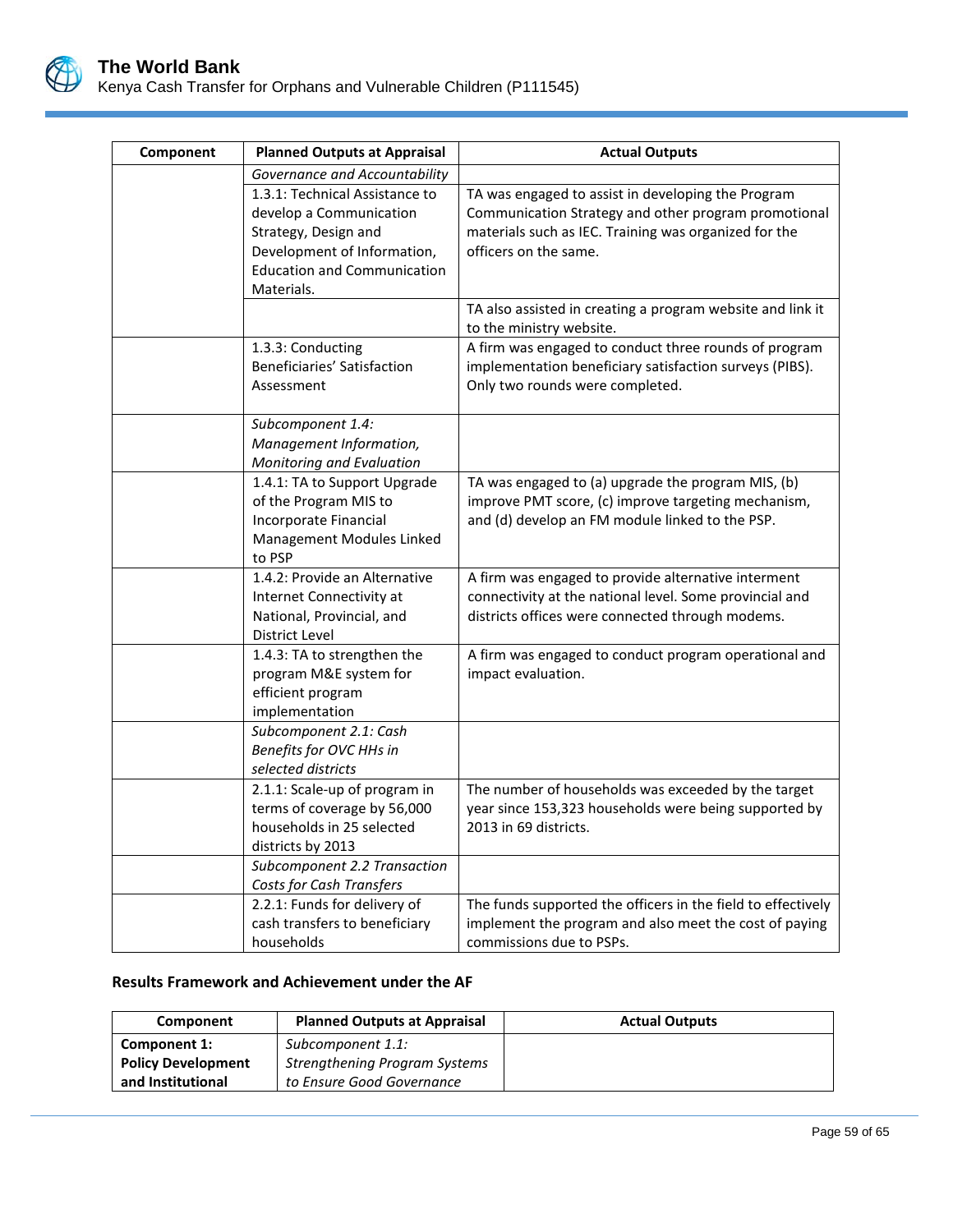| Component | Planned Outputs at Appraisal | Actual Outputs |
|---|---|---|
| | *Governance and Accountability* | |
| | 1.3.1: Technical Assistance to develop a Communication Strategy, Design and Development of Information, Education and Communication Materials. | TA was engaged to assist in developing the Program Communication Strategy and other program promotional materials such as IEC. Training was organized for the officers on the same. |
| | | TA also assisted in creating a program website and link it to the ministry website. |
| | 1.3.3: Conducting Beneficiaries' Satisfaction Assessment | A firm was engaged to conduct three rounds of program implementation beneficiary satisfaction surveys (PIBS). Only two rounds were completed. |
| | *Subcomponent 1.4: Management Information, Monitoring and Evaluation* | |
| | 1.4.1: TA to Support Upgrade of the Program MIS to Incorporate Financial Management Modules Linked to PSP | TA was engaged to (a) upgrade the program MIS, (b) improve PMT score, (c) improve targeting mechanism, and (d) develop an FM module linked to the PSP. |
| | 1.4.2: Provide an Alternative Internet Connectivity at National, Provincial, and District Level | A firm was engaged to provide alternative interment connectivity at the national level. Some provincial and districts offices were connected through modems. |
| | 1.4.3: TA to strengthen the program M&E system for efficient program implementation | A firm was engaged to conduct program operational and impact evaluation. |
| | *Subcomponent 2.1: Cash Benefits for OVC HHs in selected districts* | |
| | 2.1.1: Scale-up of program in terms of coverage by 56,000 households in 25 selected districts by 2013 | The number of households was exceeded by the target year since 153,323 households were being supported by 2013 in 69 districts. |
| | *Subcomponent 2.2 Transaction Costs for Cash Transfers* | |
| | 2.2.1: Funds for delivery of cash transfers to beneficiary households | The funds supported the officers in the field to effectively implement the program and also meet the cost of paying commissions due to PSPs. |

**Results Framework and Achievement under the AF**

| Component | Planned Outputs at Appraisal | Actual Outputs |
|---|---|---|
| **Component 1: Policy Development and Institutional** | *Subcomponent 1.1: Strengthening Program Systems to Ensure Good Governance* | |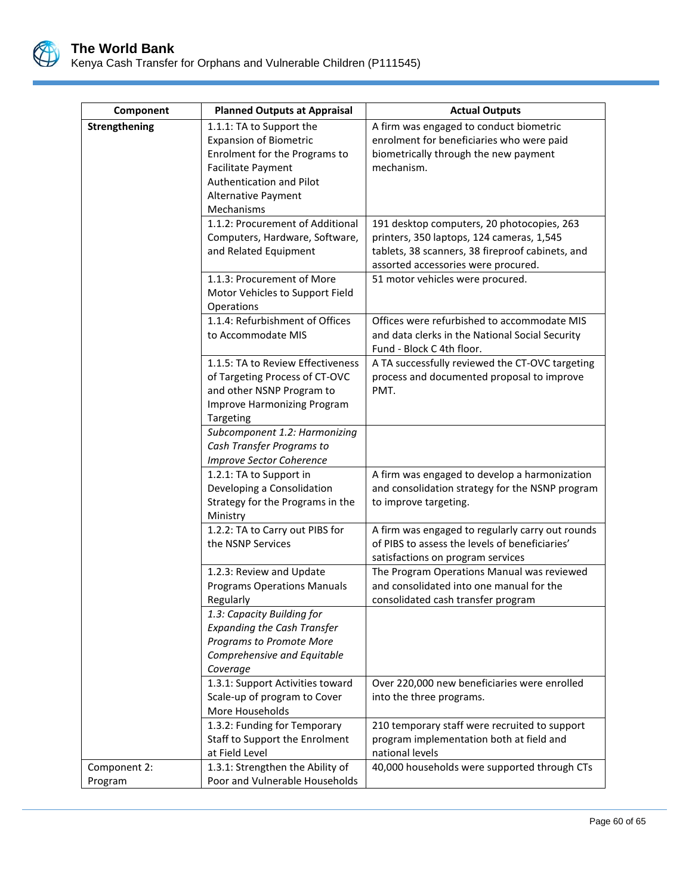| Component | Planned Outputs at Appraisal | Actual Outputs |
|---|---|---|
| **Strengthening** | 1.1.1: TA to Support the Expansion of Biometric Enrolment for the Programs to Facilitate Payment Authentication and Pilot Alternative Payment Mechanisms | A firm was engaged to conduct biometric enrolment for beneficiaries who were paid biometrically through the new payment mechanism. |
| | 1.1.2: Procurement of Additional Computers, Hardware, Software, and Related Equipment | 191 desktop computers, 20 photocopies, 263 printers, 350 laptops, 124 cameras, 1,545 tablets, 38 scanners, 38 fireproof cabinets, and assorted accessories were procured. |
| | 1.1.3: Procurement of More Motor Vehicles to Support Field Operations | 51 motor vehicles were procured. |
| | 1.1.4: Refurbishment of Offices to Accommodate MIS | Offices were refurbished to accommodate MIS and data clerks in the National Social Security Fund - Block C 4th floor. |
| | 1.1.5: TA to Review Effectiveness of Targeting Process of CT-OVC and other NSNP Program to Improve Harmonizing Program Targeting | A TA successfully reviewed the CT-OVC targeting process and documented proposal to improve PMT. |
| | *Subcomponent 1.2: Harmonizing Cash Transfer Programs to Improve Sector Coherence* | |
| | 1.2.1: TA to Support in Developing a Consolidation Strategy for the Programs in the Ministry | A firm was engaged to develop a harmonization and consolidation strategy for the NSNP program to improve targeting. |
| | 1.2.2: TA to Carry out PIBS for the NSNP Services | A firm was engaged to regularly carry out rounds of PIBS to assess the levels of beneficiaries' satisfactions on program services |
| | 1.2.3: Review and Update Programs Operations Manuals Regularly | The Program Operations Manual was reviewed and consolidated into one manual for the consolidated cash transfer program |
| | *1.3: Capacity Building for Expanding the Cash Transfer Programs to Promote More Comprehensive and Equitable Coverage* | |
| | 1.3.1: Support Activities toward Scale-up of program to Cover More Households | Over 220,000 new beneficiaries were enrolled into the three programs. |
| | 1.3.2: Funding for Temporary Staff to Support the Enrolment at Field Level | 210 temporary staff were recruited to support program implementation both at field and national levels |
| Component 2: Program | 1.3.1: Strengthen the Ability of Poor and Vulnerable Households | 40,000 households were supported through CTs |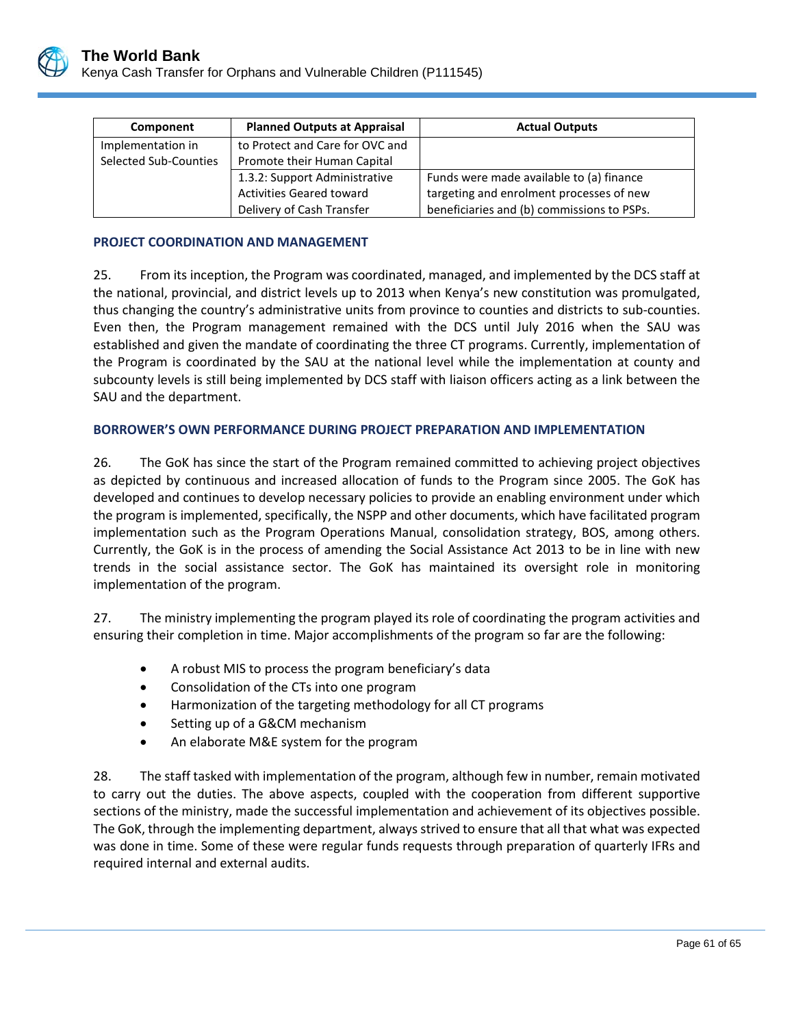| Component | Planned Outputs at Appraisal | Actual Outputs |
|---|---|---|
| Implementation in Selected Sub-Counties | to Protect and Care for OVC and Promote their Human Capital | |
| | 1.3.2: Support Administrative Activities Geared toward Delivery of Cash Transfer | Funds were made available to (a) finance targeting and enrolment processes of new beneficiaries and (b) commissions to PSPs. |

### PROJECT COORDINATION AND MANAGEMENT

25. From its inception, the Program was coordinated, managed, and implemented by the DCS staff at the national, provincial, and district levels up to 2013 when Kenya's new constitution was promulgated, thus changing the country's administrative units from province to counties and districts to sub-counties. Even then, the Program management remained with the DCS until July 2016 when the SAU was established and given the mandate of coordinating the three CT programs. Currently, implementation of the Program is coordinated by the SAU at the national level while the implementation at county and subcounty levels is still being implemented by DCS staff with liaison officers acting as a link between the SAU and the department.

### BORROWER'S OWN PERFORMANCE DURING PROJECT PREPARATION AND IMPLEMENTATION

26. The GoK has since the start of the Program remained committed to achieving project objectives as depicted by continuous and increased allocation of funds to the Program since 2005. The GoK has developed and continues to develop necessary policies to provide an enabling environment under which the program is implemented, specifically, the NSPP and other documents, which have facilitated program implementation such as the Program Operations Manual, consolidation strategy, BOS, among others. Currently, the GoK is in the process of amending the Social Assistance Act 2013 to be in line with new trends in the social assistance sector. The GoK has maintained its oversight role in monitoring implementation of the program.

27. The ministry implementing the program played its role of coordinating the program activities and ensuring their completion in time. Major accomplishments of the program so far are the following:

- A robust MIS to process the program beneficiary's data
- Consolidation of the CTs into one program
- Harmonization of the targeting methodology for all CT programs
- Setting up of a G&CM mechanism
- An elaborate M&E system for the program

28. The staff tasked with implementation of the program, although few in number, remain motivated to carry out the duties. The above aspects, coupled with the cooperation from different supportive sections of the ministry, made the successful implementation and achievement of its objectives possible. The GoK, through the implementing department, always strived to ensure that all that what was expected was done in time. Some of these were regular funds requests through preparation of quarterly IFRs and required internal and external audits.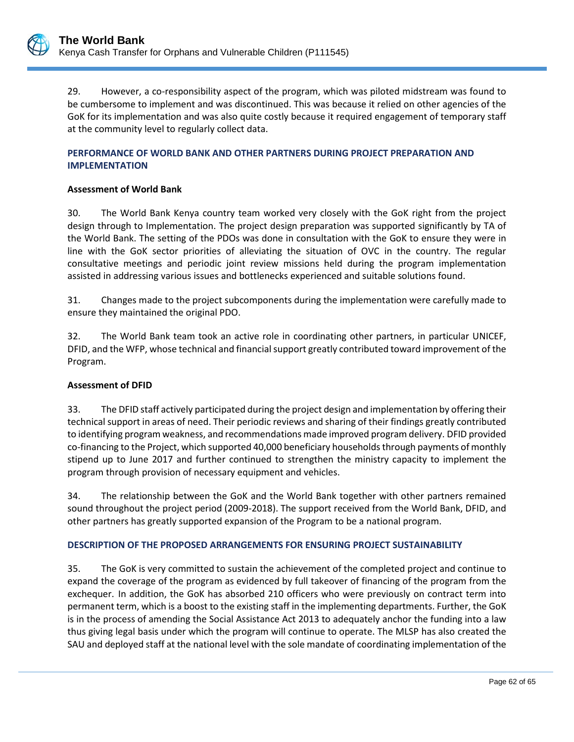29. However, a co-responsibility aspect of the program, which was piloted midstream was found to be cumbersome to implement and was discontinued. This was because it relied on other agencies of the GoK for its implementation and was also quite costly because it required engagement of temporary staff at the community level to regularly collect data.

## PERFORMANCE OF WORLD BANK AND OTHER PARTNERS DURING PROJECT PREPARATION AND IMPLEMENTATION

### Assessment of World Bank

30. The World Bank Kenya country team worked very closely with the GoK right from the project design through to Implementation. The project design preparation was supported significantly by TA of the World Bank. The setting of the PDOs was done in consultation with the GoK to ensure they were in line with the GoK sector priorities of alleviating the situation of OVC in the country. The regular consultative meetings and periodic joint review missions held during the program implementation assisted in addressing various issues and bottlenecks experienced and suitable solutions found.

31. Changes made to the project subcomponents during the implementation were carefully made to ensure they maintained the original PDO.

32. The World Bank team took an active role in coordinating other partners, in particular UNICEF, DFID, and the WFP, whose technical and financial support greatly contributed toward improvement of the Program.

### Assessment of DFID

33. The DFID staff actively participated during the project design and implementation by offering their technical support in areas of need. Their periodic reviews and sharing of their findings greatly contributed to identifying program weakness, and recommendations made improved program delivery. DFID provided co-financing to the Project, which supported 40,000 beneficiary households through payments of monthly stipend up to June 2017 and further continued to strengthen the ministry capacity to implement the program through provision of necessary equipment and vehicles.

34. The relationship between the GoK and the World Bank together with other partners remained sound throughout the project period (2009-2018). The support received from the World Bank, DFID, and other partners has greatly supported expansion of the Program to be a national program.

## DESCRIPTION OF THE PROPOSED ARRANGEMENTS FOR ENSURING PROJECT SUSTAINABILITY

35. The GoK is very committed to sustain the achievement of the completed project and continue to expand the coverage of the program as evidenced by full takeover of financing of the program from the exchequer. In addition, the GoK has absorbed 210 officers who were previously on contract term into permanent term, which is a boost to the existing staff in the implementing departments. Further, the GoK is in the process of amending the Social Assistance Act 2013 to adequately anchor the funding into a law thus giving legal basis under which the program will continue to operate. The MLSP has also created the SAU and deployed staff at the national level with the sole mandate of coordinating implementation of the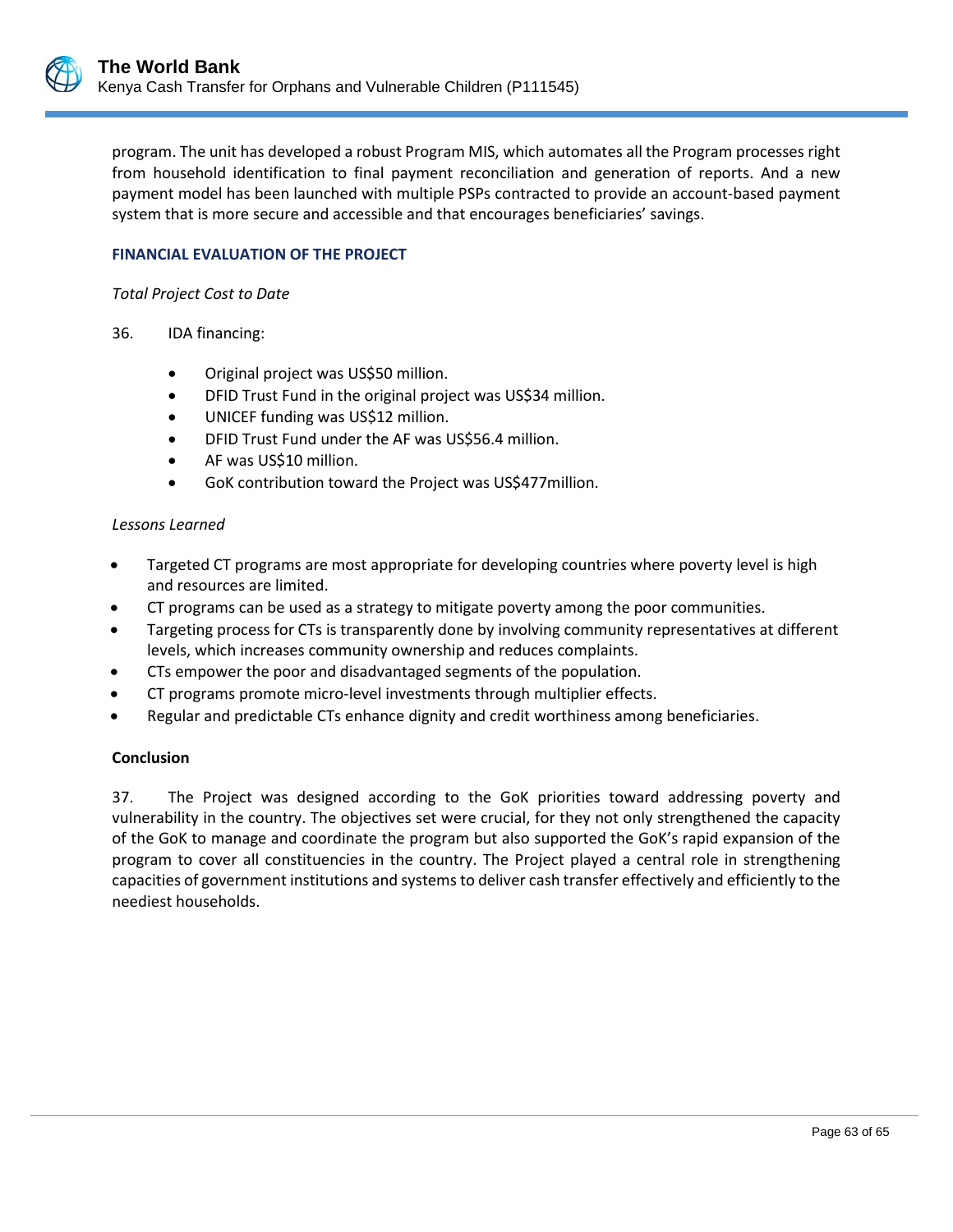program. The unit has developed a robust Program MIS, which automates all the Program processes right from household identification to final payment reconciliation and generation of reports. And a new payment model has been launched with multiple PSPs contracted to provide an account-based payment system that is more secure and accessible and that encourages beneficiaries' savings.

### FINANCIAL EVALUATION OF THE PROJECT

*Total Project Cost to Date*

36. IDA financing:

- Original project was US$50 million.
- DFID Trust Fund in the original project was US$34 million.
- UNICEF funding was US$12 million.
- DFID Trust Fund under the AF was US$56.4 million.
- AF was US$10 million.
- GoK contribution toward the Project was US$477million.

*Lessons Learned*

- Targeted CT programs are most appropriate for developing countries where poverty level is high and resources are limited.
- CT programs can be used as a strategy to mitigate poverty among the poor communities.
- Targeting process for CTs is transparently done by involving community representatives at different levels, which increases community ownership and reduces complaints.
- CTs empower the poor and disadvantaged segments of the population.
- CT programs promote micro-level investments through multiplier effects.
- Regular and predictable CTs enhance dignity and credit worthiness among beneficiaries.

**Conclusion**

37. The Project was designed according to the GoK priorities toward addressing poverty and vulnerability in the country. The objectives set were crucial, for they not only strengthened the capacity of the GoK to manage and coordinate the program but also supported the GoK's rapid expansion of the program to cover all constituencies in the country. The Project played a central role in strengthening capacities of government institutions and systems to deliver cash transfer effectively and efficiently to the neediest households.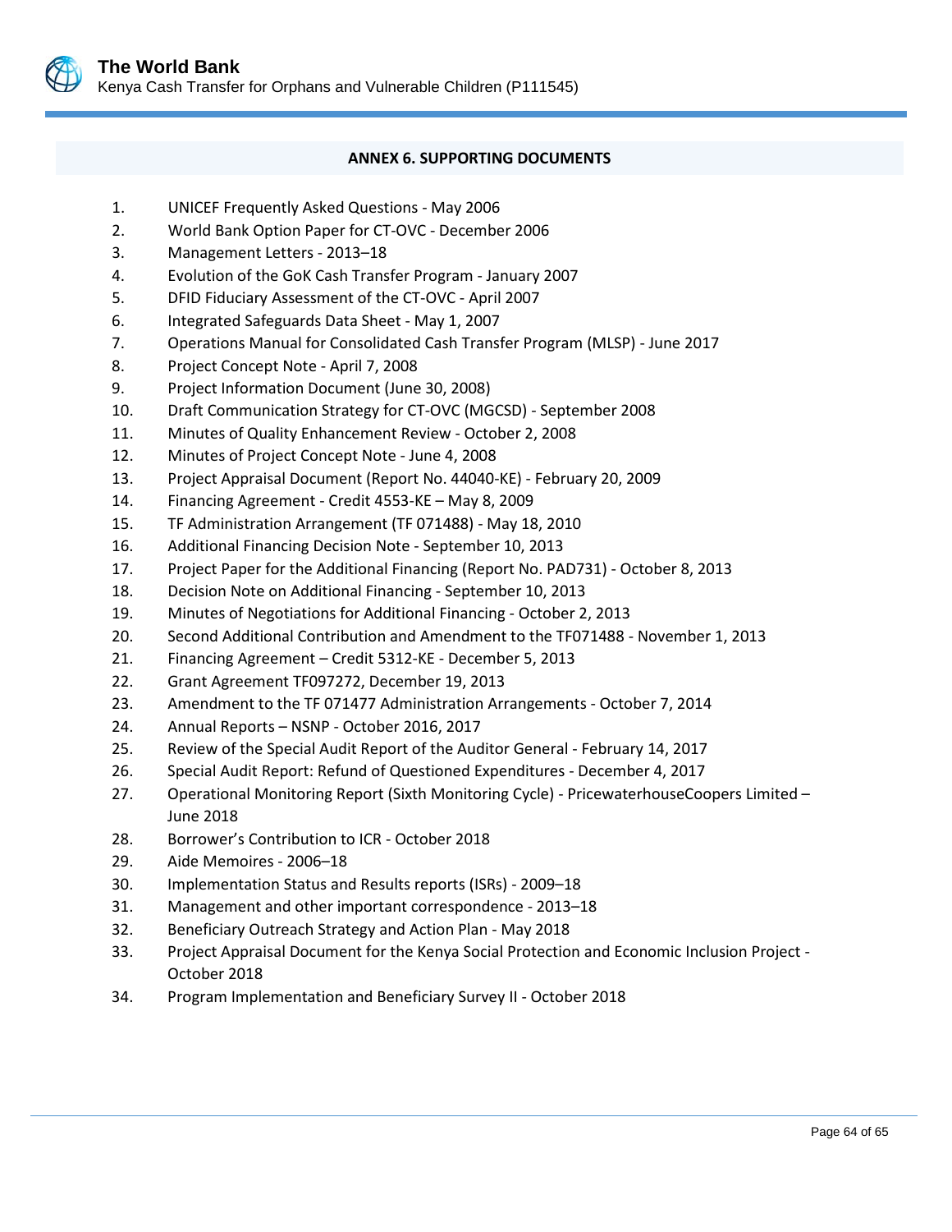## ANNEX 6. SUPPORTING DOCUMENTS

1. UNICEF Frequently Asked Questions - May 2006
2. World Bank Option Paper for CT-OVC - December 2006
3. Management Letters - 2013–18
4. Evolution of the GoK Cash Transfer Program - January 2007
5. DFID Fiduciary Assessment of the CT-OVC - April 2007
6. Integrated Safeguards Data Sheet - May 1, 2007
7. Operations Manual for Consolidated Cash Transfer Program (MLSP) - June 2017
8. Project Concept Note - April 7, 2008
9. Project Information Document (June 30, 2008)
10. Draft Communication Strategy for CT-OVC (MGCSD) - September 2008
11. Minutes of Quality Enhancement Review - October 2, 2008
12. Minutes of Project Concept Note - June 4, 2008
13. Project Appraisal Document (Report No. 44040-KE) - February 20, 2009
14. Financing Agreement - Credit 4553-KE – May 8, 2009
15. TF Administration Arrangement (TF 071488) - May 18, 2010
16. Additional Financing Decision Note - September 10, 2013
17. Project Paper for the Additional Financing (Report No. PAD731) - October 8, 2013
18. Decision Note on Additional Financing - September 10, 2013
19. Minutes of Negotiations for Additional Financing - October 2, 2013
20. Second Additional Contribution and Amendment to the TF071488 - November 1, 2013
21. Financing Agreement – Credit 5312-KE - December 5, 2013
22. Grant Agreement TF097272, December 19, 2013
23. Amendment to the TF 071477 Administration Arrangements - October 7, 2014
24. Annual Reports – NSNP - October 2016, 2017
25. Review of the Special Audit Report of the Auditor General - February 14, 2017
26. Special Audit Report: Refund of Questioned Expenditures - December 4, 2017
27. Operational Monitoring Report (Sixth Monitoring Cycle) - PricewaterhouseCoopers Limited – June 2018
28. Borrower's Contribution to ICR - October 2018
29. Aide Memoires - 2006–18
30. Implementation Status and Results reports (ISRs) - 2009–18
31. Management and other important correspondence - 2013–18
32. Beneficiary Outreach Strategy and Action Plan - May 2018
33. Project Appraisal Document for the Kenya Social Protection and Economic Inclusion Project - October 2018
34. Program Implementation and Beneficiary Survey II - October 2018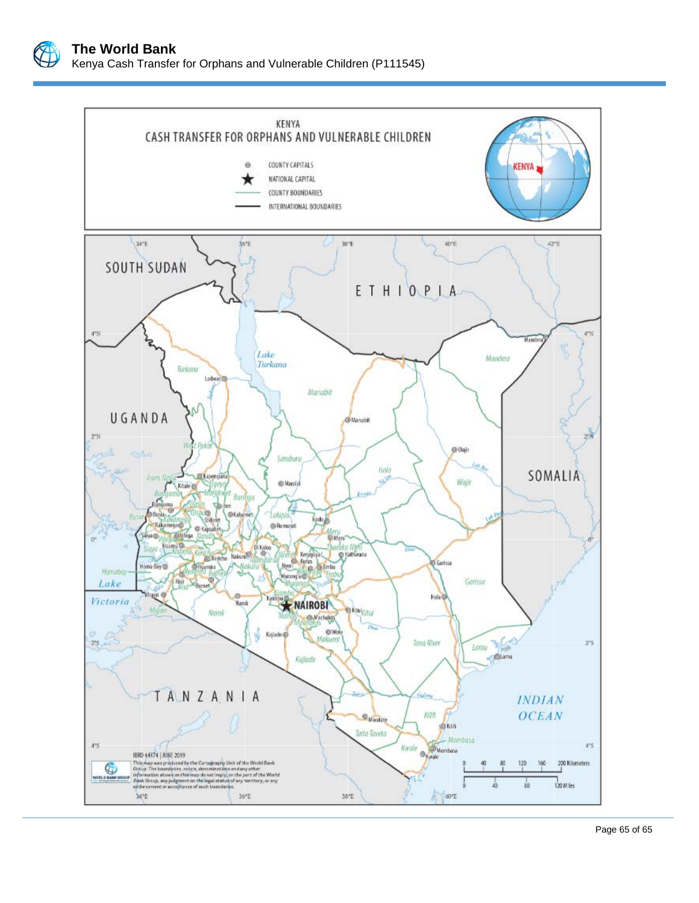KENYA

CASH TRANSFER FOR ORPHANS AND VULNERABLE CHILDREN

COUNTY CAPITALS

NATIONAL CAPITAL

COUNTY BOUNDARIES

INTERNATIONAL BOUNDARIES

KENYA

SOUTH SUDAN

ETHIOPIA

UGANDA

SOMALIA

TANZANIA

INDIAN OCEAN

Lake Victoria

Lake Turkana

NAIROBI

IBRD 44474 | JUNE 2019

This map was produced by the Cartography Unit of the World Bank Group. The boundaries, colors, denominations and any other information shown on this map do not imply, on the part of the World Bank Group, any judgment on the legal status of any territory, or any endorsement or acceptance of such boundaries.

0 40 80 120 160 200 Kilometers

0 40 80 120 Miles